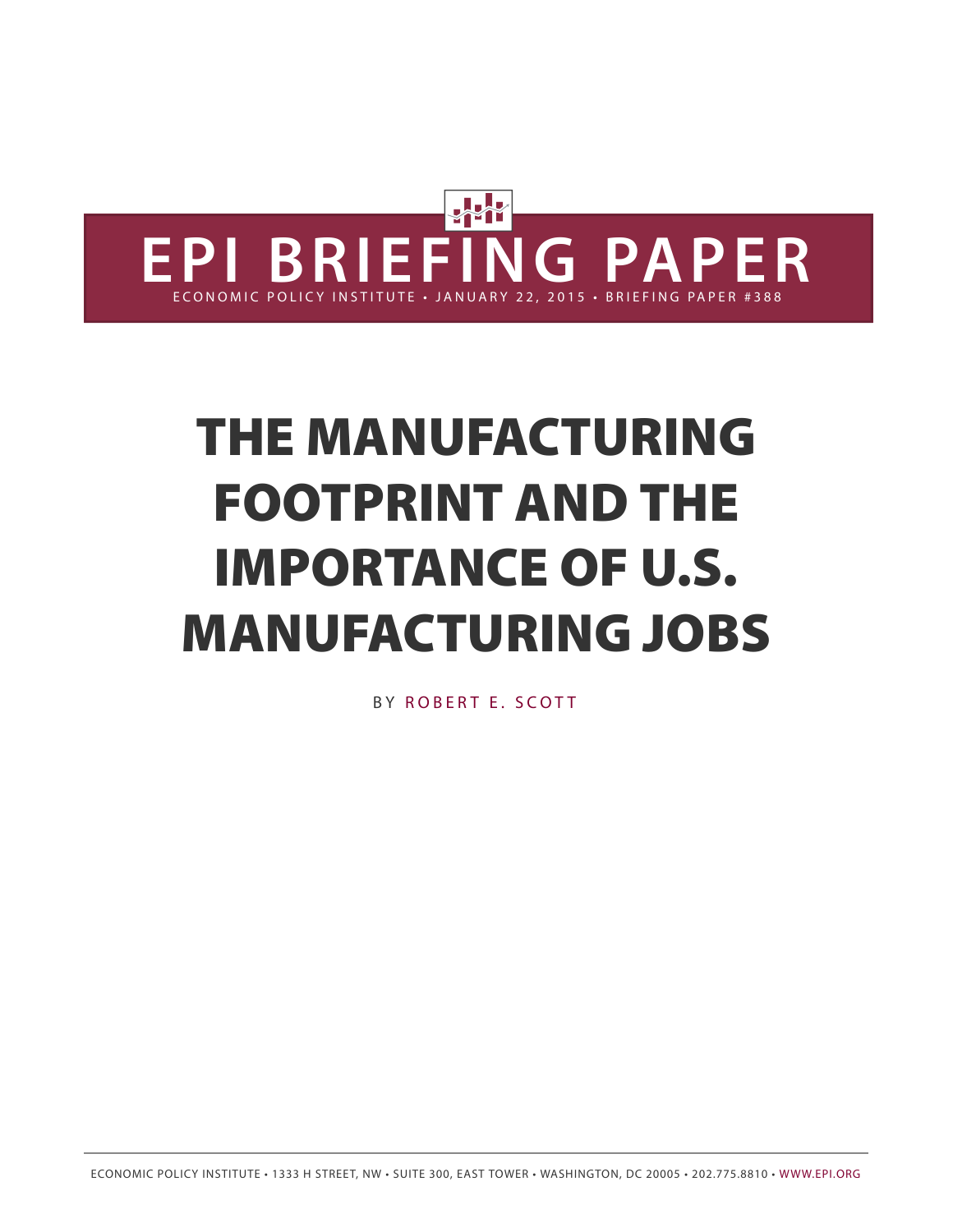# EPI BRIEFING PAPER

ECONOMIC POLICY INSTITUTE • JANUARY 22, 2015 • BRIEFING PAPER #388

# THE MANUFACTURING FOOTPRINT AND THE IMPORTANCE OF U.S. MANUFACTURING JOBS

BY ROBERT E. SCOTT

ECONOMIC POLICY INSTITUTE • 1333 H STREET, NW • SUITE 300, EAST TOWER • WASHINGTON, DC 20005 • 202.775.8810 • WWW.EPI.ORG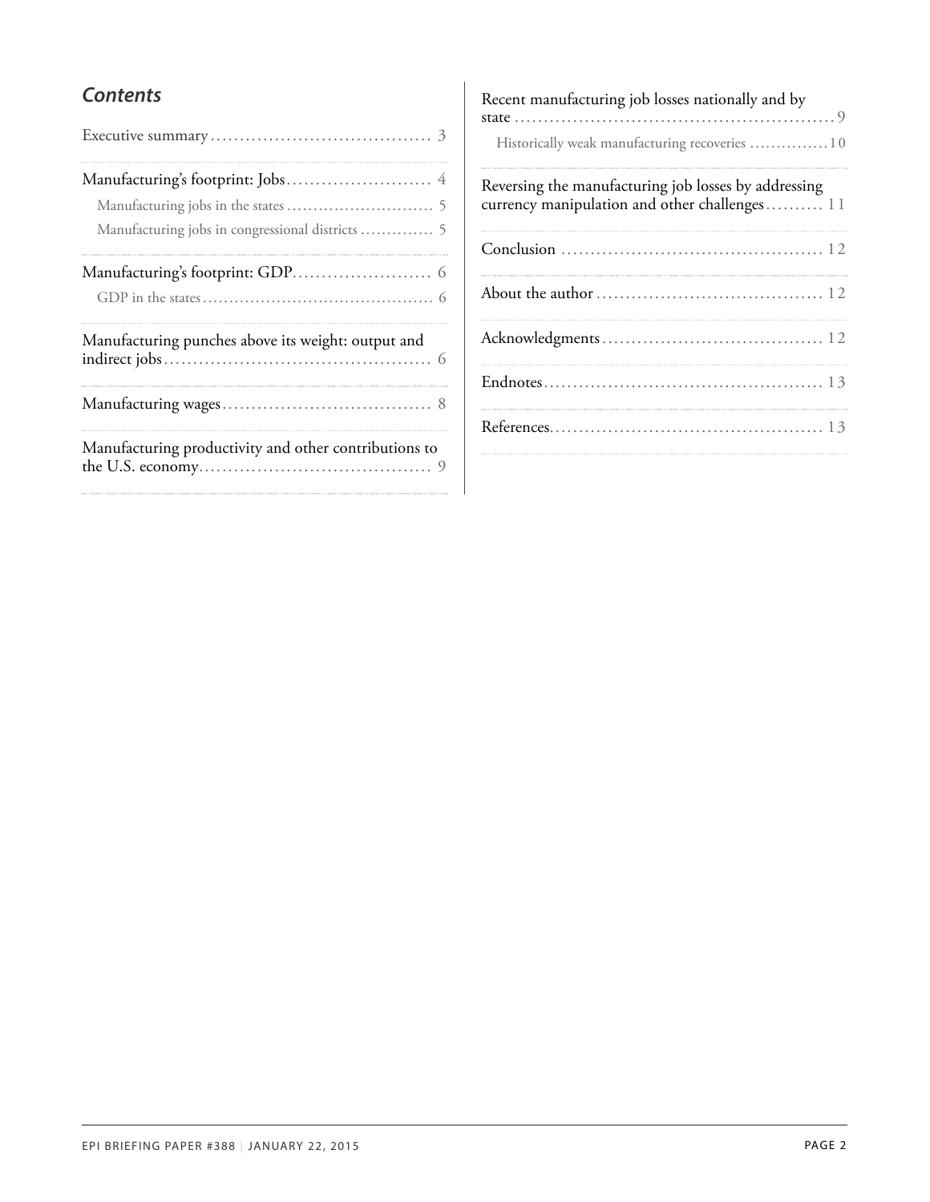## *Contents*

- Executive summary ..... 3
- Manufacturing's footprint: Jobs ..... 4
  - Manufacturing jobs in the states ..... 5
  - Manufacturing jobs in congressional districts ..... 5
- Manufacturing's footprint: GDP ..... 6
  - GDP in the states ..... 6
- Manufacturing punches above its weight: output and indirect jobs ..... 6
- Manufacturing wages ..... 8
- Manufacturing productivity and other contributions to the U.S. economy ..... 9
- Recent manufacturing job losses nationally and by state ..... 9
  - Historically weak manufacturing recoveries ..... 10
- Reversing the manufacturing job losses by addressing currency manipulation and other challenges ..... 11
- Conclusion ..... 12
- About the author ..... 12
- Acknowledgments ..... 12
- Endnotes ..... 13
- References ..... 13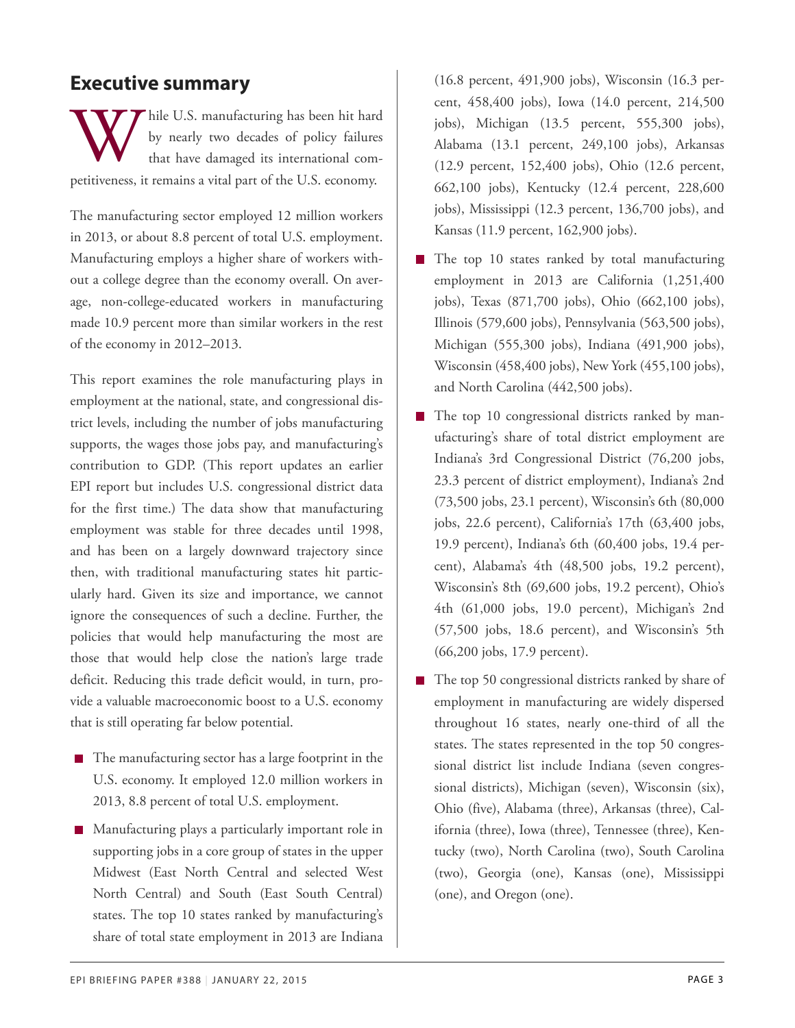## Executive summary

While U.S. manufacturing has been hit hard by nearly two decades of policy failures that have damaged its international competitiveness, it remains a vital part of the U.S. economy.

The manufacturing sector employed 12 million workers in 2013, or about 8.8 percent of total U.S. employment. Manufacturing employs a higher share of workers without a college degree than the economy overall. On average, non-college-educated workers in manufacturing made 10.9 percent more than similar workers in the rest of the economy in 2012–2013.

This report examines the role manufacturing plays in employment at the national, state, and congressional district levels, including the number of jobs manufacturing supports, the wages those jobs pay, and manufacturing's contribution to GDP. (This report updates an earlier EPI report but includes U.S. congressional district data for the first time.) The data show that manufacturing employment was stable for three decades until 1998, and has been on a largely downward trajectory since then, with traditional manufacturing states hit particularly hard. Given its size and importance, we cannot ignore the consequences of such a decline. Further, the policies that would help manufacturing the most are those that would help close the nation's large trade deficit. Reducing this trade deficit would, in turn, provide a valuable macroeconomic boost to a U.S. economy that is still operating far below potential.

- The manufacturing sector has a large footprint in the U.S. economy. It employed 12.0 million workers in 2013, 8.8 percent of total U.S. employment.
- Manufacturing plays a particularly important role in supporting jobs in a core group of states in the upper Midwest (East North Central and selected West North Central) and South (East South Central) states. The top 10 states ranked by manufacturing's share of total state employment in 2013 are Indiana (16.8 percent, 491,900 jobs), Wisconsin (16.3 percent, 458,400 jobs), Iowa (14.0 percent, 214,500 jobs), Michigan (13.5 percent, 555,300 jobs), Alabama (13.1 percent, 249,100 jobs), Arkansas (12.9 percent, 152,400 jobs), Ohio (12.6 percent, 662,100 jobs), Kentucky (12.4 percent, 228,600 jobs), Mississippi (12.3 percent, 136,700 jobs), and Kansas (11.9 percent, 162,900 jobs).
- The top 10 states ranked by total manufacturing employment in 2013 are California (1,251,400 jobs), Texas (871,700 jobs), Ohio (662,100 jobs), Illinois (579,600 jobs), Pennsylvania (563,500 jobs), Michigan (555,300 jobs), Indiana (491,900 jobs), Wisconsin (458,400 jobs), New York (455,100 jobs), and North Carolina (442,500 jobs).
- The top 10 congressional districts ranked by manufacturing's share of total district employment are Indiana's 3rd Congressional District (76,200 jobs, 23.3 percent of district employment), Indiana's 2nd (73,500 jobs, 23.1 percent), Wisconsin's 6th (80,000 jobs, 22.6 percent), California's 17th (63,400 jobs, 19.9 percent), Indiana's 6th (60,400 jobs, 19.4 percent), Alabama's 4th (48,500 jobs, 19.2 percent), Wisconsin's 8th (69,600 jobs, 19.2 percent), Ohio's 4th (61,000 jobs, 19.0 percent), Michigan's 2nd (57,500 jobs, 18.6 percent), and Wisconsin's 5th (66,200 jobs, 17.9 percent).
- The top 50 congressional districts ranked by share of employment in manufacturing are widely dispersed throughout 16 states, nearly one-third of all the states. The states represented in the top 50 congressional district list include Indiana (seven congressional districts), Michigan (seven), Wisconsin (six), Ohio (five), Alabama (three), Arkansas (three), California (three), Iowa (three), Tennessee (three), Kentucky (two), North Carolina (two), South Carolina (two), Georgia (one), Kansas (one), Mississippi (one), and Oregon (one).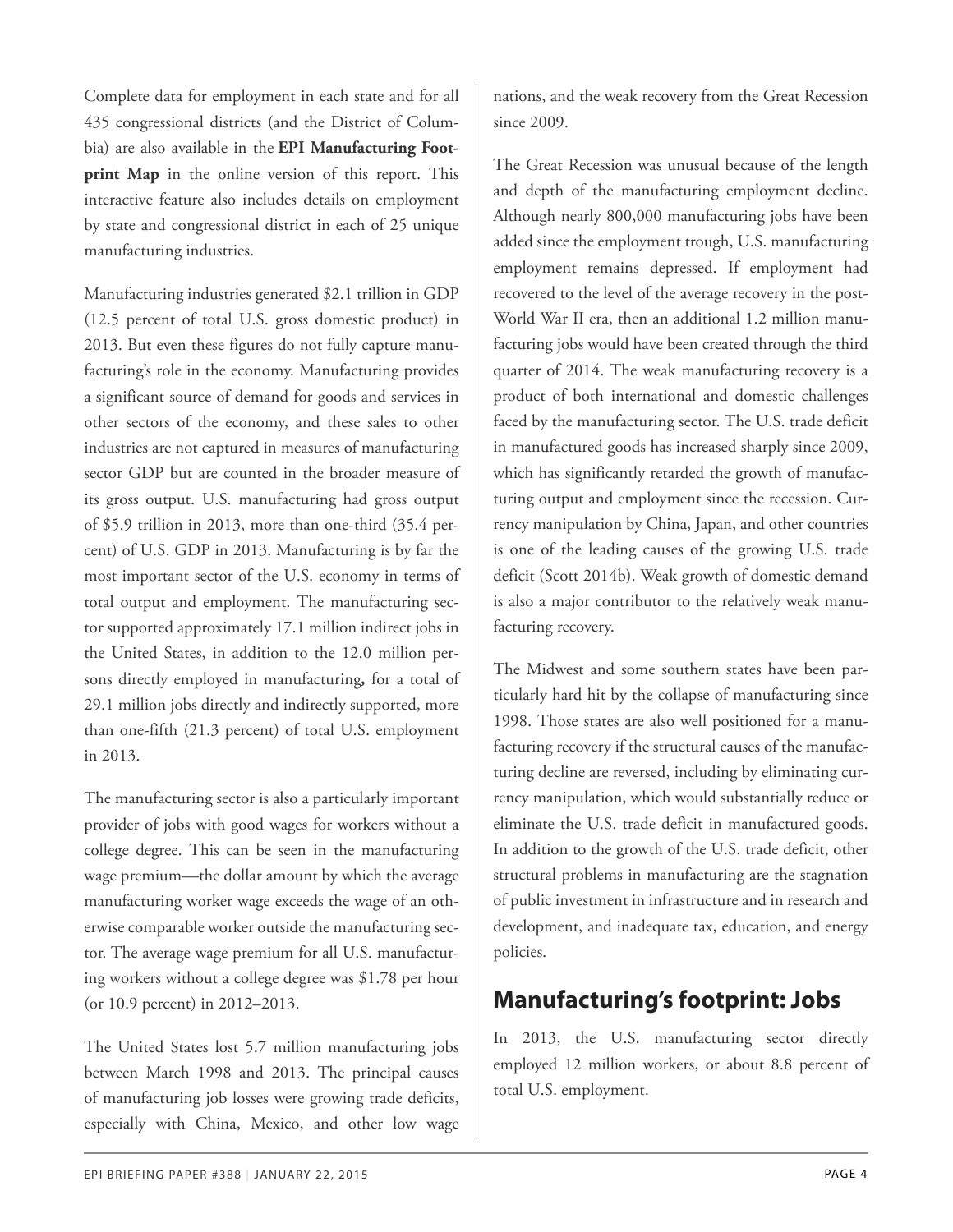Complete data for employment in each state and for all 435 congressional districts (and the District of Columbia) are also available in the **EPI Manufacturing Footprint Map** in the online version of this report. This interactive feature also includes details on employment by state and congressional district in each of 25 unique manufacturing industries.

Manufacturing industries generated $2.1 trillion in GDP (12.5 percent of total U.S. gross domestic product) in 2013. But even these figures do not fully capture manufacturing's role in the economy. Manufacturing provides a significant source of demand for goods and services in other sectors of the economy, and these sales to other industries are not captured in measures of manufacturing sector GDP but are counted in the broader measure of its gross output. U.S. manufacturing had gross output of $5.9 trillion in 2013, more than one-third (35.4 percent) of U.S. GDP in 2013. Manufacturing is by far the most important sector of the U.S. economy in terms of total output and employment. The manufacturing sector supported approximately 17.1 million indirect jobs in the United States, in addition to the 12.0 million persons directly employed in manufacturing**,** for a total of 29.1 million jobs directly and indirectly supported, more than one-fifth (21.3 percent) of total U.S. employment in 2013.

The manufacturing sector is also a particularly important provider of jobs with good wages for workers without a college degree. This can be seen in the manufacturing wage premium—the dollar amount by which the average manufacturing worker wage exceeds the wage of an otherwise comparable worker outside the manufacturing sector. The average wage premium for all U.S. manufacturing workers without a college degree was $1.78 per hour (or 10.9 percent) in 2012–2013.

The United States lost 5.7 million manufacturing jobs between March 1998 and 2013. The principal causes of manufacturing job losses were growing trade deficits, especially with China, Mexico, and other low wage nations, and the weak recovery from the Great Recession since 2009.

The Great Recession was unusual because of the length and depth of the manufacturing employment decline. Although nearly 800,000 manufacturing jobs have been added since the employment trough, U.S. manufacturing employment remains depressed. If employment had recovered to the level of the average recovery in the post-World War II era, then an additional 1.2 million manufacturing jobs would have been created through the third quarter of 2014. The weak manufacturing recovery is a product of both international and domestic challenges faced by the manufacturing sector. The U.S. trade deficit in manufactured goods has increased sharply since 2009, which has significantly retarded the growth of manufacturing output and employment since the recession. Currency manipulation by China, Japan, and other countries is one of the leading causes of the growing U.S. trade deficit (Scott 2014b). Weak growth of domestic demand is also a major contributor to the relatively weak manufacturing recovery.

The Midwest and some southern states have been particularly hard hit by the collapse of manufacturing since 1998. Those states are also well positioned for a manufacturing recovery if the structural causes of the manufacturing decline are reversed, including by eliminating currency manipulation, which would substantially reduce or eliminate the U.S. trade deficit in manufactured goods. In addition to the growth of the U.S. trade deficit, other structural problems in manufacturing are the stagnation of public investment in infrastructure and in research and development, and inadequate tax, education, and energy policies.

## Manufacturing's footprint: Jobs

In 2013, the U.S. manufacturing sector directly employed 12 million workers, or about 8.8 percent of total U.S. employment.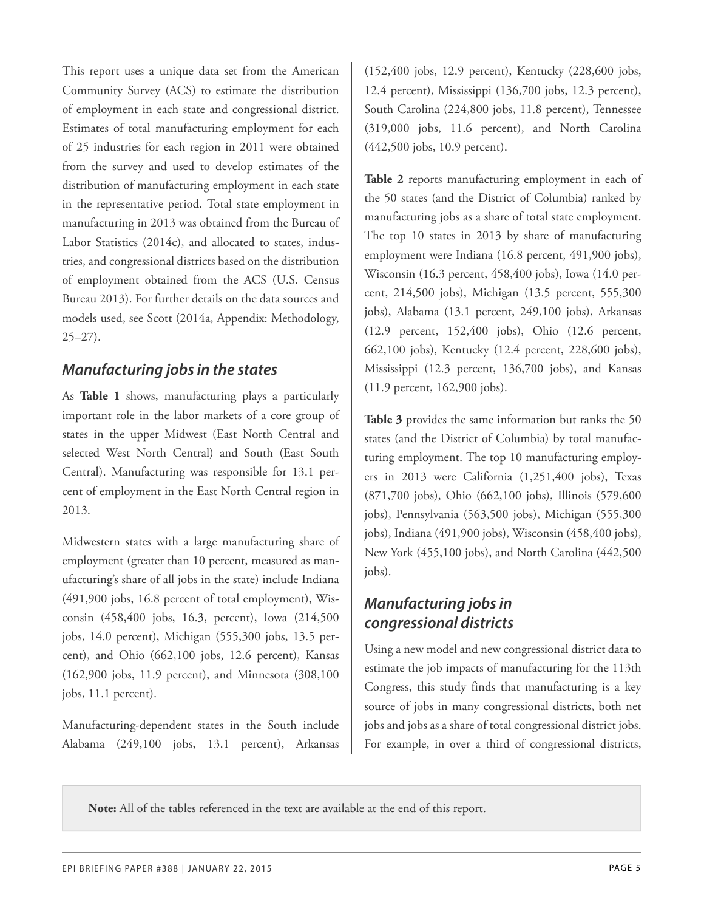This report uses a unique data set from the American Community Survey (ACS) to estimate the distribution of employment in each state and congressional district. Estimates of total manufacturing employment for each of 25 industries for each region in 2011 were obtained from the survey and used to develop estimates of the distribution of manufacturing employment in each state in the representative period. Total state employment in manufacturing in 2013 was obtained from the Bureau of Labor Statistics (2014c), and allocated to states, industries, and congressional districts based on the distribution of employment obtained from the ACS (U.S. Census Bureau 2013). For further details on the data sources and models used, see Scott (2014a, Appendix: Methodology, 25–27).

## *Manufacturing jobs in the states*

As **Table 1** shows, manufacturing plays a particularly important role in the labor markets of a core group of states in the upper Midwest (East North Central and selected West North Central) and South (East South Central). Manufacturing was responsible for 13.1 percent of employment in the East North Central region in 2013.

Midwestern states with a large manufacturing share of employment (greater than 10 percent, measured as manufacturing's share of all jobs in the state) include Indiana (491,900 jobs, 16.8 percent of total employment), Wisconsin (458,400 jobs, 16.3, percent), Iowa (214,500 jobs, 14.0 percent), Michigan (555,300 jobs, 13.5 percent), and Ohio (662,100 jobs, 12.6 percent), Kansas (162,900 jobs, 11.9 percent), and Minnesota (308,100 jobs, 11.1 percent).

Manufacturing-dependent states in the South include Alabama (249,100 jobs, 13.1 percent), Arkansas (152,400 jobs, 12.9 percent), Kentucky (228,600 jobs, 12.4 percent), Mississippi (136,700 jobs, 12.3 percent), South Carolina (224,800 jobs, 11.8 percent), Tennessee (319,000 jobs, 11.6 percent), and North Carolina (442,500 jobs, 10.9 percent).

**Table 2** reports manufacturing employment in each of the 50 states (and the District of Columbia) ranked by manufacturing jobs as a share of total state employment. The top 10 states in 2013 by share of manufacturing employment were Indiana (16.8 percent, 491,900 jobs), Wisconsin (16.3 percent, 458,400 jobs), Iowa (14.0 percent, 214,500 jobs), Michigan (13.5 percent, 555,300 jobs), Alabama (13.1 percent, 249,100 jobs), Arkansas (12.9 percent, 152,400 jobs), Ohio (12.6 percent, 662,100 jobs), Kentucky (12.4 percent, 228,600 jobs), Mississippi (12.3 percent, 136,700 jobs), and Kansas (11.9 percent, 162,900 jobs).

**Table 3** provides the same information but ranks the 50 states (and the District of Columbia) by total manufacturing employment. The top 10 manufacturing employers in 2013 were California (1,251,400 jobs), Texas (871,700 jobs), Ohio (662,100 jobs), Illinois (579,600 jobs), Pennsylvania (563,500 jobs), Michigan (555,300 jobs), Indiana (491,900 jobs), Wisconsin (458,400 jobs), New York (455,100 jobs), and North Carolina (442,500 jobs).

## *Manufacturing jobs in congressional districts*

Using a new model and new congressional district data to estimate the job impacts of manufacturing for the 113th Congress, this study finds that manufacturing is a key source of jobs in many congressional districts, both net jobs and jobs as a share of total congressional district jobs. For example, in over a third of congressional districts,

**Note:** All of the tables referenced in the text are available at the end of this report.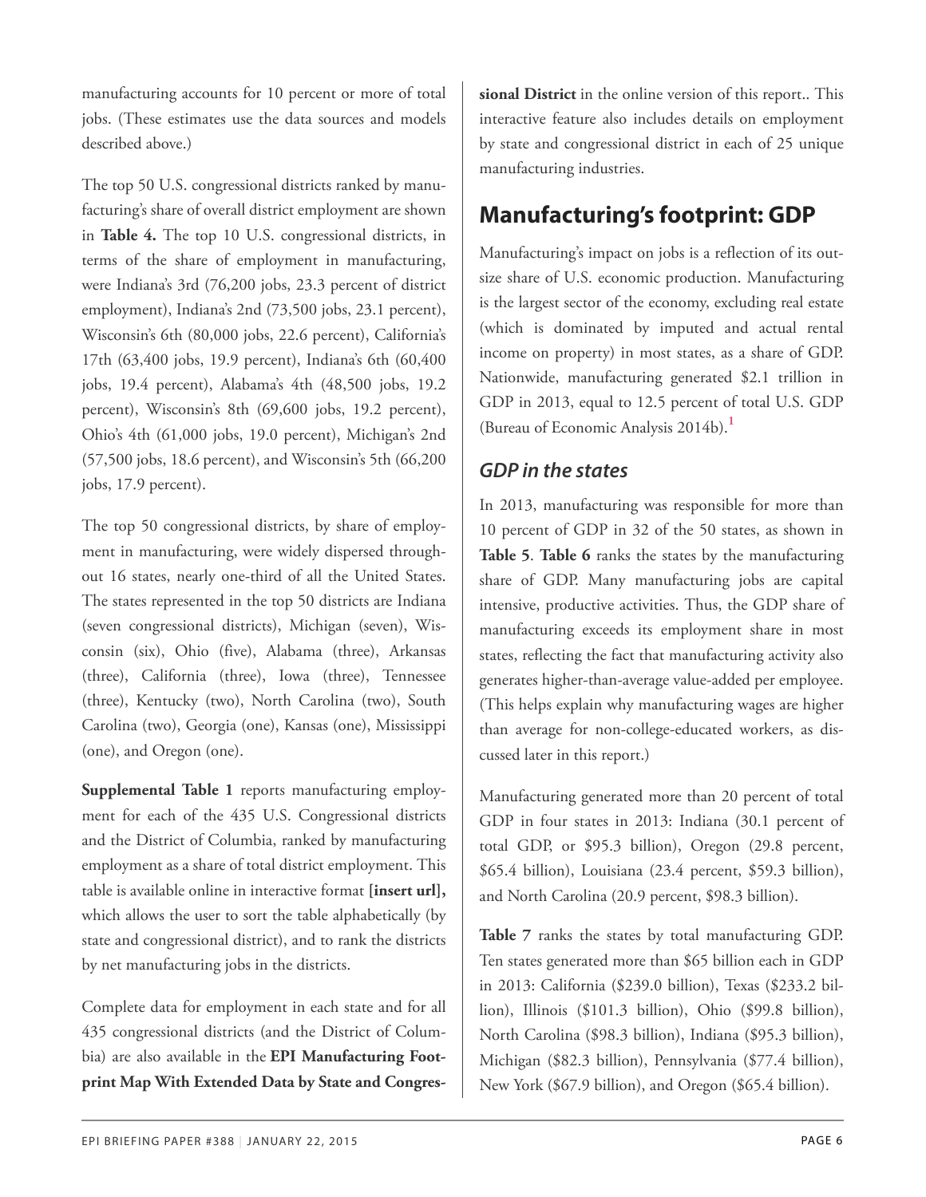manufacturing accounts for 10 percent or more of total jobs. (These estimates use the data sources and models described above.)

The top 50 U.S. congressional districts ranked by manufacturing's share of overall district employment are shown in **Table 4.** The top 10 U.S. congressional districts, in terms of the share of employment in manufacturing, were Indiana's 3rd (76,200 jobs, 23.3 percent of district employment), Indiana's 2nd (73,500 jobs, 23.1 percent), Wisconsin's 6th (80,000 jobs, 22.6 percent), California's 17th (63,400 jobs, 19.9 percent), Indiana's 6th (60,400 jobs, 19.4 percent), Alabama's 4th (48,500 jobs, 19.2 percent), Wisconsin's 8th (69,600 jobs, 19.2 percent), Ohio's 4th (61,000 jobs, 19.0 percent), Michigan's 2nd (57,500 jobs, 18.6 percent), and Wisconsin's 5th (66,200 jobs, 17.9 percent).

The top 50 congressional districts, by share of employment in manufacturing, were widely dispersed throughout 16 states, nearly one-third of all the United States. The states represented in the top 50 districts are Indiana (seven congressional districts), Michigan (seven), Wisconsin (six), Ohio (five), Alabama (three), Arkansas (three), California (three), Iowa (three), Tennessee (three), Kentucky (two), North Carolina (two), South Carolina (two), Georgia (one), Kansas (one), Mississippi (one), and Oregon (one).

**Supplemental Table 1** reports manufacturing employment for each of the 435 U.S. Congressional districts and the District of Columbia, ranked by manufacturing employment as a share of total district employment. This table is available online in interactive format **[insert url],** which allows the user to sort the table alphabetically (by state and congressional district), and to rank the districts by net manufacturing jobs in the districts.

Complete data for employment in each state and for all 435 congressional districts (and the District of Columbia) are also available in the **EPI Manufacturing Footprint Map With Extended Data by State and Congressional District** in the online version of this report.. This interactive feature also includes details on employment by state and congressional district in each of 25 unique manufacturing industries.

## Manufacturing's footprint: GDP

Manufacturing's impact on jobs is a reflection of its outsize share of U.S. economic production. Manufacturing is the largest sector of the economy, excluding real estate (which is dominated by imputed and actual rental income on property) in most states, as a share of GDP. Nationwide, manufacturing generated $2.1 trillion in GDP in 2013, equal to 12.5 percent of total U.S. GDP (Bureau of Economic Analysis 2014b).[1]

### *GDP in the states*

In 2013, manufacturing was responsible for more than 10 percent of GDP in 32 of the 50 states, as shown in **Table 5**. **Table 6** ranks the states by the manufacturing share of GDP. Many manufacturing jobs are capital intensive, productive activities. Thus, the GDP share of manufacturing exceeds its employment share in most states, reflecting the fact that manufacturing activity also generates higher-than-average value-added per employee. (This helps explain why manufacturing wages are higher than average for non-college-educated workers, as discussed later in this report.)

Manufacturing generated more than 20 percent of total GDP in four states in 2013: Indiana (30.1 percent of total GDP, or $95.3 billion), Oregon (29.8 percent, $65.4 billion), Louisiana (23.4 percent, $59.3 billion), and North Carolina (20.9 percent, $98.3 billion).

**Table 7** ranks the states by total manufacturing GDP. Ten states generated more than $65 billion each in GDP in 2013: California ($239.0 billion), Texas ($233.2 billion), Illinois ($101.3 billion), Ohio ($99.8 billion), North Carolina ($98.3 billion), Indiana ($95.3 billion), Michigan ($82.3 billion), Pennsylvania ($77.4 billion), New York ($67.9 billion), and Oregon ($65.4 billion).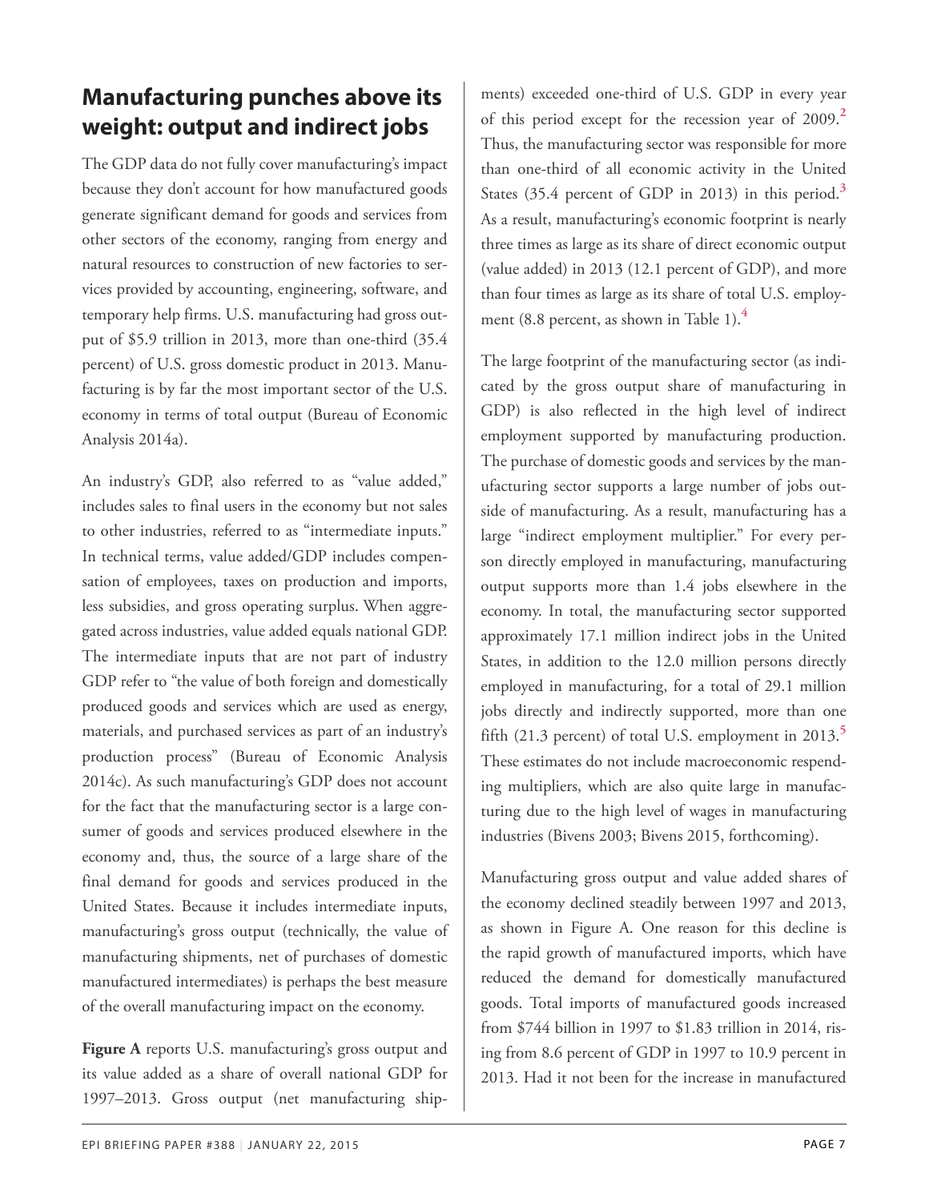## Manufacturing punches above its weight: output and indirect jobs

The GDP data do not fully cover manufacturing's impact because they don't account for how manufactured goods generate significant demand for goods and services from other sectors of the economy, ranging from energy and natural resources to construction of new factories to services provided by accounting, engineering, software, and temporary help firms. U.S. manufacturing had gross output of $5.9 trillion in 2013, more than one-third (35.4 percent) of U.S. gross domestic product in 2013. Manufacturing is by far the most important sector of the U.S. economy in terms of total output (Bureau of Economic Analysis 2014a).

An industry's GDP, also referred to as "value added," includes sales to final users in the economy but not sales to other industries, referred to as "intermediate inputs." In technical terms, value added/GDP includes compensation of employees, taxes on production and imports, less subsidies, and gross operating surplus. When aggregated across industries, value added equals national GDP. The intermediate inputs that are not part of industry GDP refer to "the value of both foreign and domestically produced goods and services which are used as energy, materials, and purchased services as part of an industry's production process" (Bureau of Economic Analysis 2014c). As such manufacturing's GDP does not account for the fact that the manufacturing sector is a large consumer of goods and services produced elsewhere in the economy and, thus, the source of a large share of the final demand for goods and services produced in the United States. Because it includes intermediate inputs, manufacturing's gross output (technically, the value of manufacturing shipments, net of purchases of domestic manufactured intermediates) is perhaps the best measure of the overall manufacturing impact on the economy.

**Figure A** reports U.S. manufacturing's gross output and its value added as a share of overall national GDP for 1997–2013. Gross output (net manufacturing shipments) exceeded one-third of U.S. GDP in every year of this period except for the recession year of 2009.[2] Thus, the manufacturing sector was responsible for more than one-third of all economic activity in the United States (35.4 percent of GDP in 2013) in this period.[3] As a result, manufacturing's economic footprint is nearly three times as large as its share of direct economic output (value added) in 2013 (12.1 percent of GDP), and more than four times as large as its share of total U.S. employment (8.8 percent, as shown in Table 1).[4]

The large footprint of the manufacturing sector (as indicated by the gross output share of manufacturing in GDP) is also reflected in the high level of indirect employment supported by manufacturing production. The purchase of domestic goods and services by the manufacturing sector supports a large number of jobs outside of manufacturing. As a result, manufacturing has a large "indirect employment multiplier." For every person directly employed in manufacturing, manufacturing output supports more than 1.4 jobs elsewhere in the economy. In total, the manufacturing sector supported approximately 17.1 million indirect jobs in the United States, in addition to the 12.0 million persons directly employed in manufacturing, for a total of 29.1 million jobs directly and indirectly supported, more than one fifth (21.3 percent) of total U.S. employment in 2013.[5] These estimates do not include macroeconomic respending multipliers, which are also quite large in manufacturing due to the high level of wages in manufacturing industries (Bivens 2003; Bivens 2015, forthcoming).

Manufacturing gross output and value added shares of the economy declined steadily between 1997 and 2013, as shown in Figure A. One reason for this decline is the rapid growth of manufactured imports, which have reduced the demand for domestically manufactured goods. Total imports of manufactured goods increased from $744 billion in 1997 to $1.83 trillion in 2014, rising from 8.6 percent of GDP in 1997 to 10.9 percent in 2013. Had it not been for the increase in manufactured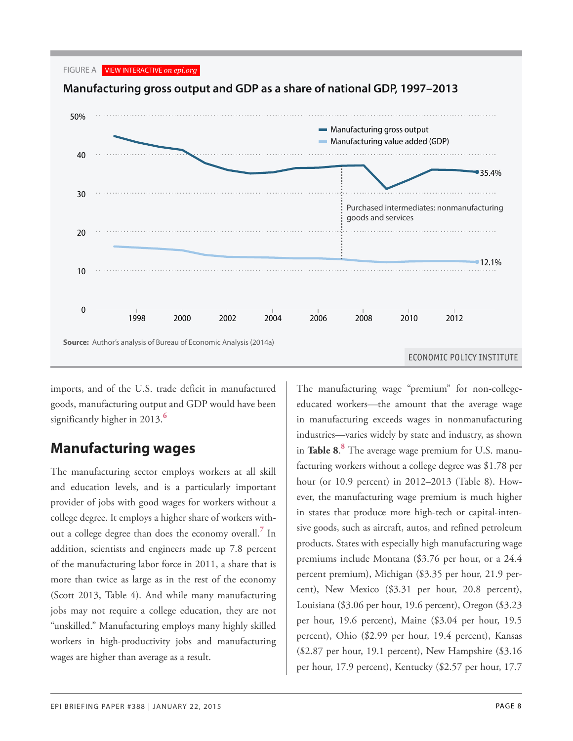FIGURE A VIEW INTERACTIVE *on epi.org*

**Manufacturing gross output and GDP as a share of national GDP, 1997–2013**

**Source:** Author's analysis of Bureau of Economic Analysis (2014a)

imports, and of the U.S. trade deficit in manufactured goods, manufacturing output and GDP would have been significantly higher in 2013.[6]

## Manufacturing wages

The manufacturing sector employs workers at all skill and education levels, and is a particularly important provider of jobs with good wages for workers without a college degree. It employs a higher share of workers without a college degree than does the economy overall.[7] In addition, scientists and engineers made up 7.8 percent of the manufacturing labor force in 2011, a share that is more than twice as large as in the rest of the economy (Scott 2013, Table 4). And while many manufacturing jobs may not require a college education, they are not "unskilled." Manufacturing employs many highly skilled workers in high-productivity jobs and manufacturing wages are higher than average as a result.

The manufacturing wage "premium" for non-college-educated workers—the amount that the average wage in manufacturing exceeds wages in nonmanufacturing industries—varies widely by state and industry, as shown in **Table 8**.[8] The average wage premium for U.S. manufacturing workers without a college degree was $1.78 per hour (or 10.9 percent) in 2012–2013 (Table 8). However, the manufacturing wage premium is much higher in states that produce more high-tech or capital-intensive goods, such as aircraft, autos, and refined petroleum products. States with especially high manufacturing wage premiums include Montana ($3.76 per hour, or a 24.4 percent premium), Michigan ($3.35 per hour, 21.9 percent), New Mexico ($3.31 per hour, 20.8 percent), Louisiana ($3.06 per hour, 19.6 percent), Oregon ($3.23 per hour, 19.6 percent), Maine ($3.04 per hour, 19.5 percent), Ohio ($2.99 per hour, 19.4 percent), Kansas ($2.87 per hour, 19.1 percent), New Hampshire ($3.16 per hour, 17.9 percent), Kentucky ($2.57 per hour, 17.7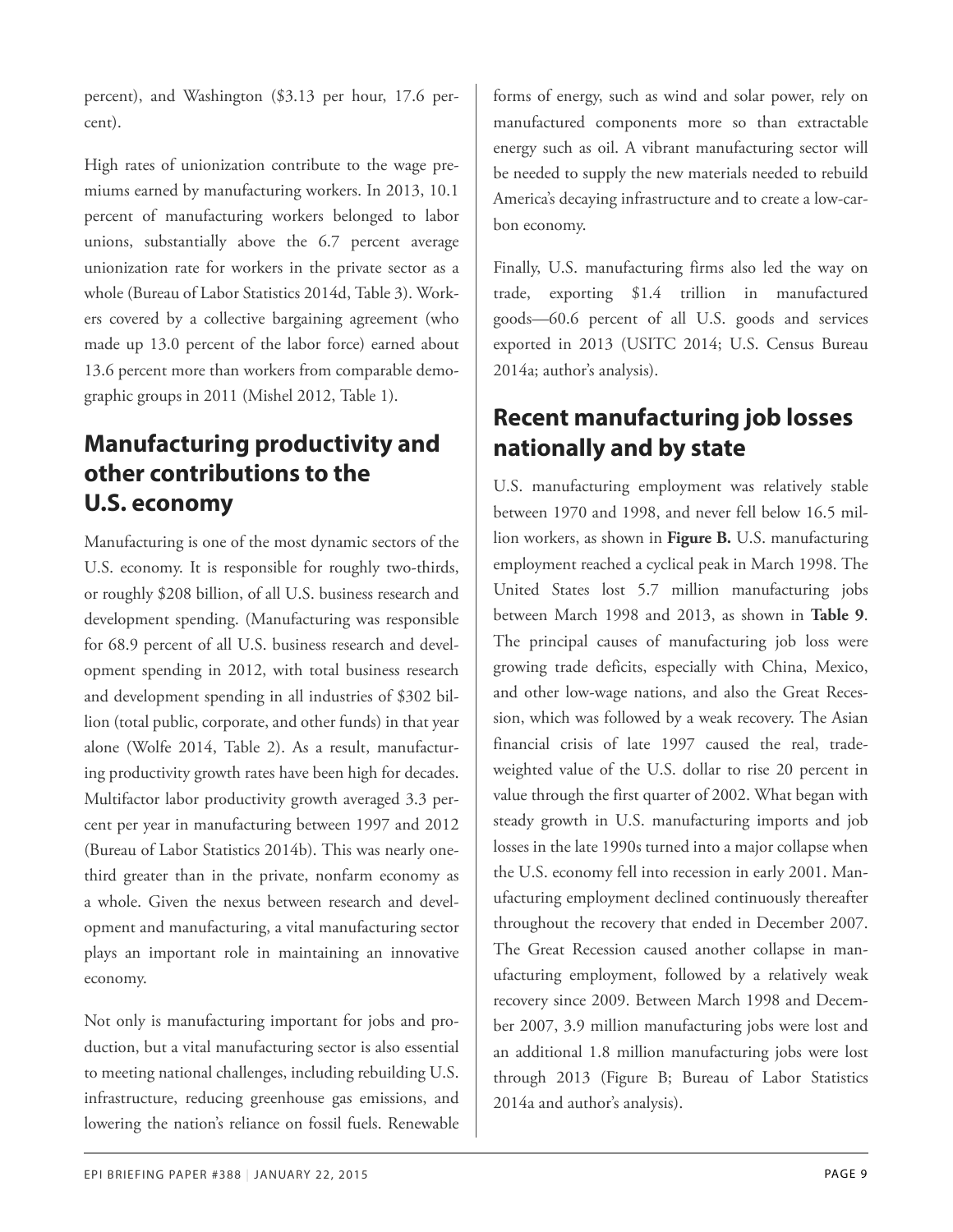percent), and Washington ($3.13 per hour, 17.6 percent).

High rates of unionization contribute to the wage premiums earned by manufacturing workers. In 2013, 10.1 percent of manufacturing workers belonged to labor unions, substantially above the 6.7 percent average unionization rate for workers in the private sector as a whole (Bureau of Labor Statistics 2014d, Table 3). Workers covered by a collective bargaining agreement (who made up 13.0 percent of the labor force) earned about 13.6 percent more than workers from comparable demographic groups in 2011 (Mishel 2012, Table 1).

## Manufacturing productivity and other contributions to the U.S. economy

Manufacturing is one of the most dynamic sectors of the U.S. economy. It is responsible for roughly two-thirds, or roughly $208 billion, of all U.S. business research and development spending. (Manufacturing was responsible for 68.9 percent of all U.S. business research and development spending in 2012, with total business research and development spending in all industries of $302 billion (total public, corporate, and other funds) in that year alone (Wolfe 2014, Table 2). As a result, manufacturing productivity growth rates have been high for decades. Multifactor labor productivity growth averaged 3.3 percent per year in manufacturing between 1997 and 2012 (Bureau of Labor Statistics 2014b). This was nearly one-third greater than in the private, nonfarm economy as a whole. Given the nexus between research and development and manufacturing, a vital manufacturing sector plays an important role in maintaining an innovative economy.

Not only is manufacturing important for jobs and production, but a vital manufacturing sector is also essential to meeting national challenges, including rebuilding U.S. infrastructure, reducing greenhouse gas emissions, and lowering the nation's reliance on fossil fuels. Renewable forms of energy, such as wind and solar power, rely on manufactured components more so than extractable energy such as oil. A vibrant manufacturing sector will be needed to supply the new materials needed to rebuild America's decaying infrastructure and to create a low-carbon economy.

Finally, U.S. manufacturing firms also led the way on trade, exporting $1.4 trillion in manufactured goods—60.6 percent of all U.S. goods and services exported in 2013 (USITC 2014; U.S. Census Bureau 2014a; author's analysis).

## Recent manufacturing job losses nationally and by state

U.S. manufacturing employment was relatively stable between 1970 and 1998, and never fell below 16.5 million workers, as shown in **Figure B.** U.S. manufacturing employment reached a cyclical peak in March 1998. The United States lost 5.7 million manufacturing jobs between March 1998 and 2013, as shown in **Table 9**. The principal causes of manufacturing job loss were growing trade deficits, especially with China, Mexico, and other low-wage nations, and also the Great Recession, which was followed by a weak recovery. The Asian financial crisis of late 1997 caused the real, trade-weighted value of the U.S. dollar to rise 20 percent in value through the first quarter of 2002. What began with steady growth in U.S. manufacturing imports and job losses in the late 1990s turned into a major collapse when the U.S. economy fell into recession in early 2001. Manufacturing employment declined continuously thereafter throughout the recovery that ended in December 2007. The Great Recession caused another collapse in manufacturing employment, followed by a relatively weak recovery since 2009. Between March 1998 and December 2007, 3.9 million manufacturing jobs were lost and an additional 1.8 million manufacturing jobs were lost through 2013 (Figure B; Bureau of Labor Statistics 2014a and author's analysis).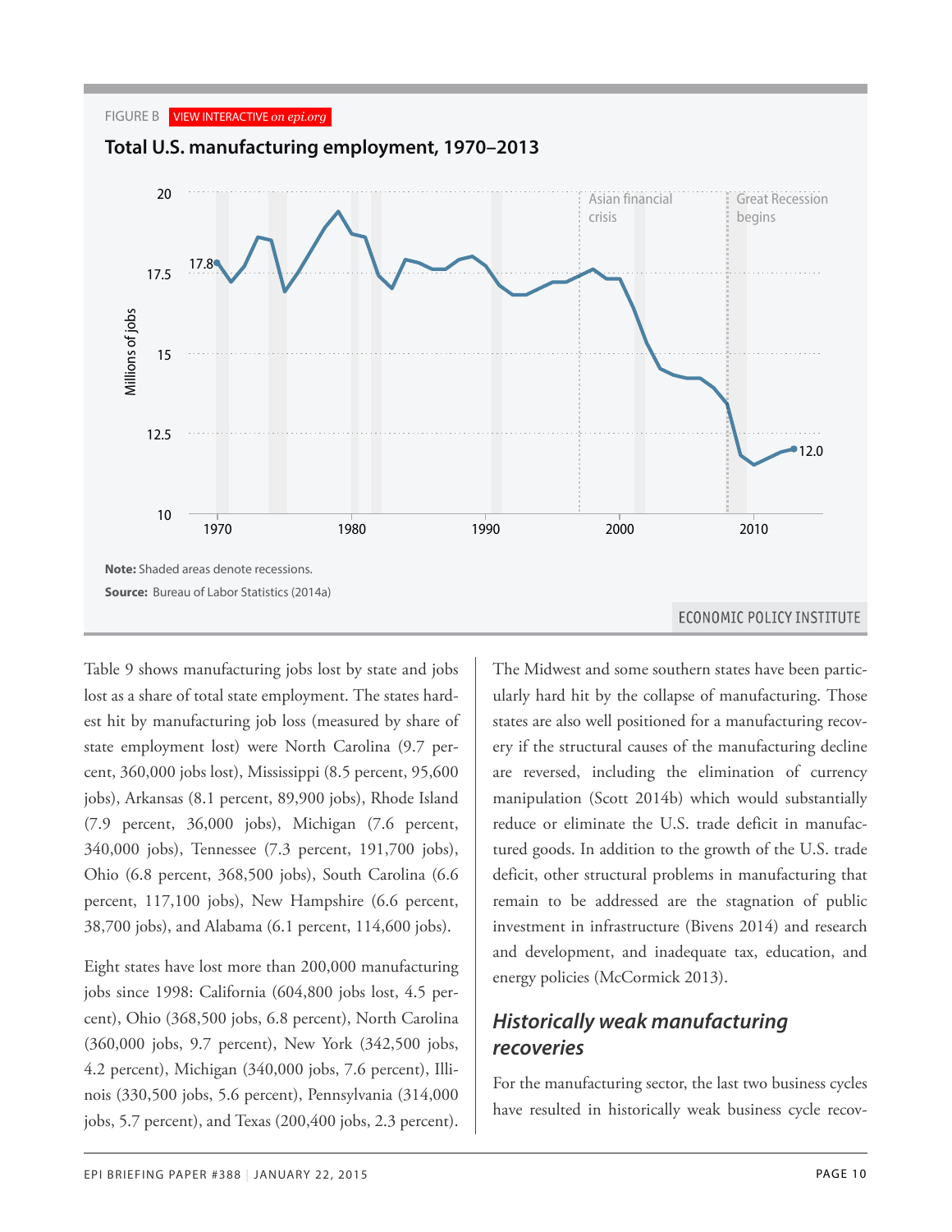FIGURE B VIEW INTERACTIVE *on epi.org*

**Total U.S. manufacturing employment, 1970–2013**

**Note:** Shaded areas denote recessions.

**Source:** Bureau of Labor Statistics (2014a)

ECONOMIC POLICY INSTITUTE

Table 9 shows manufacturing jobs lost by state and jobs lost as a share of total state employment. The states hardest hit by manufacturing job loss (measured by share of state employment lost) were North Carolina (9.7 percent, 360,000 jobs lost), Mississippi (8.5 percent, 95,600 jobs), Arkansas (8.1 percent, 89,900 jobs), Rhode Island (7.9 percent, 36,000 jobs), Michigan (7.6 percent, 340,000 jobs), Tennessee (7.3 percent, 191,700 jobs), Ohio (6.8 percent, 368,500 jobs), South Carolina (6.6 percent, 117,100 jobs), New Hampshire (6.6 percent, 38,700 jobs), and Alabama (6.1 percent, 114,600 jobs).

Eight states have lost more than 200,000 manufacturing jobs since 1998: California (604,800 jobs lost, 4.5 percent), Ohio (368,500 jobs, 6.8 percent), North Carolina (360,000 jobs, 9.7 percent), New York (342,500 jobs, 4.2 percent), Michigan (340,000 jobs, 7.6 percent), Illinois (330,500 jobs, 5.6 percent), Pennsylvania (314,000 jobs, 5.7 percent), and Texas (200,400 jobs, 2.3 percent).

The Midwest and some southern states have been particularly hard hit by the collapse of manufacturing. Those states are also well positioned for a manufacturing recovery if the structural causes of the manufacturing decline are reversed, including the elimination of currency manipulation (Scott 2014b) which would substantially reduce or eliminate the U.S. trade deficit in manufactured goods. In addition to the growth of the U.S. trade deficit, other structural problems in manufacturing that remain to be addressed are the stagnation of public investment in infrastructure (Bivens 2014) and research and development, and inadequate tax, education, and energy policies (McCormick 2013).

## *Historically weak manufacturing recoveries*

For the manufacturing sector, the last two business cycles have resulted in historically weak business cycle recov-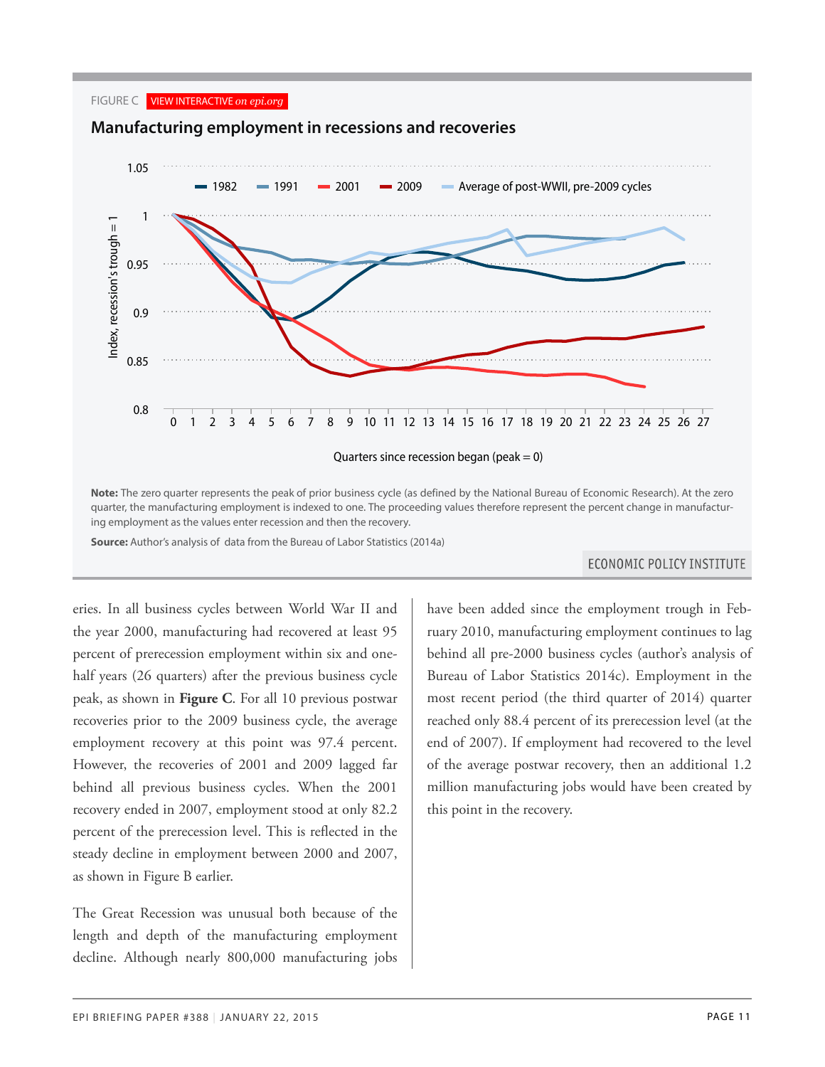FIGURE C VIEW INTERACTIVE *on epi.org*

**Manufacturing employment in recessions and recoveries**

**Note:** The zero quarter represents the peak of prior business cycle (as defined by the National Bureau of Economic Research). At the zero quarter, the manufacturing employment is indexed to one. The proceeding values therefore represent the percent change in manufacturing employment as the values enter recession and then the recovery.

**Source:** Author's analysis of data from the Bureau of Labor Statistics (2014a)

ECONOMIC POLICY INSTITUTE

eries. In all business cycles between World War II and the year 2000, manufacturing had recovered at least 95 percent of prerecession employment within six and one-half years (26 quarters) after the previous business cycle peak, as shown in **Figure C**. For all 10 previous postwar recoveries prior to the 2009 business cycle, the average employment recovery at this point was 97.4 percent. However, the recoveries of 2001 and 2009 lagged far behind all previous business cycles. When the 2001 recovery ended in 2007, employment stood at only 82.2 percent of the prerecession level. This is reflected in the steady decline in employment between 2000 and 2007, as shown in Figure B earlier.

The Great Recession was unusual both because of the length and depth of the manufacturing employment decline. Although nearly 800,000 manufacturing jobs have been added since the employment trough in February 2010, manufacturing employment continues to lag behind all pre-2000 business cycles (author's analysis of Bureau of Labor Statistics 2014c). Employment in the most recent period (the third quarter of 2014) quarter reached only 88.4 percent of its prerecession level (at the end of 2007). If employment had recovered to the level of the average postwar recovery, then an additional 1.2 million manufacturing jobs would have been created by this point in the recovery.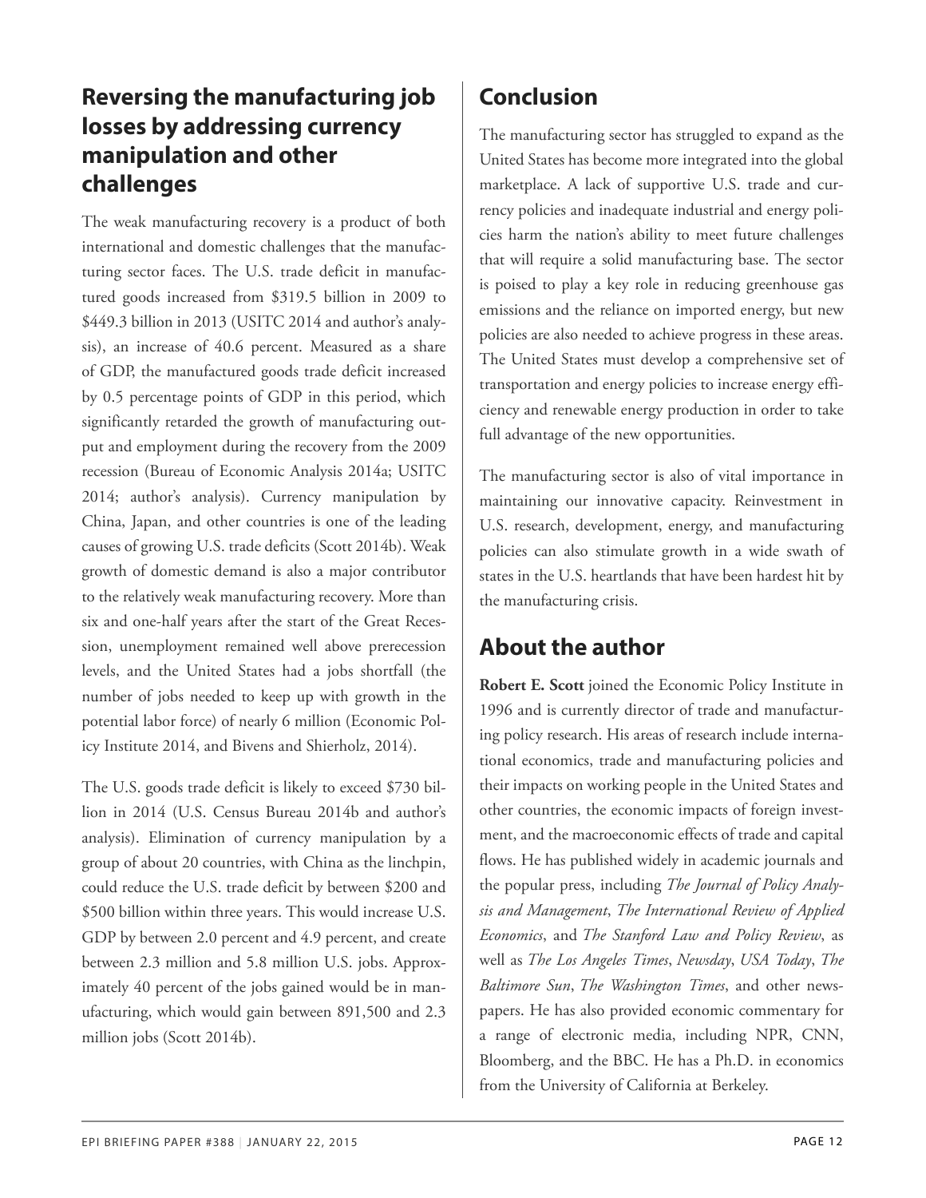## Reversing the manufacturing job losses by addressing currency manipulation and other challenges

The weak manufacturing recovery is a product of both international and domestic challenges that the manufacturing sector faces. The U.S. trade deficit in manufactured goods increased from $319.5 billion in 2009 to $449.3 billion in 2013 (USITC 2014 and author's analysis), an increase of 40.6 percent. Measured as a share of GDP, the manufactured goods trade deficit increased by 0.5 percentage points of GDP in this period, which significantly retarded the growth of manufacturing output and employment during the recovery from the 2009 recession (Bureau of Economic Analysis 2014a; USITC 2014; author's analysis). Currency manipulation by China, Japan, and other countries is one of the leading causes of growing U.S. trade deficits (Scott 2014b). Weak growth of domestic demand is also a major contributor to the relatively weak manufacturing recovery. More than six and one-half years after the start of the Great Recession, unemployment remained well above prerecession levels, and the United States had a jobs shortfall (the number of jobs needed to keep up with growth in the potential labor force) of nearly 6 million (Economic Policy Institute 2014, and Bivens and Shierholz, 2014).

The U.S. goods trade deficit is likely to exceed $730 billion in 2014 (U.S. Census Bureau 2014b and author's analysis). Elimination of currency manipulation by a group of about 20 countries, with China as the linchpin, could reduce the U.S. trade deficit by between $200 and $500 billion within three years. This would increase U.S. GDP by between 2.0 percent and 4.9 percent, and create between 2.3 million and 5.8 million U.S. jobs. Approximately 40 percent of the jobs gained would be in manufacturing, which would gain between 891,500 and 2.3 million jobs (Scott 2014b).

## Conclusion

The manufacturing sector has struggled to expand as the United States has become more integrated into the global marketplace. A lack of supportive U.S. trade and currency policies and inadequate industrial and energy policies harm the nation's ability to meet future challenges that will require a solid manufacturing base. The sector is poised to play a key role in reducing greenhouse gas emissions and the reliance on imported energy, but new policies are also needed to achieve progress in these areas. The United States must develop a comprehensive set of transportation and energy policies to increase energy efficiency and renewable energy production in order to take full advantage of the new opportunities.

The manufacturing sector is also of vital importance in maintaining our innovative capacity. Reinvestment in U.S. research, development, energy, and manufacturing policies can also stimulate growth in a wide swath of states in the U.S. heartlands that have been hardest hit by the manufacturing crisis.

## About the author

**Robert E. Scott** joined the Economic Policy Institute in 1996 and is currently director of trade and manufacturing policy research. His areas of research include international economics, trade and manufacturing policies and their impacts on working people in the United States and other countries, the economic impacts of foreign investment, and the macroeconomic effects of trade and capital flows. He has published widely in academic journals and the popular press, including *The Journal of Policy Analysis and Management*, *The International Review of Applied Economics*, and *The Stanford Law and Policy Review*, as well as *The Los Angeles Times*, *Newsday*, *USA Today*, *The Baltimore Sun*, *The Washington Times*, and other newspapers. He has also provided economic commentary for a range of electronic media, including NPR, CNN, Bloomberg, and the BBC. He has a Ph.D. in economics from the University of California at Berkeley.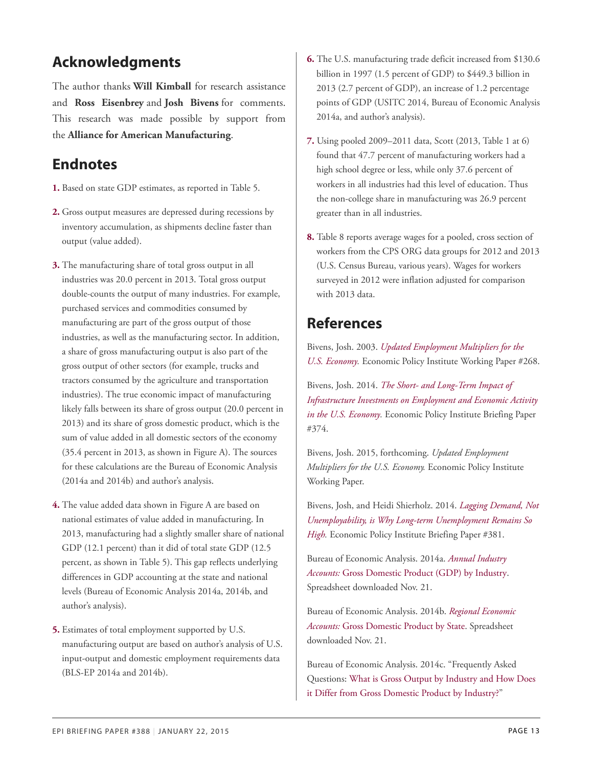## Acknowledgments

The author thanks **Will Kimball** for research assistance and **Ross Eisenbrey** and **Josh Bivens** for comments. This research was made possible by support from the **Alliance for American Manufacturing**.

## Endnotes

**1.** Based on state GDP estimates, as reported in Table 5.

**2.** Gross output measures are depressed during recessions by inventory accumulation, as shipments decline faster than output (value added).

**3.** The manufacturing share of total gross output in all industries was 20.0 percent in 2013. Total gross output double-counts the output of many industries. For example, purchased services and commodities consumed by manufacturing are part of the gross output of those industries, as well as the manufacturing sector. In addition, a share of gross manufacturing output is also part of the gross output of other sectors (for example, trucks and tractors consumed by the agriculture and transportation industries). The true economic impact of manufacturing likely falls between its share of gross output (20.0 percent in 2013) and its share of gross domestic product, which is the sum of value added in all domestic sectors of the economy (35.4 percent in 2013, as shown in Figure A). The sources for these calculations are the Bureau of Economic Analysis (2014a and 2014b) and author's analysis.

**4.** The value added data shown in Figure A are based on national estimates of value added in manufacturing. In 2013, manufacturing had a slightly smaller share of national GDP (12.1 percent) than it did of total state GDP (12.5 percent, as shown in Table 5). This gap reflects underlying differences in GDP accounting at the state and national levels (Bureau of Economic Analysis 2014a, 2014b, and author's analysis).

**5.** Estimates of total employment supported by U.S. manufacturing output are based on author's analysis of U.S. input-output and domestic employment requirements data (BLS-EP 2014a and 2014b).

**6.** The U.S. manufacturing trade deficit increased from $130.6 billion in 1997 (1.5 percent of GDP) to $449.3 billion in 2013 (2.7 percent of GDP), an increase of 1.2 percentage points of GDP (USITC 2014, Bureau of Economic Analysis 2014a, and author's analysis).

**7.** Using pooled 2009–2011 data, Scott (2013, Table 1 at 6) found that 47.7 percent of manufacturing workers had a high school degree or less, while only 37.6 percent of workers in all industries had this level of education. Thus the non-college share in manufacturing was 26.9 percent greater than in all industries.

**8.** Table 8 reports average wages for a pooled, cross section of workers from the CPS ORG data groups for 2012 and 2013 (U.S. Census Bureau, various years). Wages for workers surveyed in 2012 were inflation adjusted for comparison with 2013 data.

## References

Bivens, Josh. 2003. *Updated Employment Multipliers for the U.S. Economy.* Economic Policy Institute Working Paper #268.

Bivens, Josh. 2014. *The Short- and Long-Term Impact of Infrastructure Investments on Employment and Economic Activity in the U.S. Economy.* Economic Policy Institute Briefing Paper #374.

Bivens, Josh. 2015, forthcoming. *Updated Employment Multipliers for the U.S. Economy.* Economic Policy Institute Working Paper.

Bivens, Josh, and Heidi Shierholz. 2014. *Lagging Demand, Not Unemployability, is Why Long-term Unemployment Remains So High.* Economic Policy Institute Briefing Paper #381.

Bureau of Economic Analysis. 2014a. *Annual Industry Accounts:* Gross Domestic Product (GDP) by Industry. Spreadsheet downloaded Nov. 21.

Bureau of Economic Analysis. 2014b. *Regional Economic Accounts:* Gross Domestic Product by State. Spreadsheet downloaded Nov. 21.

Bureau of Economic Analysis. 2014c. "Frequently Asked Questions: What is Gross Output by Industry and How Does it Differ from Gross Domestic Product by Industry?"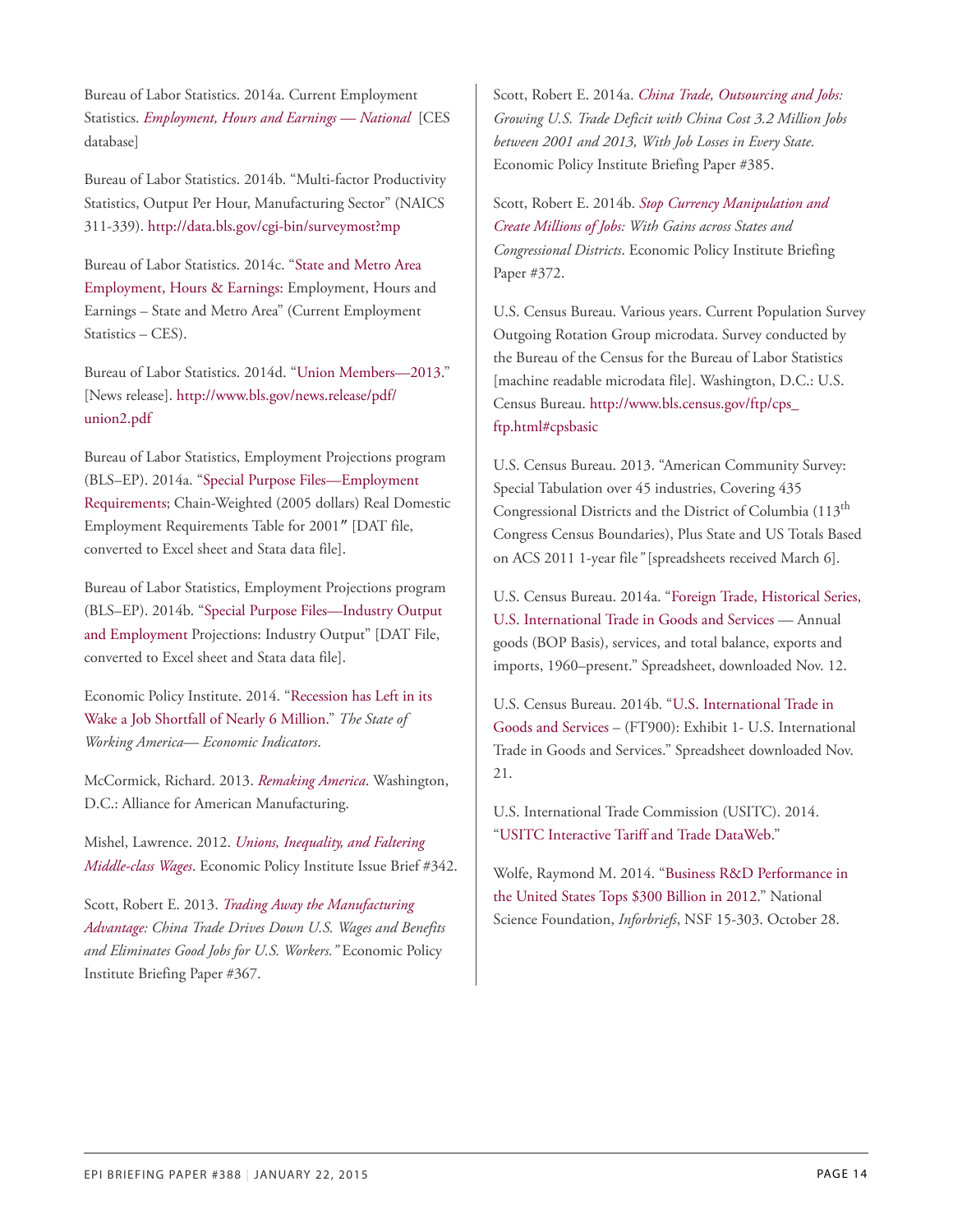Bureau of Labor Statistics. 2014a. Current Employment Statistics. *Employment, Hours and Earnings — National* [CES database]

Bureau of Labor Statistics. 2014b. "Multi-factor Productivity Statistics, Output Per Hour, Manufacturing Sector" (NAICS 311-339). http://data.bls.gov/cgi-bin/surveymost?mp

Bureau of Labor Statistics. 2014c. "State and Metro Area Employment, Hours & Earnings: Employment, Hours and Earnings – State and Metro Area" (Current Employment Statistics – CES).

Bureau of Labor Statistics. 2014d. "Union Members—2013." [News release]. http://www.bls.gov/news.release/pdf/union2.pdf

Bureau of Labor Statistics, Employment Projections program (BLS–EP). 2014a. "Special Purpose Files—Employment Requirements; Chain-Weighted (2005 dollars) Real Domestic Employment Requirements Table for 2001" [DAT file, converted to Excel sheet and Stata data file].

Bureau of Labor Statistics, Employment Projections program (BLS–EP). 2014b. "Special Purpose Files—Industry Output and Employment Projections: Industry Output" [DAT File, converted to Excel sheet and Stata data file].

Economic Policy Institute. 2014. "Recession has Left in its Wake a Job Shortfall of Nearly 6 Million." *The State of Working America— Economic Indicators*.

McCormick, Richard. 2013. *Remaking America*. Washington, D.C.: Alliance for American Manufacturing.

Mishel, Lawrence. 2012. *Unions, Inequality, and Faltering Middle-class Wages*. Economic Policy Institute Issue Brief #342.

Scott, Robert E. 2013. *Trading Away the Manufacturing Advantage: China Trade Drives Down U.S. Wages and Benefits and Eliminates Good Jobs for U.S. Workers."* Economic Policy Institute Briefing Paper #367.

Scott, Robert E. 2014a. *China Trade, Outsourcing and Jobs: Growing U.S. Trade Deficit with China Cost 3.2 Million Jobs between 2001 and 2013, With Job Losses in Every State.* Economic Policy Institute Briefing Paper #385.

Scott, Robert E. 2014b. *Stop Currency Manipulation and Create Millions of Jobs: With Gains across States and Congressional Districts*. Economic Policy Institute Briefing Paper #372.

U.S. Census Bureau. Various years. Current Population Survey Outgoing Rotation Group microdata. Survey conducted by the Bureau of the Census for the Bureau of Labor Statistics [machine readable microdata file]. Washington, D.C.: U.S. Census Bureau. http://www.bls.census.gov/ftp/cps_ftp.html#cpsbasic

U.S. Census Bureau. 2013. "American Community Survey: Special Tabulation over 45 industries, Covering 435 Congressional Districts and the District of Columbia (113th Congress Census Boundaries), Plus State and US Totals Based on ACS 2011 1-year file*"* [spreadsheets received March 6].

U.S. Census Bureau. 2014a. "Foreign Trade, Historical Series, U.S. International Trade in Goods and Services — Annual goods (BOP Basis), services, and total balance, exports and imports, 1960–present." Spreadsheet, downloaded Nov. 12.

U.S. Census Bureau. 2014b. "U.S. International Trade in Goods and Services – (FT900): Exhibit 1- U.S. International Trade in Goods and Services." Spreadsheet downloaded Nov. 21.

U.S. International Trade Commission (USITC). 2014. "USITC Interactive Tariff and Trade DataWeb."

Wolfe, Raymond M. 2014. "Business R&D Performance in the United States Tops $300 Billion in 2012." National Science Foundation, *Inforbriefs*, NSF 15-303. October 28.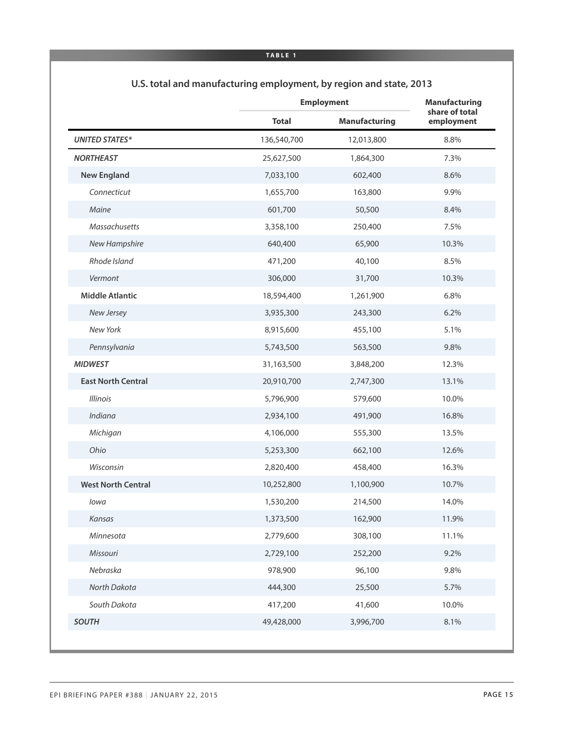**TABLE 1**

## U.S. total and manufacturing employment, by region and state, 2013

| | Employment | | Manufacturing share of total employment |
|---|---|---|---|
| | Total | Manufacturing | |
| ***UNITED STATES**** | 136,540,700 | 12,013,800 | 8.8% |
| ***NORTHEAST*** | 25,627,500 | 1,864,300 | 7.3% |
| **New England** | 7,033,100 | 602,400 | 8.6% |
| *Connecticut* | 1,655,700 | 163,800 | 9.9% |
| *Maine* | 601,700 | 50,500 | 8.4% |
| *Massachusetts* | 3,358,100 | 250,400 | 7.5% |
| *New Hampshire* | 640,400 | 65,900 | 10.3% |
| *Rhode Island* | 471,200 | 40,100 | 8.5% |
| *Vermont* | 306,000 | 31,700 | 10.3% |
| **Middle Atlantic** | 18,594,400 | 1,261,900 | 6.8% |
| *New Jersey* | 3,935,300 | 243,300 | 6.2% |
| *New York* | 8,915,600 | 455,100 | 5.1% |
| *Pennsylvania* | 5,743,500 | 563,500 | 9.8% |
| ***MIDWEST*** | 31,163,500 | 3,848,200 | 12.3% |
| **East North Central** | 20,910,700 | 2,747,300 | 13.1% |
| *Illinois* | 5,796,900 | 579,600 | 10.0% |
| *Indiana* | 2,934,100 | 491,900 | 16.8% |
| *Michigan* | 4,106,000 | 555,300 | 13.5% |
| *Ohio* | 5,253,300 | 662,100 | 12.6% |
| *Wisconsin* | 2,820,400 | 458,400 | 16.3% |
| **West North Central** | 10,252,800 | 1,100,900 | 10.7% |
| *Iowa* | 1,530,200 | 214,500 | 14.0% |
| *Kansas* | 1,373,500 | 162,900 | 11.9% |
| *Minnesota* | 2,779,600 | 308,100 | 11.1% |
| *Missouri* | 2,729,100 | 252,200 | 9.2% |
| *Nebraska* | 978,900 | 96,100 | 9.8% |
| *North Dakota* | 444,300 | 25,500 | 5.7% |
| *South Dakota* | 417,200 | 41,600 | 10.0% |
| ***SOUTH*** | 49,428,000 | 3,996,700 | 8.1% |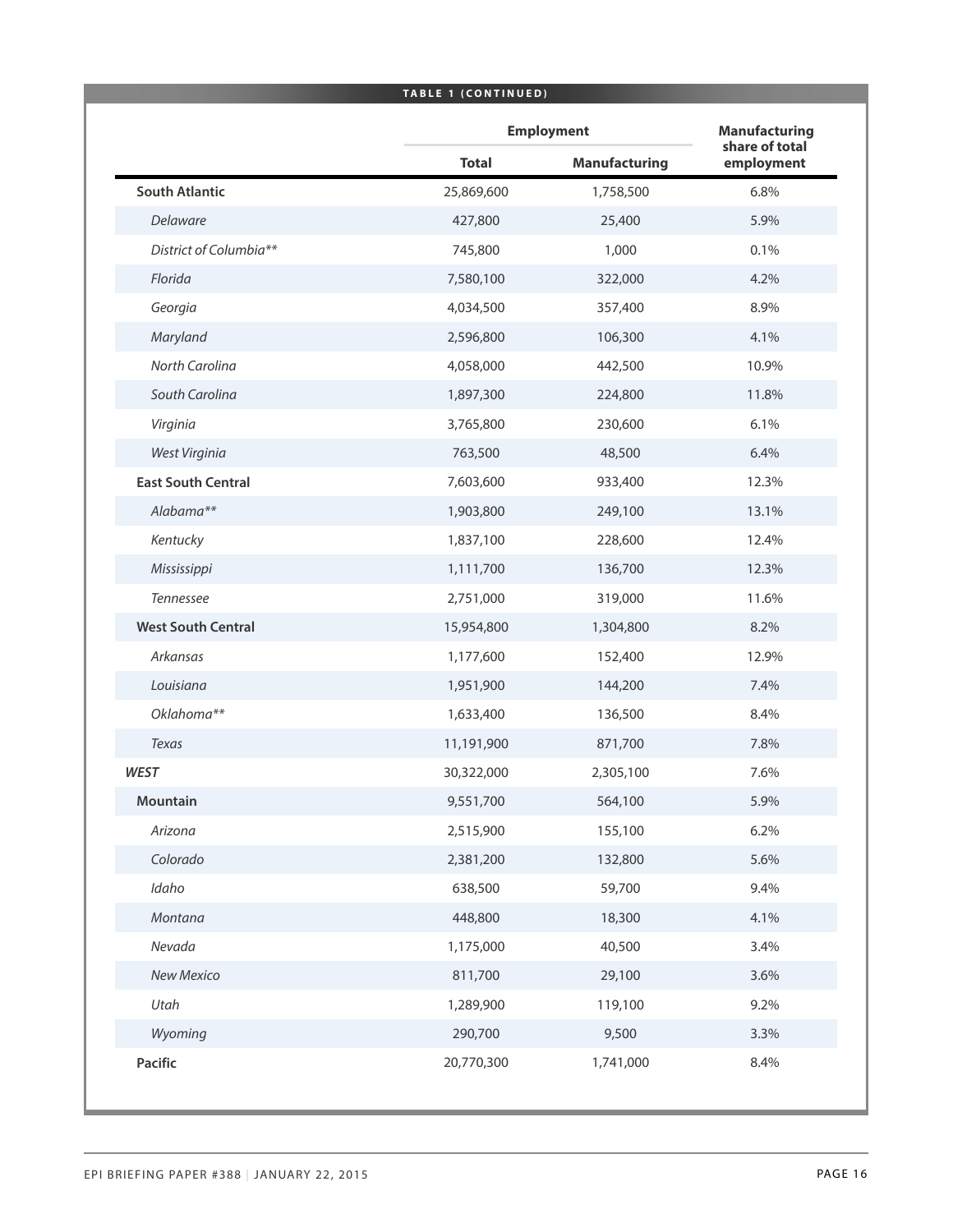**TABLE 1 (CONTINUED)**

| | Employment | | Manufacturing share of total employment |
|---|---|---|---|
| | Total | Manufacturing | |
| **South Atlantic** | 25,869,600 | 1,758,500 | 6.8% |
| *Delaware* | 427,800 | 25,400 | 5.9% |
| *District of Columbia*** | 745,800 | 1,000 | 0.1% |
| *Florida* | 7,580,100 | 322,000 | 4.2% |
| *Georgia* | 4,034,500 | 357,400 | 8.9% |
| *Maryland* | 2,596,800 | 106,300 | 4.1% |
| *North Carolina* | 4,058,000 | 442,500 | 10.9% |
| *South Carolina* | 1,897,300 | 224,800 | 11.8% |
| *Virginia* | 3,765,800 | 230,600 | 6.1% |
| *West Virginia* | 763,500 | 48,500 | 6.4% |
| **East South Central** | 7,603,600 | 933,400 | 12.3% |
| *Alabama*** | 1,903,800 | 249,100 | 13.1% |
| *Kentucky* | 1,837,100 | 228,600 | 12.4% |
| *Mississippi* | 1,111,700 | 136,700 | 12.3% |
| *Tennessee* | 2,751,000 | 319,000 | 11.6% |
| **West South Central** | 15,954,800 | 1,304,800 | 8.2% |
| *Arkansas* | 1,177,600 | 152,400 | 12.9% |
| *Louisiana* | 1,951,900 | 144,200 | 7.4% |
| *Oklahoma*** | 1,633,400 | 136,500 | 8.4% |
| *Texas* | 11,191,900 | 871,700 | 7.8% |
| ***WEST*** | 30,322,000 | 2,305,100 | 7.6% |
| **Mountain** | 9,551,700 | 564,100 | 5.9% |
| *Arizona* | 2,515,900 | 155,100 | 6.2% |
| *Colorado* | 2,381,200 | 132,800 | 5.6% |
| *Idaho* | 638,500 | 59,700 | 9.4% |
| *Montana* | 448,800 | 18,300 | 4.1% |
| *Nevada* | 1,175,000 | 40,500 | 3.4% |
| *New Mexico* | 811,700 | 29,100 | 3.6% |
| *Utah* | 1,289,900 | 119,100 | 9.2% |
| *Wyoming* | 290,700 | 9,500 | 3.3% |
| **Pacific** | 20,770,300 | 1,741,000 | 8.4% |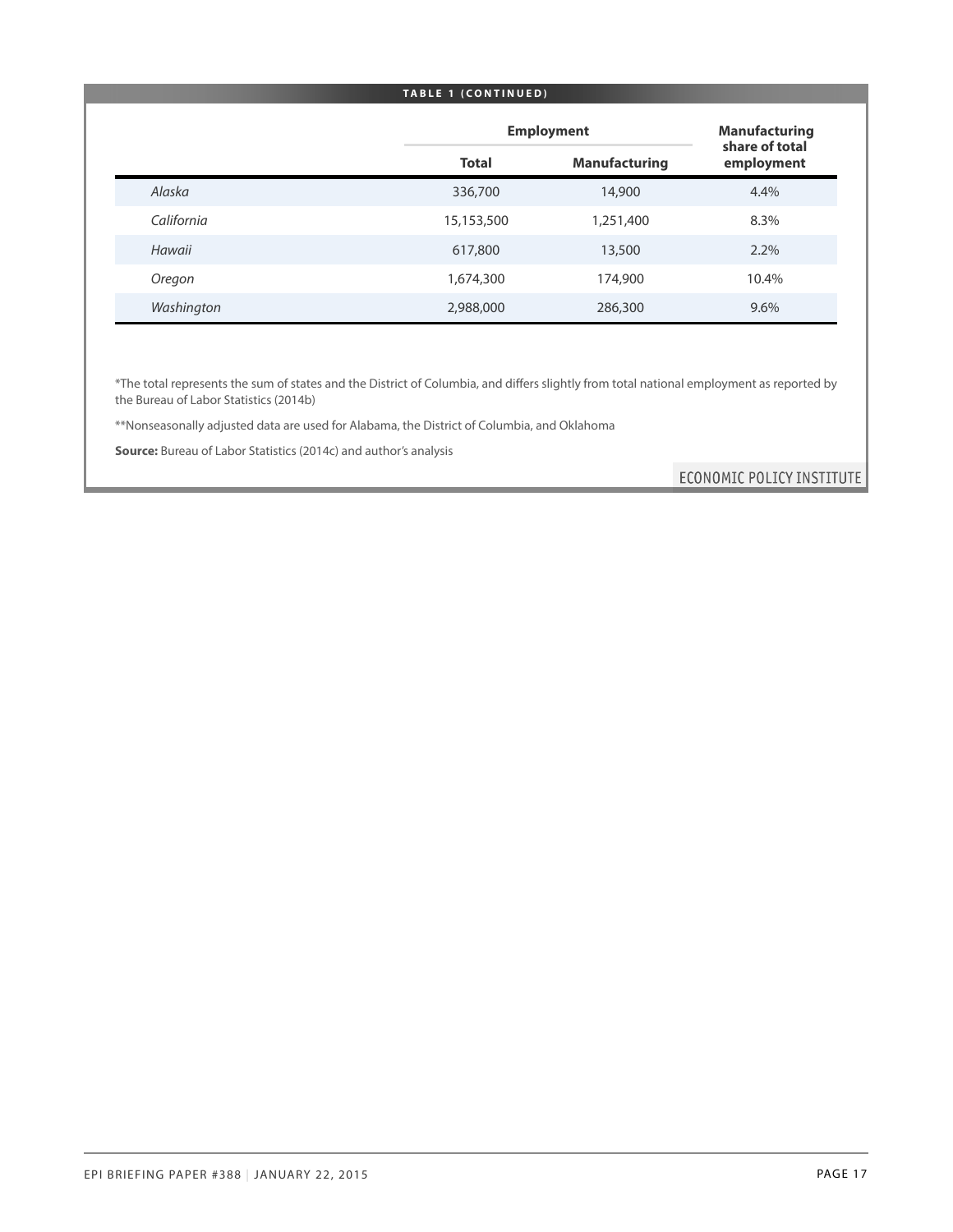**TABLE 1 (CONTINUED)**

| | Employment | | Manufacturing share of total employment |
|---|---|---|---|
| | Total | Manufacturing | |
| *Alaska* | 336,700 | 14,900 | 4.4% |
| *California* | 15,153,500 | 1,251,400 | 8.3% |
| *Hawaii* | 617,800 | 13,500 | 2.2% |
| *Oregon* | 1,674,300 | 174,900 | 10.4% |
| *Washington* | 2,988,000 | 286,300 | 9.6% |

*The total represents the sum of states and the District of Columbia, and differs slightly from total national employment as reported by the Bureau of Labor Statistics (2014b)

**Nonseasonally adjusted data are used for Alabama, the District of Columbia, and Oklahoma

**Source:** Bureau of Labor Statistics (2014c) and author's analysis

ECONOMIC POLICY INSTITUTE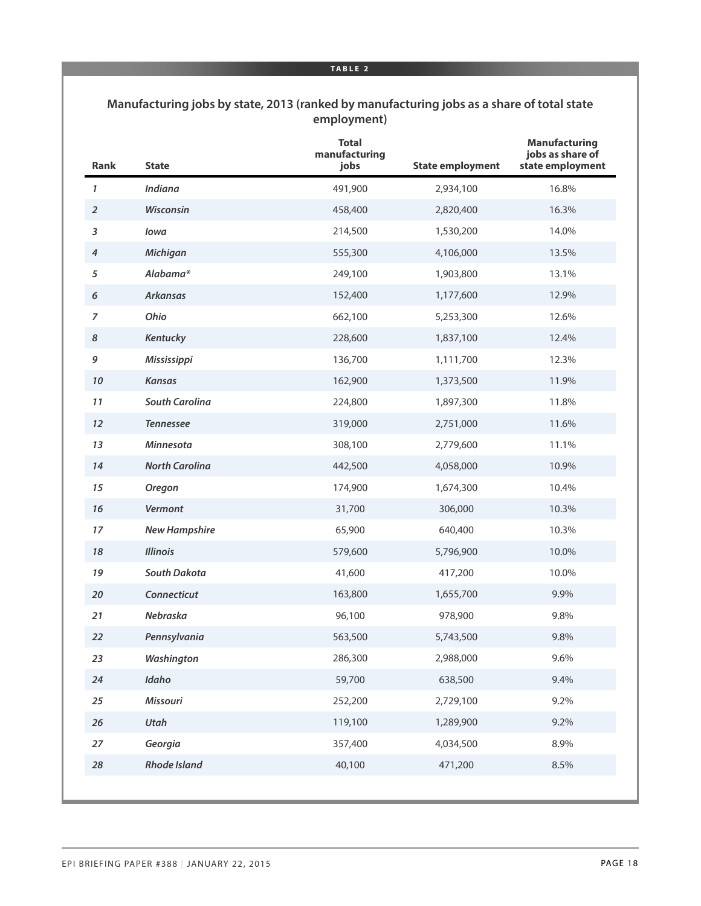**TABLE 2**

**Manufacturing jobs by state, 2013 (ranked by manufacturing jobs as a share of total state employment)**

| Rank | State | Total manufacturing jobs | State employment | Manufacturing jobs as share of state employment |
|---|---|---|---|---|
| *1* | ***Indiana*** | 491,900 | 2,934,100 | 16.8% |
| *2* | ***Wisconsin*** | 458,400 | 2,820,400 | 16.3% |
| *3* | ***Iowa*** | 214,500 | 1,530,200 | 14.0% |
| *4* | ***Michigan*** | 555,300 | 4,106,000 | 13.5% |
| *5* | ***Alabama**** | 249,100 | 1,903,800 | 13.1% |
| *6* | ***Arkansas*** | 152,400 | 1,177,600 | 12.9% |
| *7* | ***Ohio*** | 662,100 | 5,253,300 | 12.6% |
| *8* | ***Kentucky*** | 228,600 | 1,837,100 | 12.4% |
| *9* | ***Mississippi*** | 136,700 | 1,111,700 | 12.3% |
| *10* | ***Kansas*** | 162,900 | 1,373,500 | 11.9% |
| *11* | ***South Carolina*** | 224,800 | 1,897,300 | 11.8% |
| *12* | ***Tennessee*** | 319,000 | 2,751,000 | 11.6% |
| *13* | ***Minnesota*** | 308,100 | 2,779,600 | 11.1% |
| *14* | ***North Carolina*** | 442,500 | 4,058,000 | 10.9% |
| *15* | ***Oregon*** | 174,900 | 1,674,300 | 10.4% |
| *16* | ***Vermont*** | 31,700 | 306,000 | 10.3% |
| *17* | ***New Hampshire*** | 65,900 | 640,400 | 10.3% |
| *18* | ***Illinois*** | 579,600 | 5,796,900 | 10.0% |
| *19* | ***South Dakota*** | 41,600 | 417,200 | 10.0% |
| *20* | ***Connecticut*** | 163,800 | 1,655,700 | 9.9% |
| *21* | ***Nebraska*** | 96,100 | 978,900 | 9.8% |
| *22* | ***Pennsylvania*** | 563,500 | 5,743,500 | 9.8% |
| *23* | ***Washington*** | 286,300 | 2,988,000 | 9.6% |
| *24* | ***Idaho*** | 59,700 | 638,500 | 9.4% |
| *25* | ***Missouri*** | 252,200 | 2,729,100 | 9.2% |
| *26* | ***Utah*** | 119,100 | 1,289,900 | 9.2% |
| *27* | ***Georgia*** | 357,400 | 4,034,500 | 8.9% |
| *28* | ***Rhode Island*** | 40,100 | 471,200 | 8.5% |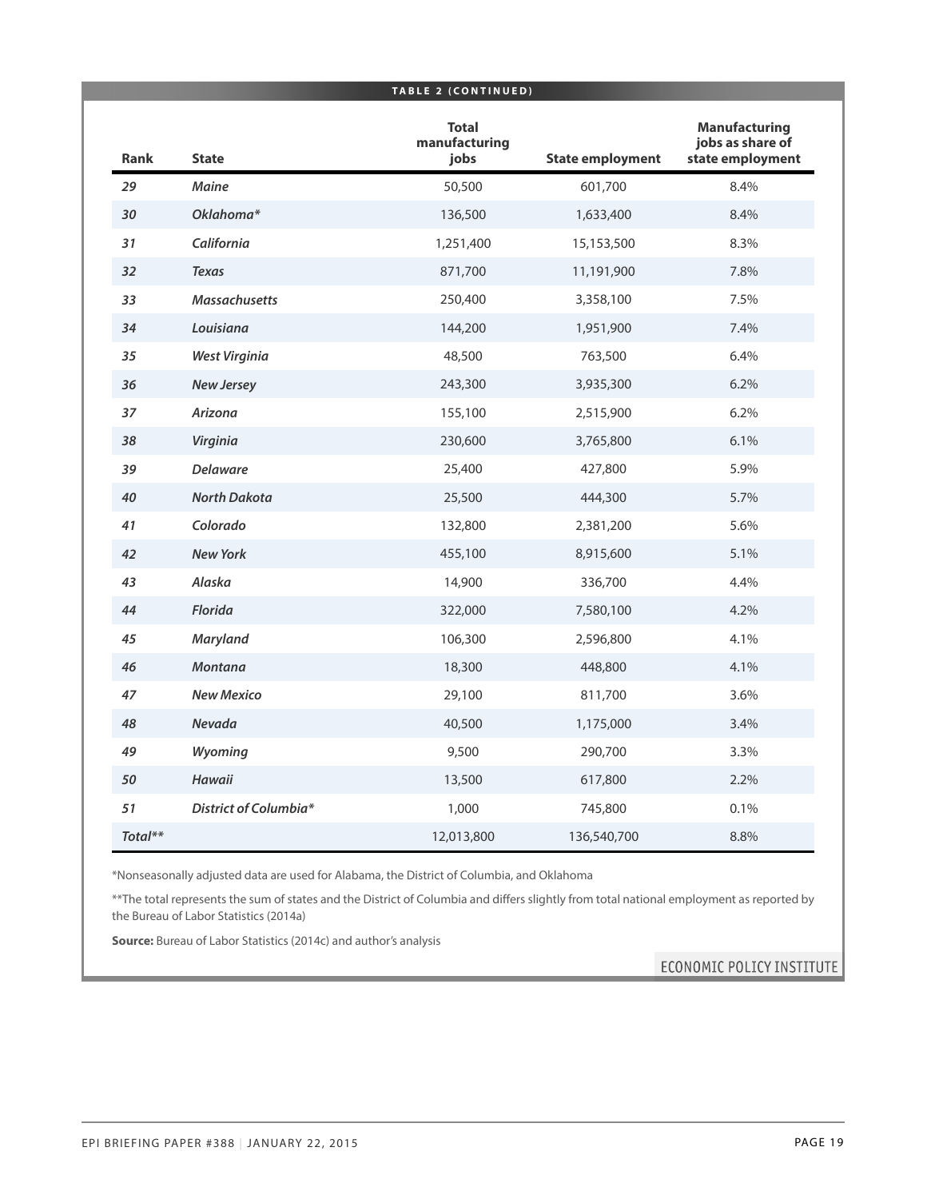**TABLE 2 (CONTINUED)**

| Rank | State | Total manufacturing jobs | State employment | Manufacturing jobs as share of state employment |
|---|---|---|---|---|
| *29* | ***Maine*** | 50,500 | 601,700 | 8.4% |
| *30* | ***Oklahoma**** | 136,500 | 1,633,400 | 8.4% |
| *31* | ***California*** | 1,251,400 | 15,153,500 | 8.3% |
| *32* | ***Texas*** | 871,700 | 11,191,900 | 7.8% |
| *33* | ***Massachusetts*** | 250,400 | 3,358,100 | 7.5% |
| *34* | ***Louisiana*** | 144,200 | 1,951,900 | 7.4% |
| *35* | ***West Virginia*** | 48,500 | 763,500 | 6.4% |
| *36* | ***New Jersey*** | 243,300 | 3,935,300 | 6.2% |
| *37* | ***Arizona*** | 155,100 | 2,515,900 | 6.2% |
| *38* | ***Virginia*** | 230,600 | 3,765,800 | 6.1% |
| *39* | ***Delaware*** | 25,400 | 427,800 | 5.9% |
| *40* | ***North Dakota*** | 25,500 | 444,300 | 5.7% |
| *41* | ***Colorado*** | 132,800 | 2,381,200 | 5.6% |
| *42* | ***New York*** | 455,100 | 8,915,600 | 5.1% |
| *43* | ***Alaska*** | 14,900 | 336,700 | 4.4% |
| *44* | ***Florida*** | 322,000 | 7,580,100 | 4.2% |
| *45* | ***Maryland*** | 106,300 | 2,596,800 | 4.1% |
| *46* | ***Montana*** | 18,300 | 448,800 | 4.1% |
| *47* | ***New Mexico*** | 29,100 | 811,700 | 3.6% |
| *48* | ***Nevada*** | 40,500 | 1,175,000 | 3.4% |
| *49* | ***Wyoming*** | 9,500 | 290,700 | 3.3% |
| *50* | ***Hawaii*** | 13,500 | 617,800 | 2.2% |
| *51* | ***District of Columbia**** | 1,000 | 745,800 | 0.1% |
| *Total*** | | 12,013,800 | 136,540,700 | 8.8% |

*Nonseasonally adjusted data are used for Alabama, the District of Columbia, and Oklahoma

**The total represents the sum of states and the District of Columbia and differs slightly from total national employment as reported by the Bureau of Labor Statistics (2014a)

**Source:** Bureau of Labor Statistics (2014c) and author's analysis

ECONOMIC POLICY INSTITUTE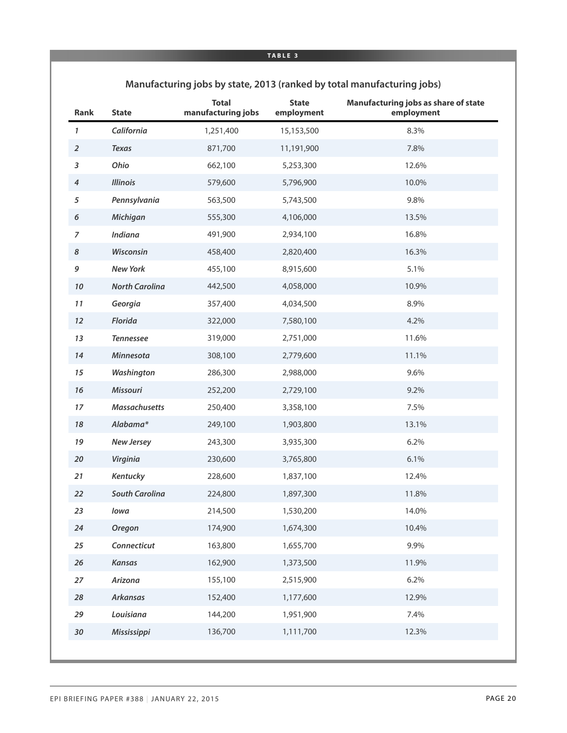**TABLE 3**

**Manufacturing jobs by state, 2013 (ranked by total manufacturing jobs)**

| Rank | State | Total manufacturing jobs | State employment | Manufacturing jobs as share of state employment |
|---|---|---|---|---|
| 1 | California | 1,251,400 | 15,153,500 | 8.3% |
| 2 | Texas | 871,700 | 11,191,900 | 7.8% |
| 3 | Ohio | 662,100 | 5,253,300 | 12.6% |
| 4 | Illinois | 579,600 | 5,796,900 | 10.0% |
| 5 | Pennsylvania | 563,500 | 5,743,500 | 9.8% |
| 6 | Michigan | 555,300 | 4,106,000 | 13.5% |
| 7 | Indiana | 491,900 | 2,934,100 | 16.8% |
| 8 | Wisconsin | 458,400 | 2,820,400 | 16.3% |
| 9 | New York | 455,100 | 8,915,600 | 5.1% |
| 10 | North Carolina | 442,500 | 4,058,000 | 10.9% |
| 11 | Georgia | 357,400 | 4,034,500 | 8.9% |
| 12 | Florida | 322,000 | 7,580,100 | 4.2% |
| 13 | Tennessee | 319,000 | 2,751,000 | 11.6% |
| 14 | Minnesota | 308,100 | 2,779,600 | 11.1% |
| 15 | Washington | 286,300 | 2,988,000 | 9.6% |
| 16 | Missouri | 252,200 | 2,729,100 | 9.2% |
| 17 | Massachusetts | 250,400 | 3,358,100 | 7.5% |
| 18 | Alabama* | 249,100 | 1,903,800 | 13.1% |
| 19 | New Jersey | 243,300 | 3,935,300 | 6.2% |
| 20 | Virginia | 230,600 | 3,765,800 | 6.1% |
| 21 | Kentucky | 228,600 | 1,837,100 | 12.4% |
| 22 | South Carolina | 224,800 | 1,897,300 | 11.8% |
| 23 | Iowa | 214,500 | 1,530,200 | 14.0% |
| 24 | Oregon | 174,900 | 1,674,300 | 10.4% |
| 25 | Connecticut | 163,800 | 1,655,700 | 9.9% |
| 26 | Kansas | 162,900 | 1,373,500 | 11.9% |
| 27 | Arizona | 155,100 | 2,515,900 | 6.2% |
| 28 | Arkansas | 152,400 | 1,177,600 | 12.9% |
| 29 | Louisiana | 144,200 | 1,951,900 | 7.4% |
| 30 | Mississippi | 136,700 | 1,111,700 | 12.3% |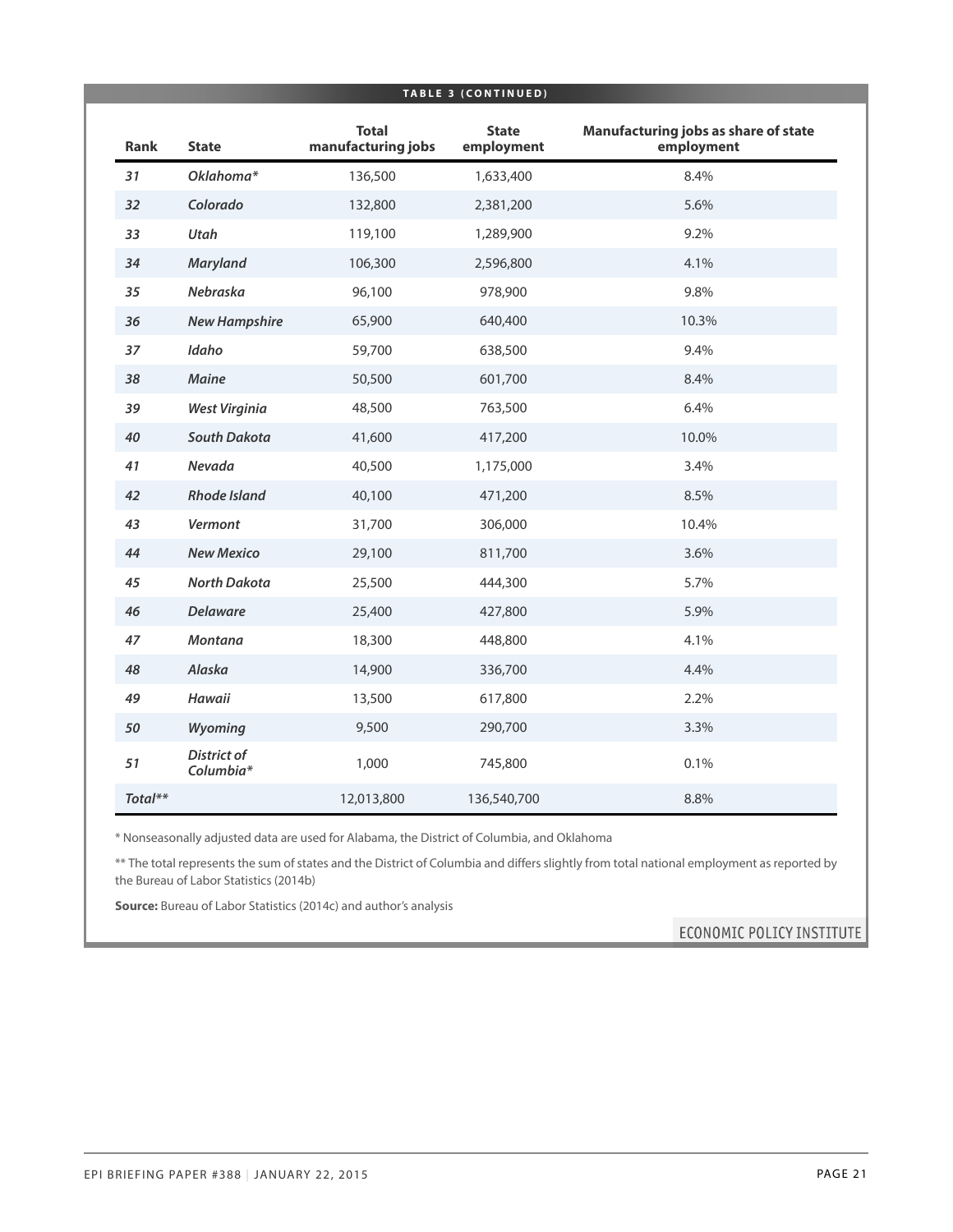**TABLE 3 (CONTINUED)**

| Rank | State | Total manufacturing jobs | State employment | Manufacturing jobs as share of state employment |
|---|---|---|---|---|
| *31* | *Oklahoma** | 136,500 | 1,633,400 | 8.4% |
| *32* | *Colorado* | 132,800 | 2,381,200 | 5.6% |
| *33* | *Utah* | 119,100 | 1,289,900 | 9.2% |
| *34* | *Maryland* | 106,300 | 2,596,800 | 4.1% |
| *35* | *Nebraska* | 96,100 | 978,900 | 9.8% |
| *36* | *New Hampshire* | 65,900 | 640,400 | 10.3% |
| *37* | *Idaho* | 59,700 | 638,500 | 9.4% |
| *38* | *Maine* | 50,500 | 601,700 | 8.4% |
| *39* | *West Virginia* | 48,500 | 763,500 | 6.4% |
| *40* | *South Dakota* | 41,600 | 417,200 | 10.0% |
| *41* | *Nevada* | 40,500 | 1,175,000 | 3.4% |
| *42* | *Rhode Island* | 40,100 | 471,200 | 8.5% |
| *43* | *Vermont* | 31,700 | 306,000 | 10.4% |
| *44* | *New Mexico* | 29,100 | 811,700 | 3.6% |
| *45* | *North Dakota* | 25,500 | 444,300 | 5.7% |
| *46* | *Delaware* | 25,400 | 427,800 | 5.9% |
| *47* | *Montana* | 18,300 | 448,800 | 4.1% |
| *48* | *Alaska* | 14,900 | 336,700 | 4.4% |
| *49* | *Hawaii* | 13,500 | 617,800 | 2.2% |
| *50* | *Wyoming* | 9,500 | 290,700 | 3.3% |
| *51* | *District of Columbia** | 1,000 | 745,800 | 0.1% |
| *Total*** | | 12,013,800 | 136,540,700 | 8.8% |

* Nonseasonally adjusted data are used for Alabama, the District of Columbia, and Oklahoma

** The total represents the sum of states and the District of Columbia and differs slightly from total national employment as reported by the Bureau of Labor Statistics (2014b)

**Source:** Bureau of Labor Statistics (2014c) and author's analysis

ECONOMIC POLICY INSTITUTE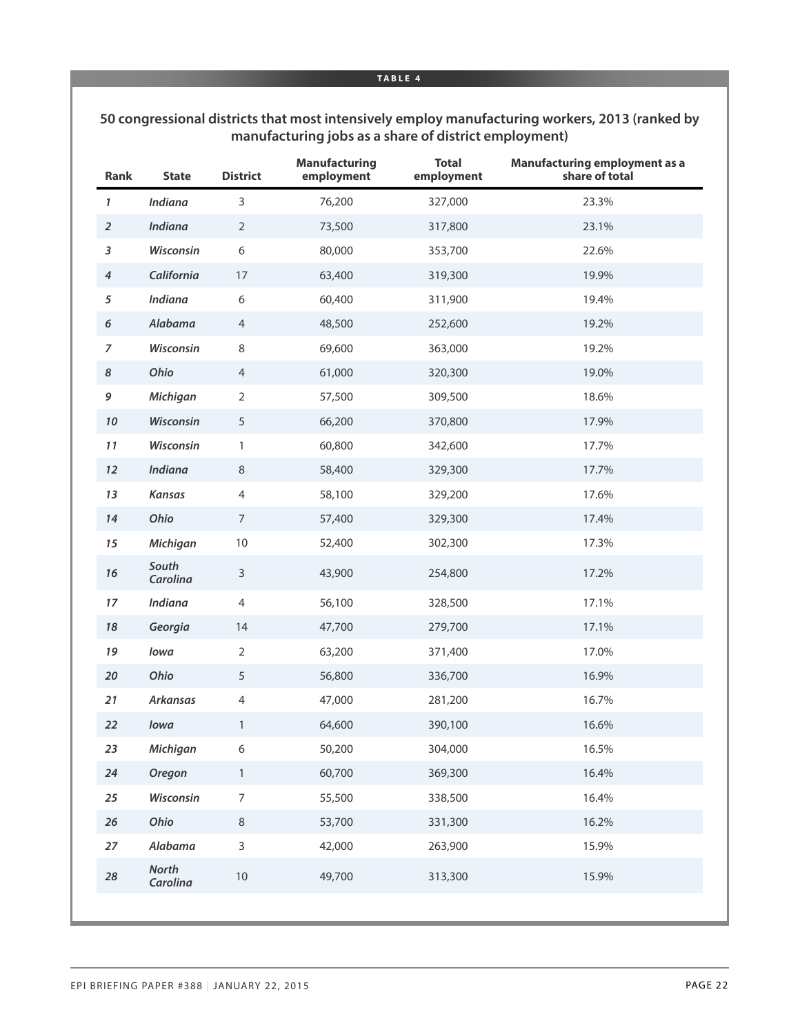**TABLE 4**

**50 congressional districts that most intensively employ manufacturing workers, 2013 (ranked by manufacturing jobs as a share of district employment)**

| Rank | State | District | Manufacturing employment | Total employment | Manufacturing employment as a share of total |
|---|---|---|---|---|---|
| *1* | ***Indiana*** | 3 | 76,200 | 327,000 | 23.3% |
| *2* | ***Indiana*** | 2 | 73,500 | 317,800 | 23.1% |
| *3* | ***Wisconsin*** | 6 | 80,000 | 353,700 | 22.6% |
| *4* | ***California*** | 17 | 63,400 | 319,300 | 19.9% |
| *5* | ***Indiana*** | 6 | 60,400 | 311,900 | 19.4% |
| *6* | ***Alabama*** | 4 | 48,500 | 252,600 | 19.2% |
| *7* | ***Wisconsin*** | 8 | 69,600 | 363,000 | 19.2% |
| *8* | ***Ohio*** | 4 | 61,000 | 320,300 | 19.0% |
| *9* | ***Michigan*** | 2 | 57,500 | 309,500 | 18.6% |
| *10* | ***Wisconsin*** | 5 | 66,200 | 370,800 | 17.9% |
| *11* | ***Wisconsin*** | 1 | 60,800 | 342,600 | 17.7% |
| *12* | ***Indiana*** | 8 | 58,400 | 329,300 | 17.7% |
| *13* | ***Kansas*** | 4 | 58,100 | 329,200 | 17.6% |
| *14* | ***Ohio*** | 7 | 57,400 | 329,300 | 17.4% |
| *15* | ***Michigan*** | 10 | 52,400 | 302,300 | 17.3% |
| *16* | ***South Carolina*** | 3 | 43,900 | 254,800 | 17.2% |
| *17* | ***Indiana*** | 4 | 56,100 | 328,500 | 17.1% |
| *18* | ***Georgia*** | 14 | 47,700 | 279,700 | 17.1% |
| *19* | ***Iowa*** | 2 | 63,200 | 371,400 | 17.0% |
| *20* | ***Ohio*** | 5 | 56,800 | 336,700 | 16.9% |
| *21* | ***Arkansas*** | 4 | 47,000 | 281,200 | 16.7% |
| *22* | ***Iowa*** | 1 | 64,600 | 390,100 | 16.6% |
| *23* | ***Michigan*** | 6 | 50,200 | 304,000 | 16.5% |
| *24* | ***Oregon*** | 1 | 60,700 | 369,300 | 16.4% |
| *25* | ***Wisconsin*** | 7 | 55,500 | 338,500 | 16.4% |
| *26* | ***Ohio*** | 8 | 53,700 | 331,300 | 16.2% |
| *27* | ***Alabama*** | 3 | 42,000 | 263,900 | 15.9% |
| *28* | ***North Carolina*** | 10 | 49,700 | 313,300 | 15.9% |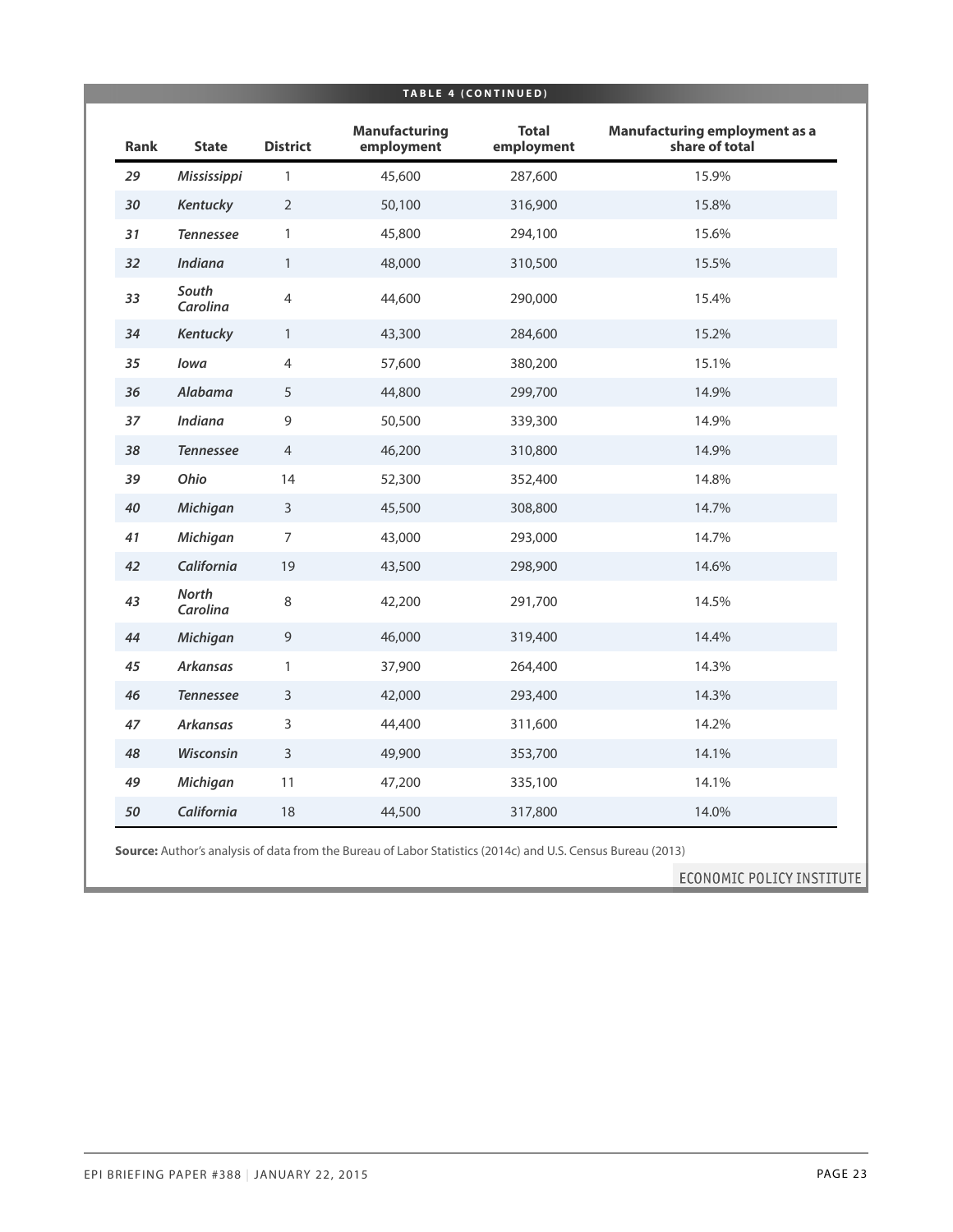**TABLE 4 (CONTINUED)**

| Rank | State | District | Manufacturing employment | Total employment | Manufacturing employment as a share of total |
|---|---|---|---|---|---|
| *29* | *Mississippi* | 1 | 45,600 | 287,600 | 15.9% |
| *30* | *Kentucky* | 2 | 50,100 | 316,900 | 15.8% |
| *31* | *Tennessee* | 1 | 45,800 | 294,100 | 15.6% |
| *32* | *Indiana* | 1 | 48,000 | 310,500 | 15.5% |
| *33* | *South Carolina* | 4 | 44,600 | 290,000 | 15.4% |
| *34* | *Kentucky* | 1 | 43,300 | 284,600 | 15.2% |
| *35* | *Iowa* | 4 | 57,600 | 380,200 | 15.1% |
| *36* | *Alabama* | 5 | 44,800 | 299,700 | 14.9% |
| *37* | *Indiana* | 9 | 50,500 | 339,300 | 14.9% |
| *38* | *Tennessee* | 4 | 46,200 | 310,800 | 14.9% |
| *39* | *Ohio* | 14 | 52,300 | 352,400 | 14.8% |
| *40* | *Michigan* | 3 | 45,500 | 308,800 | 14.7% |
| *41* | *Michigan* | 7 | 43,000 | 293,000 | 14.7% |
| *42* | *California* | 19 | 43,500 | 298,900 | 14.6% |
| *43* | *North Carolina* | 8 | 42,200 | 291,700 | 14.5% |
| *44* | *Michigan* | 9 | 46,000 | 319,400 | 14.4% |
| *45* | *Arkansas* | 1 | 37,900 | 264,400 | 14.3% |
| *46* | *Tennessee* | 3 | 42,000 | 293,400 | 14.3% |
| *47* | *Arkansas* | 3 | 44,400 | 311,600 | 14.2% |
| *48* | *Wisconsin* | 3 | 49,900 | 353,700 | 14.1% |
| *49* | *Michigan* | 11 | 47,200 | 335,100 | 14.1% |
| *50* | *California* | 18 | 44,500 | 317,800 | 14.0% |

**Source:** Author's analysis of data from the Bureau of Labor Statistics (2014c) and U.S. Census Bureau (2013)

ECONOMIC POLICY INSTITUTE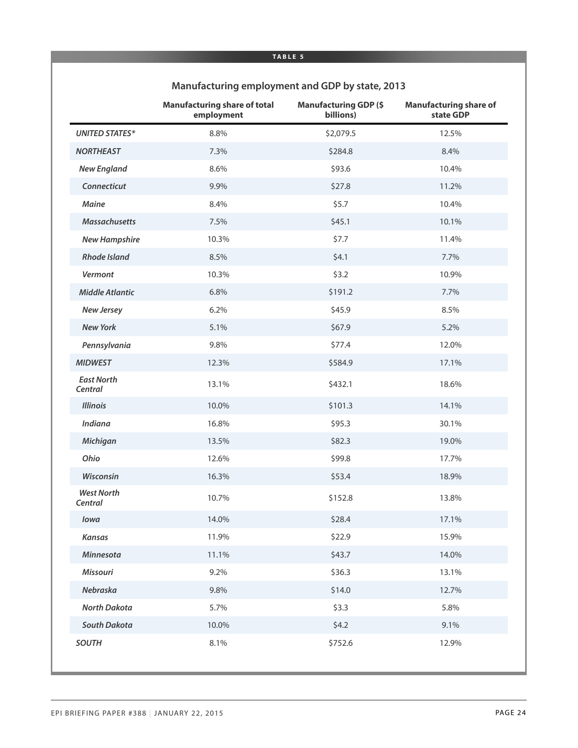**TABLE 5**

## Manufacturing employment and GDP by state, 2013

| | Manufacturing share of total employment | Manufacturing GDP ($ billions) | Manufacturing share of state GDP |
|---|---|---|---|
| *UNITED STATES** | 8.8% | $2,079.5 | 12.5% |
| *NORTHEAST* | 7.3% | $284.8 | 8.4% |
| *New England* | 8.6% | $93.6 | 10.4% |
| *Connecticut* | 9.9% | $27.8 | 11.2% |
| *Maine* | 8.4% | $5.7 | 10.4% |
| *Massachusetts* | 7.5% | $45.1 | 10.1% |
| *New Hampshire* | 10.3% | $7.7 | 11.4% |
| *Rhode Island* | 8.5% | $4.1 | 7.7% |
| *Vermont* | 10.3% | $3.2 | 10.9% |
| *Middle Atlantic* | 6.8% | $191.2 | 7.7% |
| *New Jersey* | 6.2% | $45.9 | 8.5% |
| *New York* | 5.1% | $67.9 | 5.2% |
| *Pennsylvania* | 9.8% | $77.4 | 12.0% |
| *MIDWEST* | 12.3% | $584.9 | 17.1% |
| *East North Central* | 13.1% | $432.1 | 18.6% |
| *Illinois* | 10.0% | $101.3 | 14.1% |
| *Indiana* | 16.8% | $95.3 | 30.1% |
| *Michigan* | 13.5% | $82.3 | 19.0% |
| *Ohio* | 12.6% | $99.8 | 17.7% |
| *Wisconsin* | 16.3% | $53.4 | 18.9% |
| *West North Central* | 10.7% | $152.8 | 13.8% |
| *Iowa* | 14.0% | $28.4 | 17.1% |
| *Kansas* | 11.9% | $22.9 | 15.9% |
| *Minnesota* | 11.1% | $43.7 | 14.0% |
| *Missouri* | 9.2% | $36.3 | 13.1% |
| *Nebraska* | 9.8% | $14.0 | 12.7% |
| *North Dakota* | 5.7% | $3.3 | 5.8% |
| *South Dakota* | 10.0% | $4.2 | 9.1% |
| *SOUTH* | 8.1% | $752.6 | 12.9% |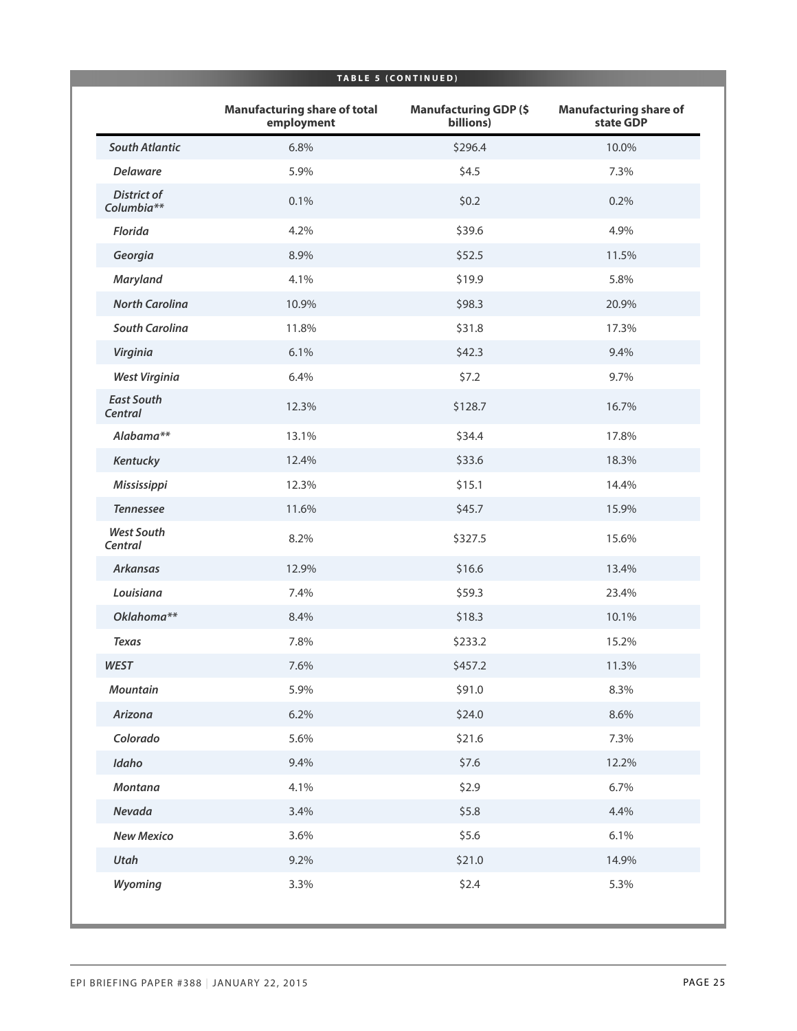**TABLE 5 (CONTINUED)**

| | Manufacturing share of total employment | Manufacturing GDP ($ billions) | Manufacturing share of state GDP |
|---|---|---|---|
| ***South Atlantic*** | 6.8% | $296.4 | 10.0% |
| ***Delaware*** | 5.9% | $4.5 | 7.3% |
| ***District of Columbia**** | 0.1% | $0.2 | 0.2% |
| ***Florida*** | 4.2% | $39.6 | 4.9% |
| ***Georgia*** | 8.9% | $52.5 | 11.5% |
| ***Maryland*** | 4.1% | $19.9 | 5.8% |
| ***North Carolina*** | 10.9% | $98.3 | 20.9% |
| ***South Carolina*** | 11.8% | $31.8 | 17.3% |
| ***Virginia*** | 6.1% | $42.3 | 9.4% |
| ***West Virginia*** | 6.4% | $7.2 | 9.7% |
| ***East South Central*** | 12.3% | $128.7 | 16.7% |
| ***Alabama**** | 13.1% | $34.4 | 17.8% |
| ***Kentucky*** | 12.4% | $33.6 | 18.3% |
| ***Mississippi*** | 12.3% | $15.1 | 14.4% |
| ***Tennessee*** | 11.6% | $45.7 | 15.9% |
| ***West South Central*** | 8.2% | $327.5 | 15.6% |
| ***Arkansas*** | 12.9% | $16.6 | 13.4% |
| ***Louisiana*** | 7.4% | $59.3 | 23.4% |
| ***Oklahoma**** | 8.4% | $18.3 | 10.1% |
| ***Texas*** | 7.8% | $233.2 | 15.2% |
| ***WEST*** | 7.6% | $457.2 | 11.3% |
| ***Mountain*** | 5.9% | $91.0 | 8.3% |
| ***Arizona*** | 6.2% | $24.0 | 8.6% |
| ***Colorado*** | 5.6% | $21.6 | 7.3% |
| ***Idaho*** | 9.4% | $7.6 | 12.2% |
| ***Montana*** | 4.1% | $2.9 | 6.7% |
| ***Nevada*** | 3.4% | $5.8 | 4.4% |
| ***New Mexico*** | 3.6% | $5.6 | 6.1% |
| ***Utah*** | 9.2% | $21.0 | 14.9% |
| ***Wyoming*** | 3.3% | $2.4 | 5.3% |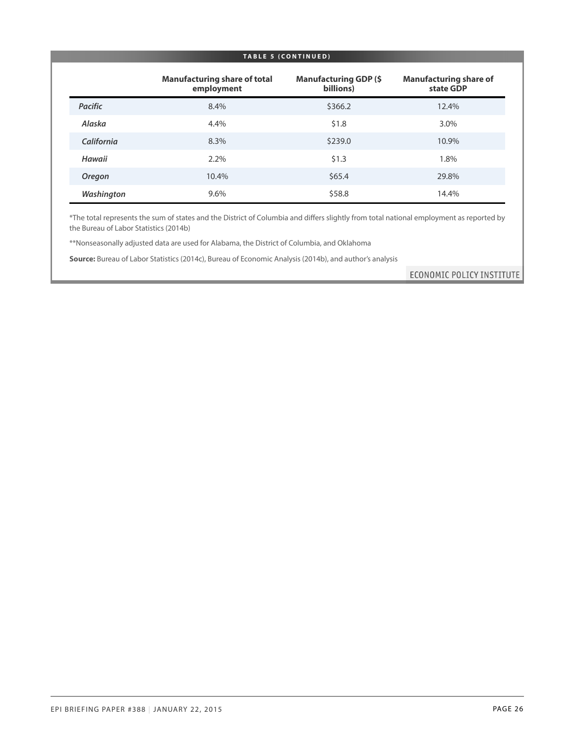**TABLE 5 (CONTINUED)**

| | Manufacturing share of total employment | Manufacturing GDP ($ billions) | Manufacturing share of state GDP |
|---|---|---|---|
| *Pacific* | 8.4% | $366.2 | 12.4% |
| *Alaska* | 4.4% | $1.8 | 3.0% |
| *California* | 8.3% | $239.0 | 10.9% |
| *Hawaii* | 2.2% | $1.3 | 1.8% |
| *Oregon* | 10.4% | $65.4 | 29.8% |
| *Washington* | 9.6% | $58.8 | 14.4% |

*The total represents the sum of states and the District of Columbia and differs slightly from total national employment as reported by the Bureau of Labor Statistics (2014b)

**Nonseasonally adjusted data are used for Alabama, the District of Columbia, and Oklahoma

**Source:** Bureau of Labor Statistics (2014c), Bureau of Economic Analysis (2014b), and author's analysis

ECONOMIC POLICY INSTITUTE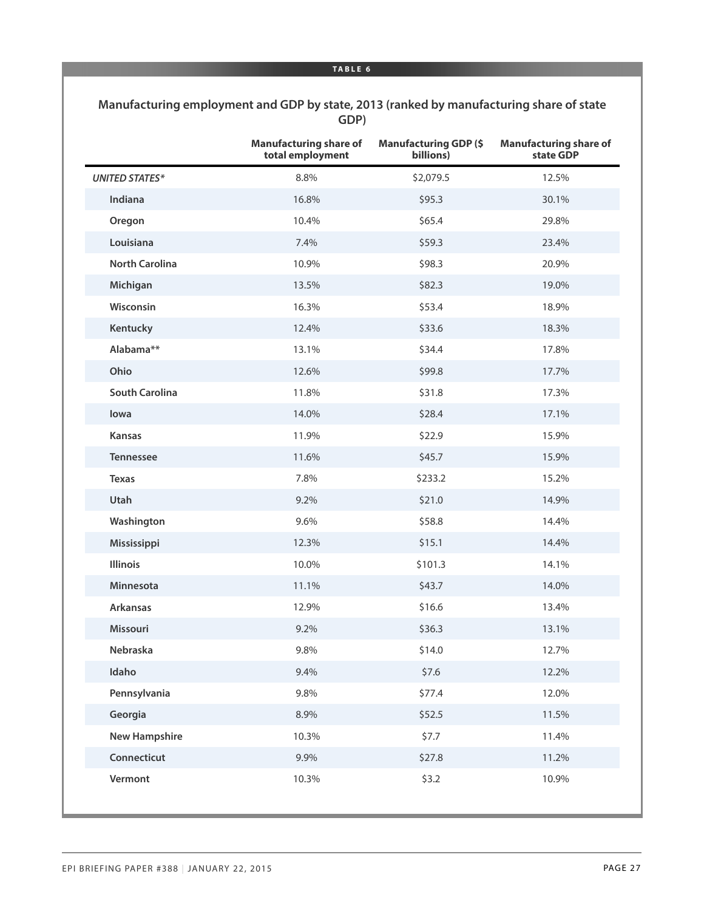TABLE 6

### Manufacturing employment and GDP by state, 2013 (ranked by manufacturing share of state GDP)

| | Manufacturing share of total employment | Manufacturing GDP ($ billions) | Manufacturing share of state GDP |
|---|---|---|---|
| *UNITED STATES** | 8.8% | $2,079.5 | 12.5% |
| **Indiana** | 16.8% | $95.3 | 30.1% |
| **Oregon** | 10.4% | $65.4 | 29.8% |
| **Louisiana** | 7.4% | $59.3 | 23.4% |
| **North Carolina** | 10.9% | $98.3 | 20.9% |
| **Michigan** | 13.5% | $82.3 | 19.0% |
| **Wisconsin** | 16.3% | $53.4 | 18.9% |
| **Kentucky** | 12.4% | $33.6 | 18.3% |
| **Alabama**** | 13.1% | $34.4 | 17.8% |
| **Ohio** | 12.6% | $99.8 | 17.7% |
| **South Carolina** | 11.8% | $31.8 | 17.3% |
| **Iowa** | 14.0% | $28.4 | 17.1% |
| **Kansas** | 11.9% | $22.9 | 15.9% |
| **Tennessee** | 11.6% | $45.7 | 15.9% |
| **Texas** | 7.8% | $233.2 | 15.2% |
| **Utah** | 9.2% | $21.0 | 14.9% |
| **Washington** | 9.6% | $58.8 | 14.4% |
| **Mississippi** | 12.3% | $15.1 | 14.4% |
| **Illinois** | 10.0% | $101.3 | 14.1% |
| **Minnesota** | 11.1% | $43.7 | 14.0% |
| **Arkansas** | 12.9% | $16.6 | 13.4% |
| **Missouri** | 9.2% | $36.3 | 13.1% |
| **Nebraska** | 9.8% | $14.0 | 12.7% |
| **Idaho** | 9.4% | $7.6 | 12.2% |
| **Pennsylvania** | 9.8% | $77.4 | 12.0% |
| **Georgia** | 8.9% | $52.5 | 11.5% |
| **New Hampshire** | 10.3% | $7.7 | 11.4% |
| **Connecticut** | 9.9% | $27.8 | 11.2% |
| **Vermont** | 10.3% | $3.2 | 10.9% |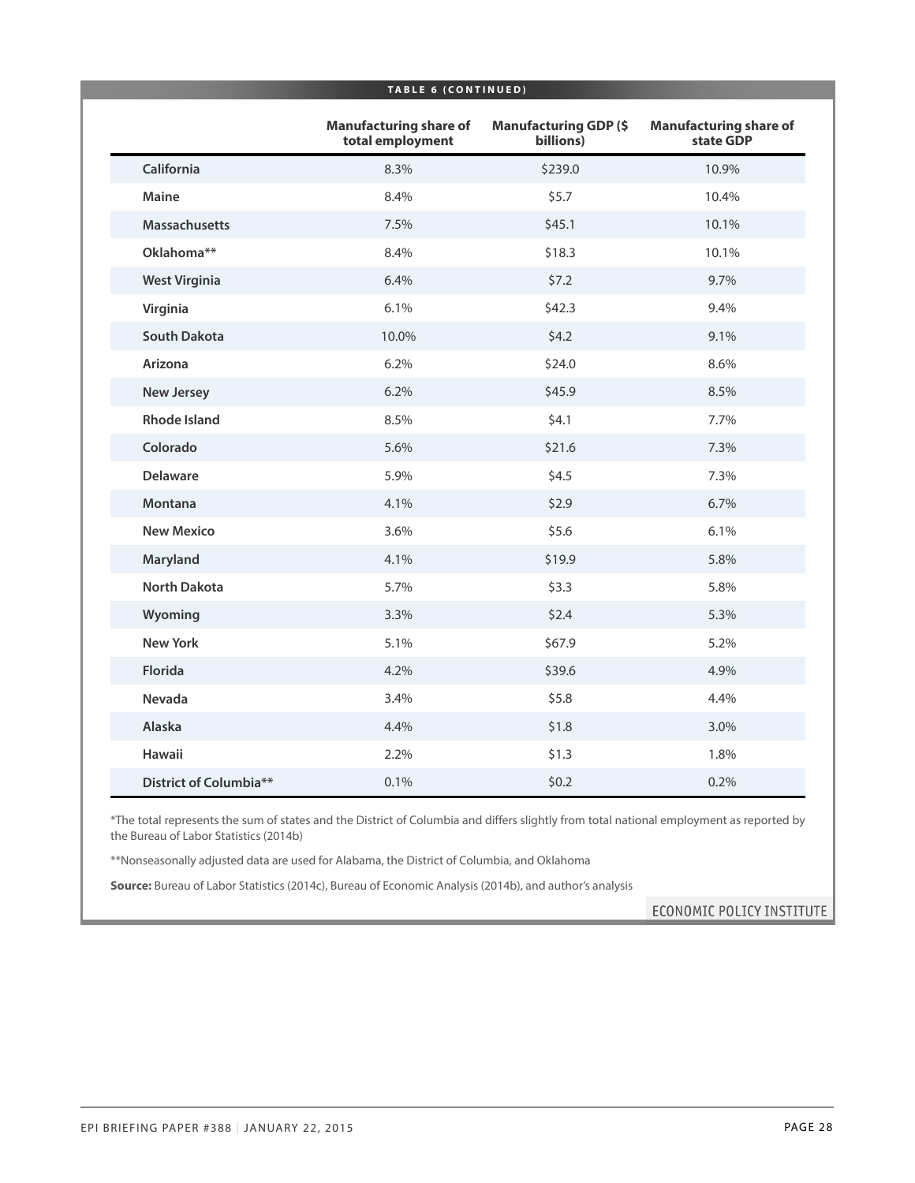**TABLE 6 (CONTINUED)**

| | Manufacturing share of total employment | Manufacturing GDP ($ billions) | Manufacturing share of state GDP |
|---|---|---|---|
| **California** | 8.3% | $239.0 | 10.9% |
| **Maine** | 8.4% | $5.7 | 10.4% |
| **Massachusetts** | 7.5% | $45.1 | 10.1% |
| **Oklahoma**** | 8.4% | $18.3 | 10.1% |
| **West Virginia** | 6.4% | $7.2 | 9.7% |
| **Virginia** | 6.1% | $42.3 | 9.4% |
| **South Dakota** | 10.0% | $4.2 | 9.1% |
| **Arizona** | 6.2% | $24.0 | 8.6% |
| **New Jersey** | 6.2% | $45.9 | 8.5% |
| **Rhode Island** | 8.5% | $4.1 | 7.7% |
| **Colorado** | 5.6% | $21.6 | 7.3% |
| **Delaware** | 5.9% | $4.5 | 7.3% |
| **Montana** | 4.1% | $2.9 | 6.7% |
| **New Mexico** | 3.6% | $5.6 | 6.1% |
| **Maryland** | 4.1% | $19.9 | 5.8% |
| **North Dakota** | 5.7% | $3.3 | 5.8% |
| **Wyoming** | 3.3% | $2.4 | 5.3% |
| **New York** | 5.1% | $67.9 | 5.2% |
| **Florida** | 4.2% | $39.6 | 4.9% |
| **Nevada** | 3.4% | $5.8 | 4.4% |
| **Alaska** | 4.4% | $1.8 | 3.0% |
| **Hawaii** | 2.2% | $1.3 | 1.8% |
| **District of Columbia**** | 0.1% | $0.2 | 0.2% |

*The total represents the sum of states and the District of Columbia and differs slightly from total national employment as reported by the Bureau of Labor Statistics (2014b)

**Nonseasonally adjusted data are used for Alabama, the District of Columbia, and Oklahoma

**Source:** Bureau of Labor Statistics (2014c), Bureau of Economic Analysis (2014b), and author's analysis

ECONOMIC POLICY INSTITUTE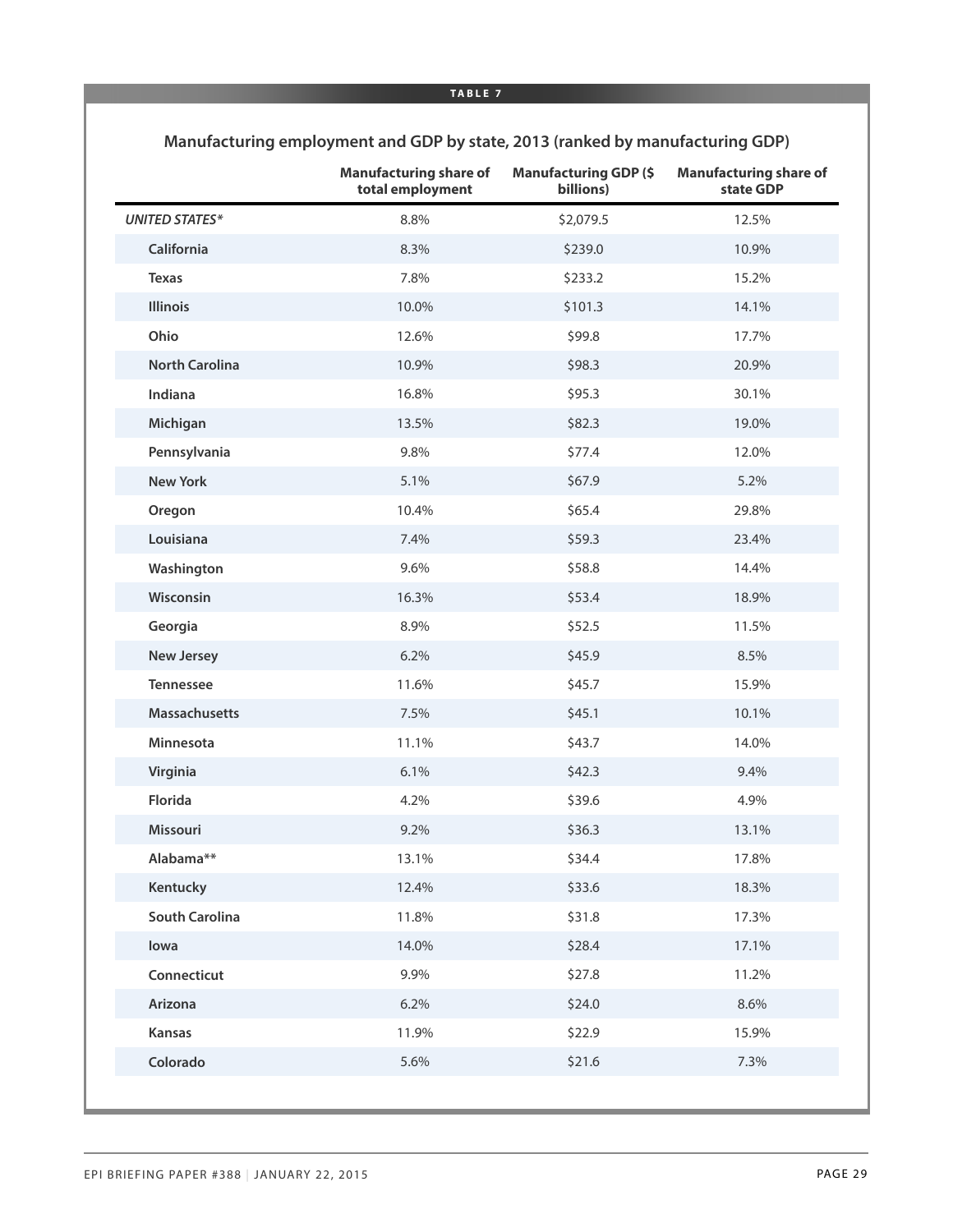**TABLE 7**

## Manufacturing employment and GDP by state, 2013 (ranked by manufacturing GDP)

| | Manufacturing share of total employment | Manufacturing GDP ($ billions) | Manufacturing share of state GDP |
|---|---|---|---|
| *UNITED STATES** | 8.8% | $2,079.5 | 12.5% |
| **California** | 8.3% | $239.0 | 10.9% |
| **Texas** | 7.8% | $233.2 | 15.2% |
| **Illinois** | 10.0% | $101.3 | 14.1% |
| **Ohio** | 12.6% | $99.8 | 17.7% |
| **North Carolina** | 10.9% | $98.3 | 20.9% |
| **Indiana** | 16.8% | $95.3 | 30.1% |
| **Michigan** | 13.5% | $82.3 | 19.0% |
| **Pennsylvania** | 9.8% | $77.4 | 12.0% |
| **New York** | 5.1% | $67.9 | 5.2% |
| **Oregon** | 10.4% | $65.4 | 29.8% |
| **Louisiana** | 7.4% | $59.3 | 23.4% |
| **Washington** | 9.6% | $58.8 | 14.4% |
| **Wisconsin** | 16.3% | $53.4 | 18.9% |
| **Georgia** | 8.9% | $52.5 | 11.5% |
| **New Jersey** | 6.2% | $45.9 | 8.5% |
| **Tennessee** | 11.6% | $45.7 | 15.9% |
| **Massachusetts** | 7.5% | $45.1 | 10.1% |
| **Minnesota** | 11.1% | $43.7 | 14.0% |
| **Virginia** | 6.1% | $42.3 | 9.4% |
| **Florida** | 4.2% | $39.6 | 4.9% |
| **Missouri** | 9.2% | $36.3 | 13.1% |
| **Alabama**** | 13.1% | $34.4 | 17.8% |
| **Kentucky** | 12.4% | $33.6 | 18.3% |
| **South Carolina** | 11.8% | $31.8 | 17.3% |
| **Iowa** | 14.0% | $28.4 | 17.1% |
| **Connecticut** | 9.9% | $27.8 | 11.2% |
| **Arizona** | 6.2% | $24.0 | 8.6% |
| **Kansas** | 11.9% | $22.9 | 15.9% |
| **Colorado** | 5.6% | $21.6 | 7.3% |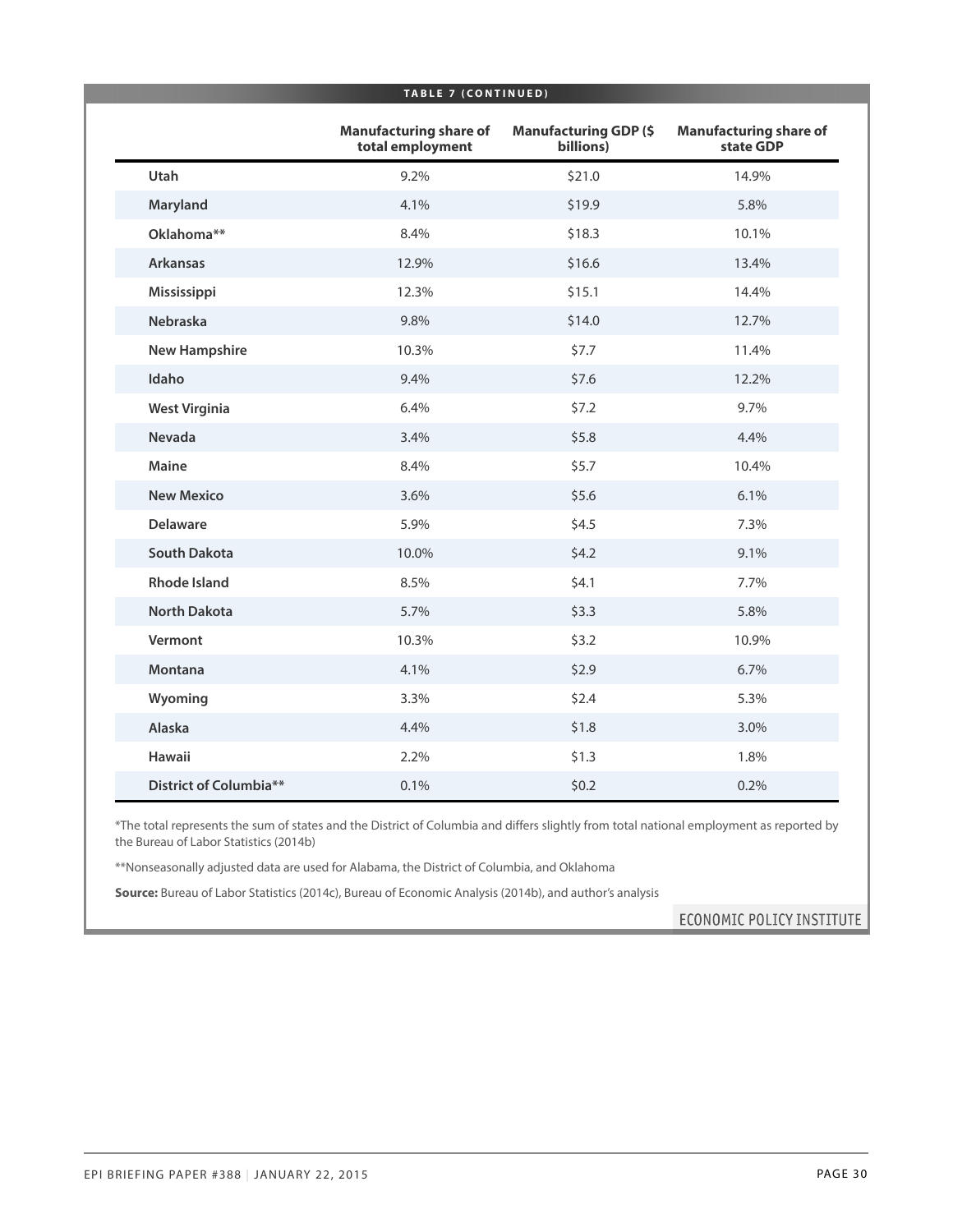**TABLE 7 (CONTINUED)**

| | Manufacturing share of total employment | Manufacturing GDP ($ billions) | Manufacturing share of state GDP |
|---|---|---|---|
| **Utah** | 9.2% | $21.0 | 14.9% |
| **Maryland** | 4.1% | $19.9 | 5.8% |
| **Oklahoma**** | 8.4% | $18.3 | 10.1% |
| **Arkansas** | 12.9% | $16.6 | 13.4% |
| **Mississippi** | 12.3% | $15.1 | 14.4% |
| **Nebraska** | 9.8% | $14.0 | 12.7% |
| **New Hampshire** | 10.3% | $7.7 | 11.4% |
| **Idaho** | 9.4% | $7.6 | 12.2% |
| **West Virginia** | 6.4% | $7.2 | 9.7% |
| **Nevada** | 3.4% | $5.8 | 4.4% |
| **Maine** | 8.4% | $5.7 | 10.4% |
| **New Mexico** | 3.6% | $5.6 | 6.1% |
| **Delaware** | 5.9% | $4.5 | 7.3% |
| **South Dakota** | 10.0% | $4.2 | 9.1% |
| **Rhode Island** | 8.5% | $4.1 | 7.7% |
| **North Dakota** | 5.7% | $3.3 | 5.8% |
| **Vermont** | 10.3% | $3.2 | 10.9% |
| **Montana** | 4.1% | $2.9 | 6.7% |
| **Wyoming** | 3.3% | $2.4 | 5.3% |
| **Alaska** | 4.4% | $1.8 | 3.0% |
| **Hawaii** | 2.2% | $1.3 | 1.8% |
| **District of Columbia**** | 0.1% | $0.2 | 0.2% |

*The total represents the sum of states and the District of Columbia and differs slightly from total national employment as reported by the Bureau of Labor Statistics (2014b)

**Nonseasonally adjusted data are used for Alabama, the District of Columbia, and Oklahoma

**Source:** Bureau of Labor Statistics (2014c), Bureau of Economic Analysis (2014b), and author's analysis

ECONOMIC POLICY INSTITUTE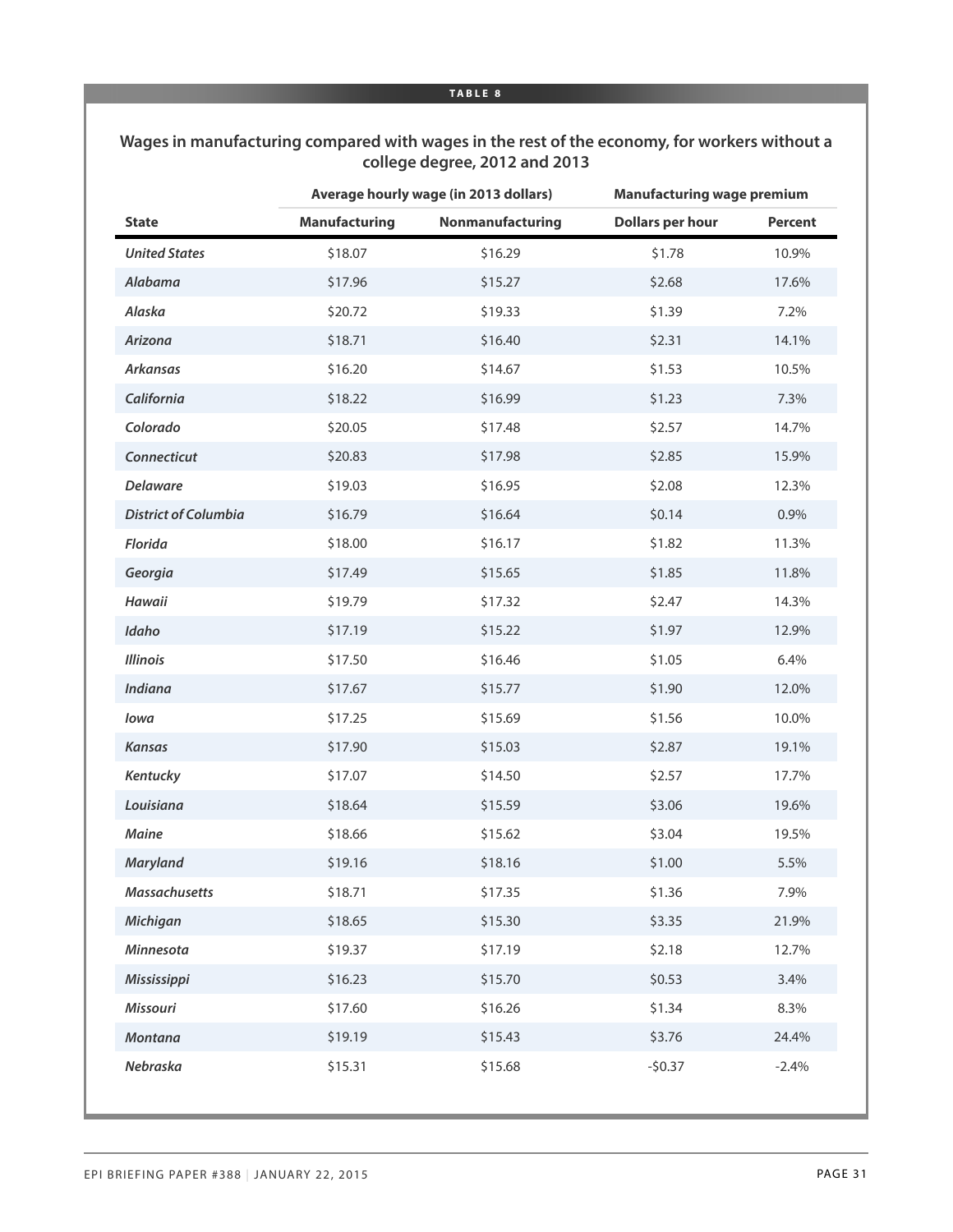**TABLE 8**

**Wages in manufacturing compared with wages in the rest of the economy, for workers without a college degree, 2012 and 2013**

| | Average hourly wage (in 2013 dollars) | | Manufacturing wage premium | |
|---|---|---|---|---|
| **State** | **Manufacturing** | **Nonmanufacturing** | **Dollars per hour** | **Percent** |
| *United States* | $18.07 | $16.29 | $1.78 | 10.9% |
| *Alabama* | $17.96 | $15.27 | $2.68 | 17.6% |
| *Alaska* | $20.72 | $19.33 | $1.39 | 7.2% |
| *Arizona* | $18.71 | $16.40 | $2.31 | 14.1% |
| *Arkansas* | $16.20 | $14.67 | $1.53 | 10.5% |
| *California* | $18.22 | $16.99 | $1.23 | 7.3% |
| *Colorado* | $20.05 | $17.48 | $2.57 | 14.7% |
| *Connecticut* | $20.83 | $17.98 | $2.85 | 15.9% |
| *Delaware* | $19.03 | $16.95 | $2.08 | 12.3% |
| *District of Columbia* | $16.79 | $16.64 | $0.14 | 0.9% |
| *Florida* | $18.00 | $16.17 | $1.82 | 11.3% |
| *Georgia* | $17.49 | $15.65 | $1.85 | 11.8% |
| *Hawaii* | $19.79 | $17.32 | $2.47 | 14.3% |
| *Idaho* | $17.19 | $15.22 | $1.97 | 12.9% |
| *Illinois* | $17.50 | $16.46 | $1.05 | 6.4% |
| *Indiana* | $17.67 | $15.77 | $1.90 | 12.0% |
| *Iowa* | $17.25 | $15.69 | $1.56 | 10.0% |
| *Kansas* | $17.90 | $15.03 | $2.87 | 19.1% |
| *Kentucky* | $17.07 | $14.50 | $2.57 | 17.7% |
| *Louisiana* | $18.64 | $15.59 | $3.06 | 19.6% |
| *Maine* | $18.66 | $15.62 | $3.04 | 19.5% |
| *Maryland* | $19.16 | $18.16 | $1.00 | 5.5% |
| *Massachusetts* | $18.71 | $17.35 | $1.36 | 7.9% |
| *Michigan* | $18.65 | $15.30 | $3.35 | 21.9% |
| *Minnesota* | $19.37 | $17.19 | $2.18 | 12.7% |
| *Mississippi* | $16.23 | $15.70 | $0.53 | 3.4% |
| *Missouri* | $17.60 | $16.26 | $1.34 | 8.3% |
| *Montana* | $19.19 | $15.43 | $3.76 | 24.4% |
| *Nebraska* | $15.31 | $15.68 | -$0.37 | -2.4% |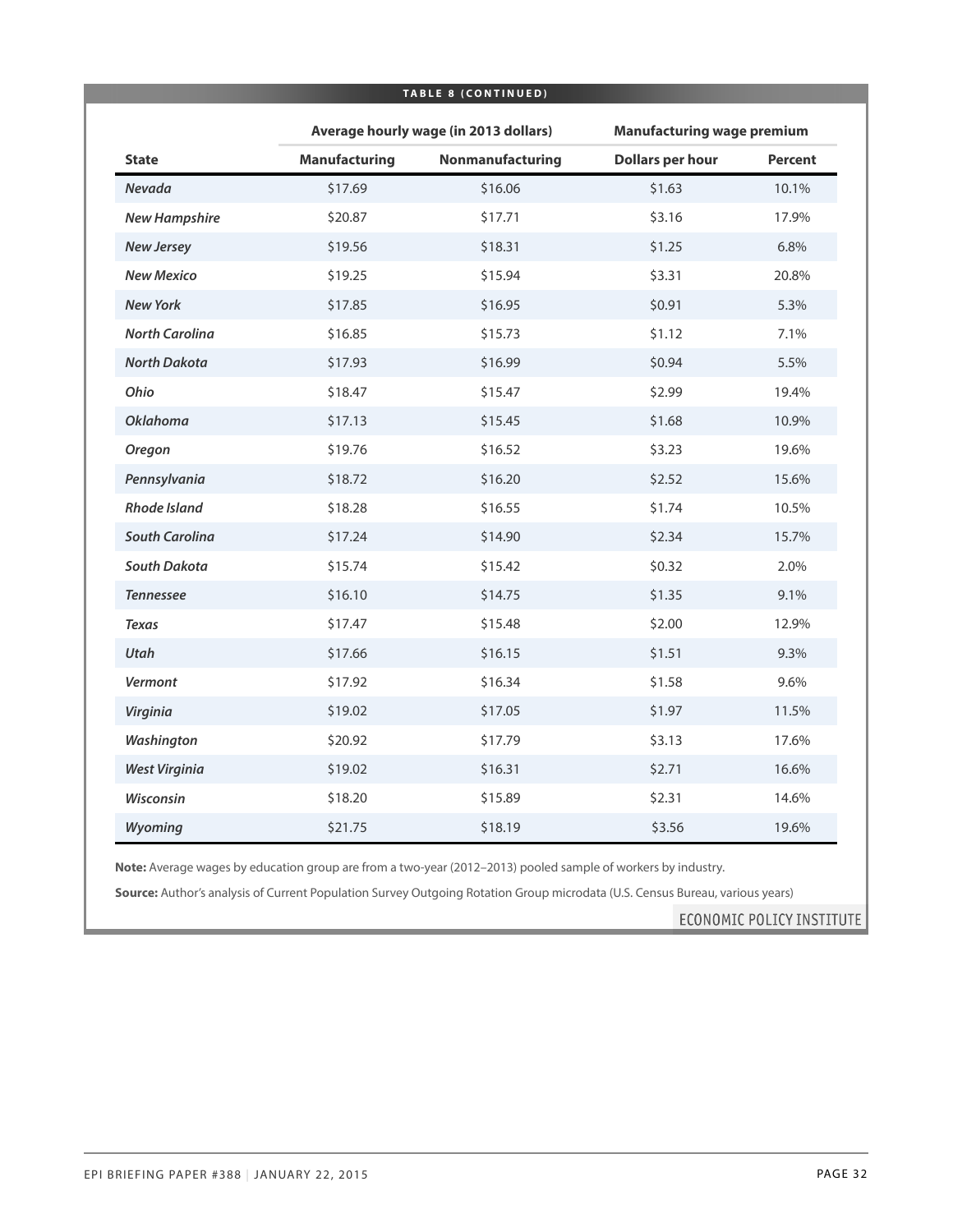**TABLE 8 (CONTINUED)**

| State | Average hourly wage (in 2013 dollars) | | Manufacturing wage premium | |
|---|---|---|---|---|
| | Manufacturing | Nonmanufacturing | Dollars per hour | Percent |
| *Nevada* | $17.69 | $16.06 | $1.63 | 10.1% |
| *New Hampshire* | $20.87 | $17.71 | $3.16 | 17.9% |
| *New Jersey* | $19.56 | $18.31 | $1.25 | 6.8% |
| *New Mexico* | $19.25 | $15.94 | $3.31 | 20.8% |
| *New York* | $17.85 | $16.95 | $0.91 | 5.3% |
| *North Carolina* | $16.85 | $15.73 | $1.12 | 7.1% |
| *North Dakota* | $17.93 | $16.99 | $0.94 | 5.5% |
| *Ohio* | $18.47 | $15.47 | $2.99 | 19.4% |
| *Oklahoma* | $17.13 | $15.45 | $1.68 | 10.9% |
| *Oregon* | $19.76 | $16.52 | $3.23 | 19.6% |
| *Pennsylvania* | $18.72 | $16.20 | $2.52 | 15.6% |
| *Rhode Island* | $18.28 | $16.55 | $1.74 | 10.5% |
| *South Carolina* | $17.24 | $14.90 | $2.34 | 15.7% |
| *South Dakota* | $15.74 | $15.42 | $0.32 | 2.0% |
| *Tennessee* | $16.10 | $14.75 | $1.35 | 9.1% |
| *Texas* | $17.47 | $15.48 | $2.00 | 12.9% |
| *Utah* | $17.66 | $16.15 | $1.51 | 9.3% |
| *Vermont* | $17.92 | $16.34 | $1.58 | 9.6% |
| *Virginia* | $19.02 | $17.05 | $1.97 | 11.5% |
| *Washington* | $20.92 | $17.79 | $3.13 | 17.6% |
| *West Virginia* | $19.02 | $16.31 | $2.71 | 16.6% |
| *Wisconsin* | $18.20 | $15.89 | $2.31 | 14.6% |
| *Wyoming* | $21.75 | $18.19 | $3.56 | 19.6% |

**Note:** Average wages by education group are from a two-year (2012–2013) pooled sample of workers by industry.

**Source:** Author's analysis of Current Population Survey Outgoing Rotation Group microdata (U.S. Census Bureau, various years)

ECONOMIC POLICY INSTITUTE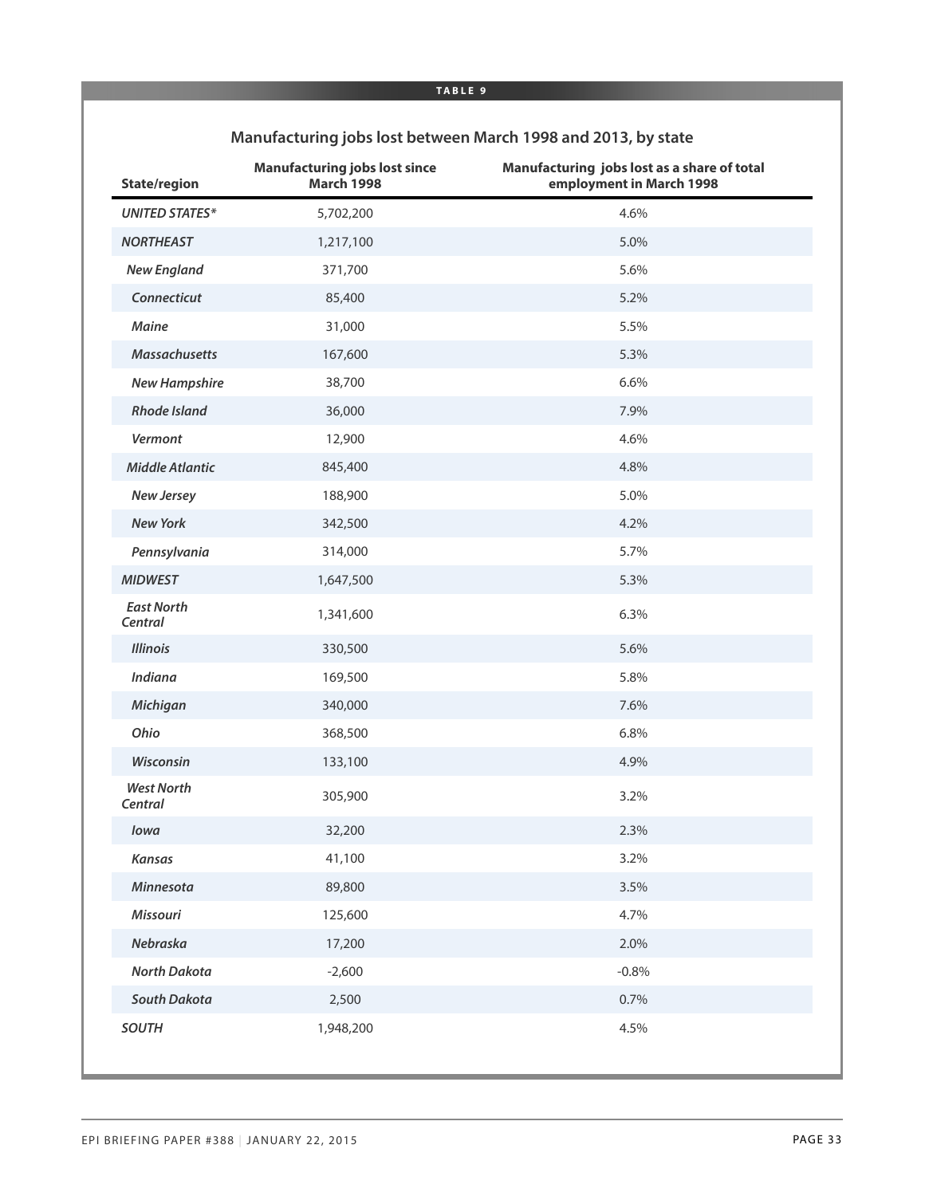**TABLE 9**

## Manufacturing jobs lost between March 1998 and 2013, by state

| State/region | Manufacturing jobs lost since March 1998 | Manufacturing jobs lost as a share of total employment in March 1998 |
|---|---|---|
| *UNITED STATES** | 5,702,200 | 4.6% |
| *NORTHEAST* | 1,217,100 | 5.0% |
| *New England* | 371,700 | 5.6% |
| *Connecticut* | 85,400 | 5.2% |
| *Maine* | 31,000 | 5.5% |
| *Massachusetts* | 167,600 | 5.3% |
| *New Hampshire* | 38,700 | 6.6% |
| *Rhode Island* | 36,000 | 7.9% |
| *Vermont* | 12,900 | 4.6% |
| *Middle Atlantic* | 845,400 | 4.8% |
| *New Jersey* | 188,900 | 5.0% |
| *New York* | 342,500 | 4.2% |
| *Pennsylvania* | 314,000 | 5.7% |
| *MIDWEST* | 1,647,500 | 5.3% |
| *East North Central* | 1,341,600 | 6.3% |
| *Illinois* | 330,500 | 5.6% |
| *Indiana* | 169,500 | 5.8% |
| *Michigan* | 340,000 | 7.6% |
| *Ohio* | 368,500 | 6.8% |
| *Wisconsin* | 133,100 | 4.9% |
| *West North Central* | 305,900 | 3.2% |
| *Iowa* | 32,200 | 2.3% |
| *Kansas* | 41,100 | 3.2% |
| *Minnesota* | 89,800 | 3.5% |
| *Missouri* | 125,600 | 4.7% |
| *Nebraska* | 17,200 | 2.0% |
| *North Dakota* | -2,600 | -0.8% |
| *South Dakota* | 2,500 | 0.7% |
| *SOUTH* | 1,948,200 | 4.5% |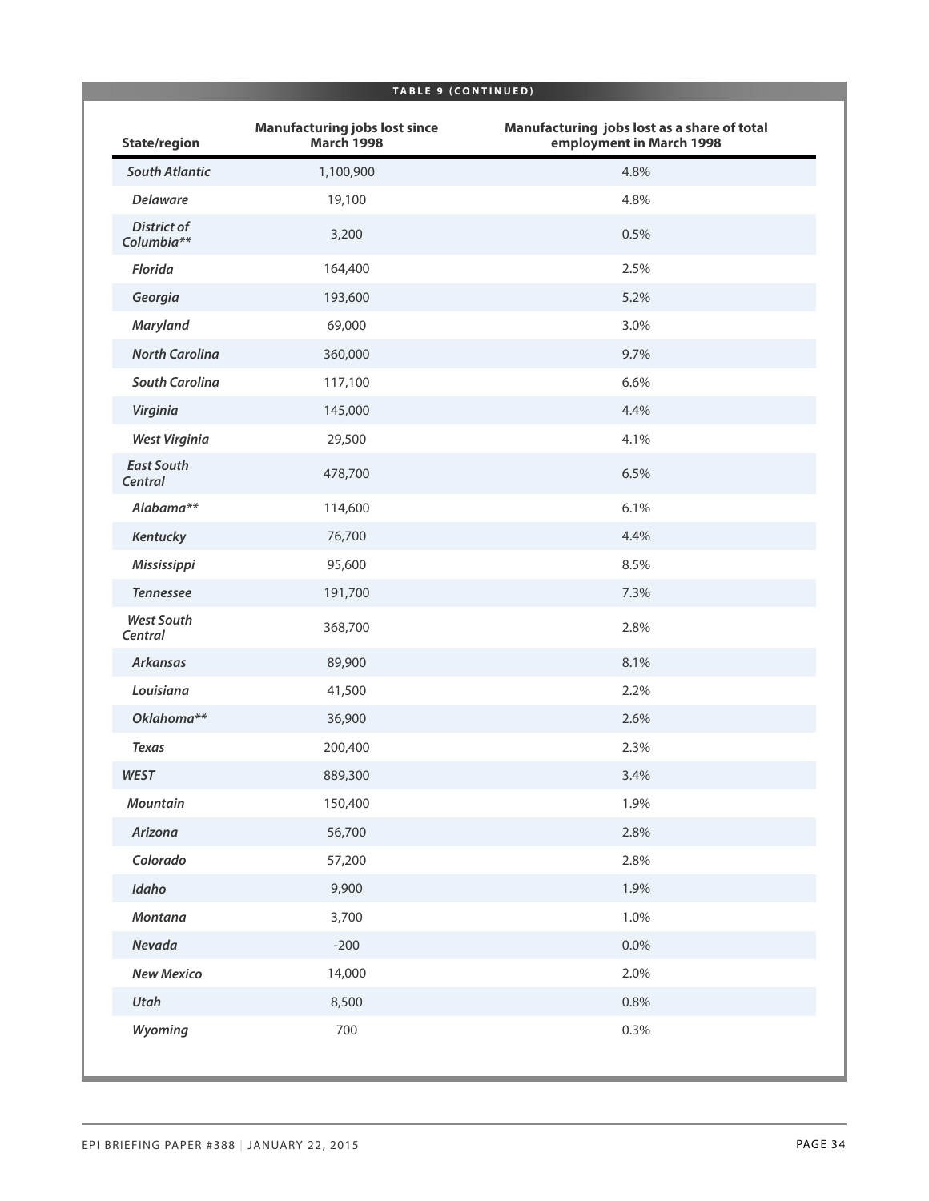**TABLE 9 (CONTINUED)**

| State/region | Manufacturing jobs lost since March 1998 | Manufacturing jobs lost as a share of total employment in March 1998 |
|---|---|---|
| *South Atlantic* | 1,100,900 | 4.8% |
| *Delaware* | 19,100 | 4.8% |
| *District of Columbia***| 3,200 | 0.5% |
| *Florida* | 164,400 | 2.5% |
| *Georgia* | 193,600 | 5.2% |
| *Maryland* | 69,000 | 3.0% |
| *North Carolina* | 360,000 | 9.7% |
| *South Carolina* | 117,100 | 6.6% |
| *Virginia* | 145,000 | 4.4% |
| *West Virginia* | 29,500 | 4.1% |
| *East South Central* | 478,700 | 6.5% |
| *Alabama*** | 114,600 | 6.1% |
| *Kentucky* | 76,700 | 4.4% |
| *Mississippi* | 95,600 | 8.5% |
| *Tennessee* | 191,700 | 7.3% |
| *West South Central* | 368,700 | 2.8% |
| *Arkansas* | 89,900 | 8.1% |
| *Louisiana* | 41,500 | 2.2% |
| *Oklahoma*** | 36,900 | 2.6% |
| *Texas* | 200,400 | 2.3% |
| *WEST* | 889,300 | 3.4% |
| *Mountain* | 150,400 | 1.9% |
| *Arizona* | 56,700 | 2.8% |
| *Colorado* | 57,200 | 2.8% |
| *Idaho* | 9,900 | 1.9% |
| *Montana* | 3,700 | 1.0% |
| *Nevada* | -200 | 0.0% |
| *New Mexico* | 14,000 | 2.0% |
| *Utah* | 8,500 | 0.8% |
| *Wyoming* | 700 | 0.3% |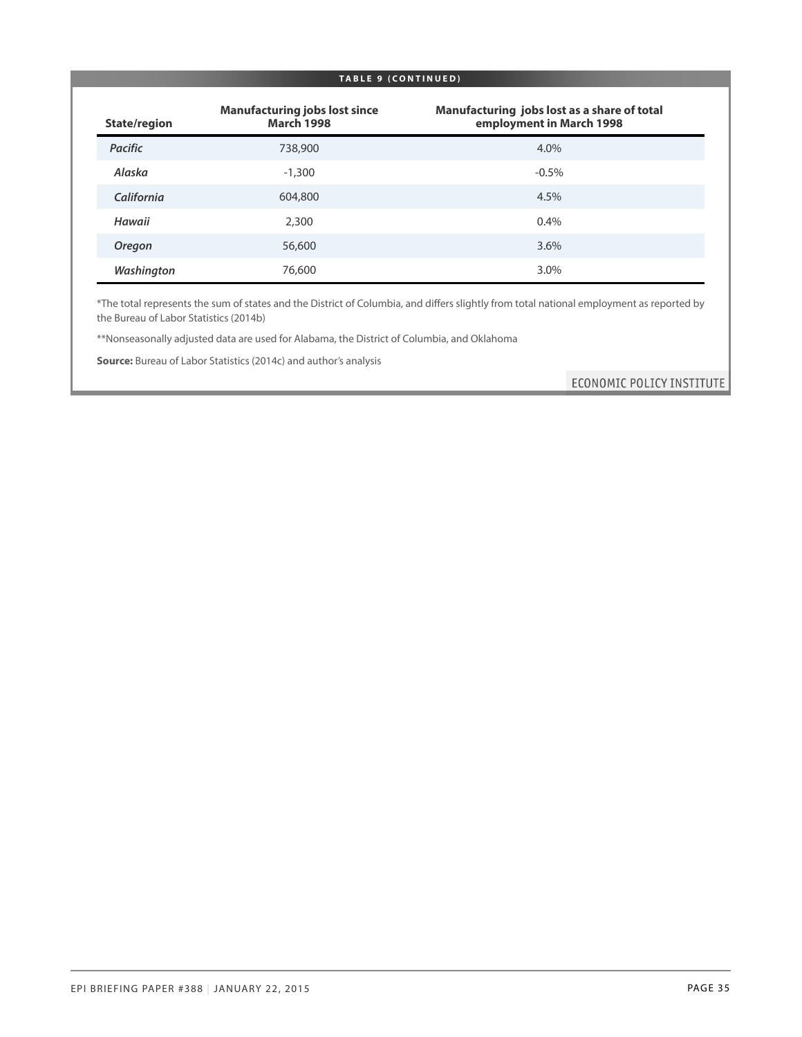**TABLE 9 (CONTINUED)**

| State/region | Manufacturing jobs lost since March 1998 | Manufacturing jobs lost as a share of total employment in March 1998 |
|---|---|---|
| *Pacific* | 738,900 | 4.0% |
| *Alaska* | -1,300 | -0.5% |
| *California* | 604,800 | 4.5% |
| *Hawaii* | 2,300 | 0.4% |
| *Oregon* | 56,600 | 3.6% |
| *Washington* | 76,600 | 3.0% |

*The total represents the sum of states and the District of Columbia, and differs slightly from total national employment as reported by the Bureau of Labor Statistics (2014b)

**Nonseasonally adjusted data are used for Alabama, the District of Columbia, and Oklahoma

**Source:** Bureau of Labor Statistics (2014c) and author's analysis

ECONOMIC POLICY INSTITUTE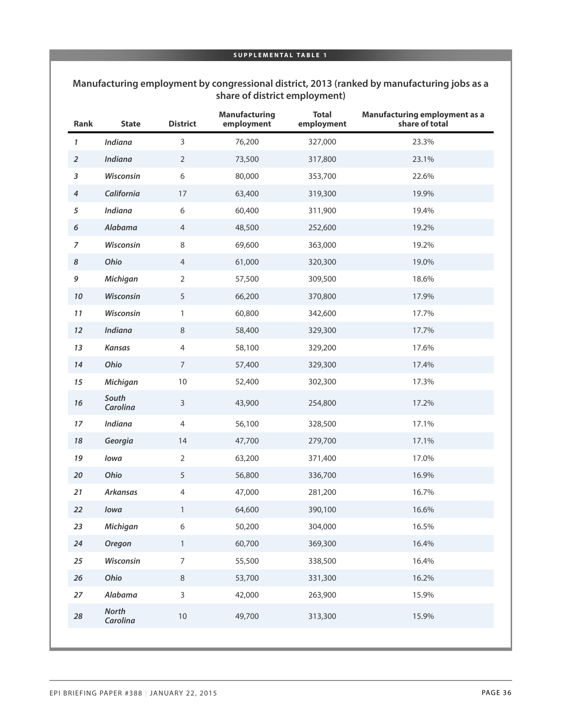**SUPPLEMENTAL TABLE 1**

## Manufacturing employment by congressional district, 2013 (ranked by manufacturing jobs as a share of district employment)

| Rank | State | District | Manufacturing employment | Total employment | Manufacturing employment as a share of total |
|---|---|---|---|---|---|
| *1* | *Indiana* | 3 | 76,200 | 327,000 | 23.3% |
| *2* | *Indiana* | 2 | 73,500 | 317,800 | 23.1% |
| *3* | *Wisconsin* | 6 | 80,000 | 353,700 | 22.6% |
| *4* | *California* | 17 | 63,400 | 319,300 | 19.9% |
| *5* | *Indiana* | 6 | 60,400 | 311,900 | 19.4% |
| *6* | *Alabama* | 4 | 48,500 | 252,600 | 19.2% |
| *7* | *Wisconsin* | 8 | 69,600 | 363,000 | 19.2% |
| *8* | *Ohio* | 4 | 61,000 | 320,300 | 19.0% |
| *9* | *Michigan* | 2 | 57,500 | 309,500 | 18.6% |
| *10* | *Wisconsin* | 5 | 66,200 | 370,800 | 17.9% |
| *11* | *Wisconsin* | 1 | 60,800 | 342,600 | 17.7% |
| *12* | *Indiana* | 8 | 58,400 | 329,300 | 17.7% |
| *13* | *Kansas* | 4 | 58,100 | 329,200 | 17.6% |
| *14* | *Ohio* | 7 | 57,400 | 329,300 | 17.4% |
| *15* | *Michigan* | 10 | 52,400 | 302,300 | 17.3% |
| *16* | *South Carolina* | 3 | 43,900 | 254,800 | 17.2% |
| *17* | *Indiana* | 4 | 56,100 | 328,500 | 17.1% |
| *18* | *Georgia* | 14 | 47,700 | 279,700 | 17.1% |
| *19* | *Iowa* | 2 | 63,200 | 371,400 | 17.0% |
| *20* | *Ohio* | 5 | 56,800 | 336,700 | 16.9% |
| *21* | *Arkansas* | 4 | 47,000 | 281,200 | 16.7% |
| *22* | *Iowa* | 1 | 64,600 | 390,100 | 16.6% |
| *23* | *Michigan* | 6 | 50,200 | 304,000 | 16.5% |
| *24* | *Oregon* | 1 | 60,700 | 369,300 | 16.4% |
| *25* | *Wisconsin* | 7 | 55,500 | 338,500 | 16.4% |
| *26* | *Ohio* | 8 | 53,700 | 331,300 | 16.2% |
| *27* | *Alabama* | 3 | 42,000 | 263,900 | 15.9% |
| *28* | *North Carolina* | 10 | 49,700 | 313,300 | 15.9% |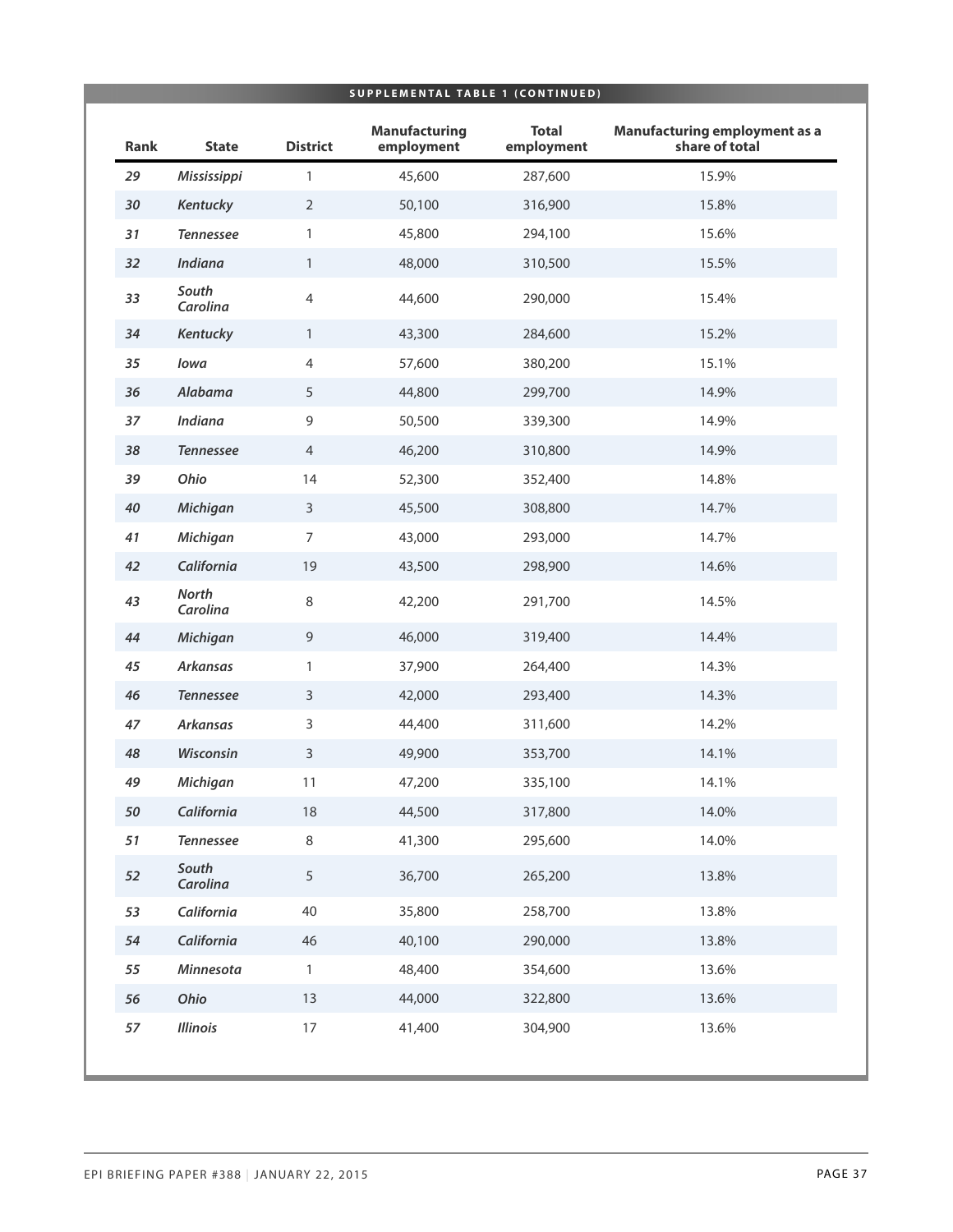**SUPPLEMENTAL TABLE 1 (CONTINUED)**

| Rank | State | District | Manufacturing employment | Total employment | Manufacturing employment as a share of total |
|---|---|---|---|---|---|
| *29* | *Mississippi* | 1 | 45,600 | 287,600 | 15.9% |
| *30* | *Kentucky* | 2 | 50,100 | 316,900 | 15.8% |
| *31* | *Tennessee* | 1 | 45,800 | 294,100 | 15.6% |
| *32* | *Indiana* | 1 | 48,000 | 310,500 | 15.5% |
| *33* | *South Carolina* | 4 | 44,600 | 290,000 | 15.4% |
| *34* | *Kentucky* | 1 | 43,300 | 284,600 | 15.2% |
| *35* | *Iowa* | 4 | 57,600 | 380,200 | 15.1% |
| *36* | *Alabama* | 5 | 44,800 | 299,700 | 14.9% |
| *37* | *Indiana* | 9 | 50,500 | 339,300 | 14.9% |
| *38* | *Tennessee* | 4 | 46,200 | 310,800 | 14.9% |
| *39* | *Ohio* | 14 | 52,300 | 352,400 | 14.8% |
| *40* | *Michigan* | 3 | 45,500 | 308,800 | 14.7% |
| *41* | *Michigan* | 7 | 43,000 | 293,000 | 14.7% |
| *42* | *California* | 19 | 43,500 | 298,900 | 14.6% |
| *43* | *North Carolina* | 8 | 42,200 | 291,700 | 14.5% |
| *44* | *Michigan* | 9 | 46,000 | 319,400 | 14.4% |
| *45* | *Arkansas* | 1 | 37,900 | 264,400 | 14.3% |
| *46* | *Tennessee* | 3 | 42,000 | 293,400 | 14.3% |
| *47* | *Arkansas* | 3 | 44,400 | 311,600 | 14.2% |
| *48* | *Wisconsin* | 3 | 49,900 | 353,700 | 14.1% |
| *49* | *Michigan* | 11 | 47,200 | 335,100 | 14.1% |
| *50* | *California* | 18 | 44,500 | 317,800 | 14.0% |
| *51* | *Tennessee* | 8 | 41,300 | 295,600 | 14.0% |
| *52* | *South Carolina* | 5 | 36,700 | 265,200 | 13.8% |
| *53* | *California* | 40 | 35,800 | 258,700 | 13.8% |
| *54* | *California* | 46 | 40,100 | 290,000 | 13.8% |
| *55* | *Minnesota* | 1 | 48,400 | 354,600 | 13.6% |
| *56* | *Ohio* | 13 | 44,000 | 322,800 | 13.6% |
| *57* | *Illinois* | 17 | 41,400 | 304,900 | 13.6% |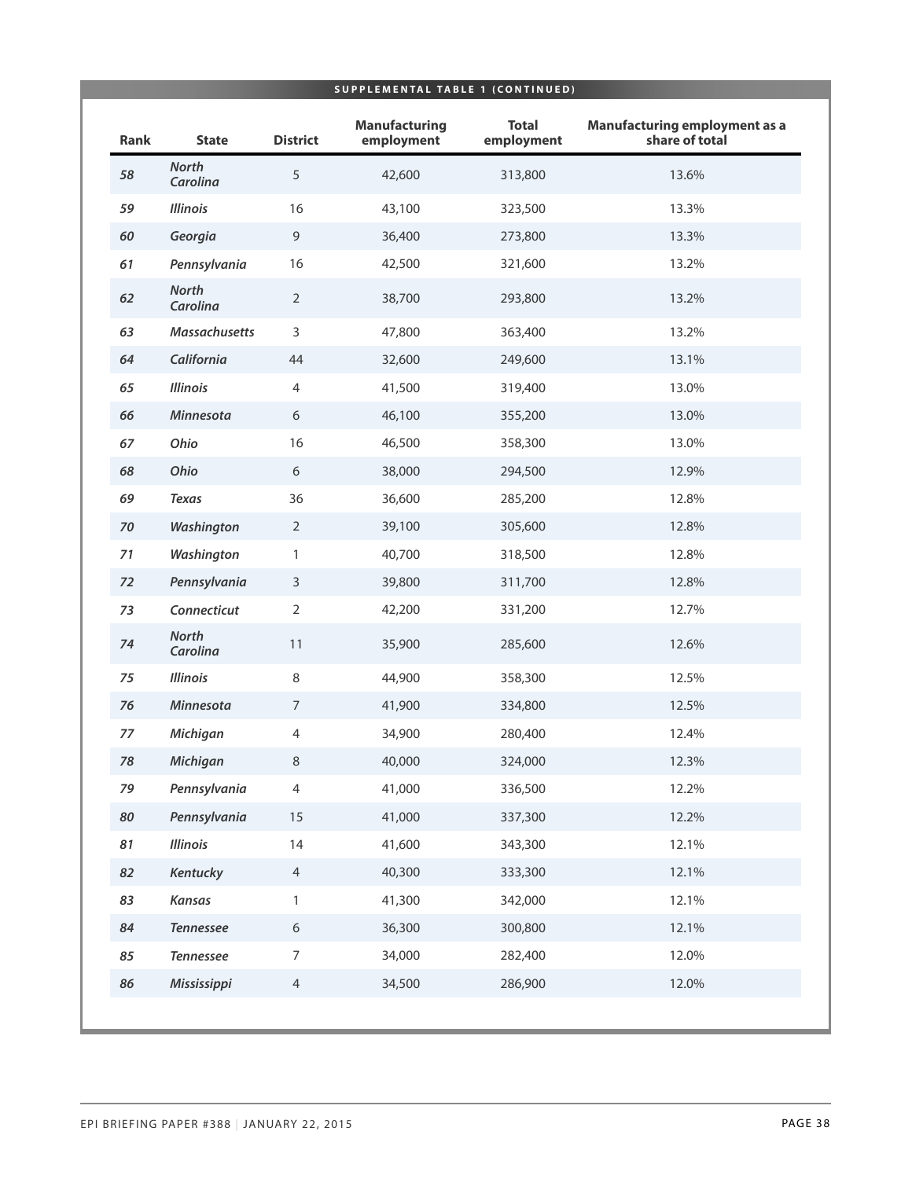**SUPPLEMENTAL TABLE 1 (CONTINUED)**

| Rank | State | District | Manufacturing employment | Total employment | Manufacturing employment as a share of total |
|---|---|---|---|---|---|
| *58* | *North Carolina* | 5 | 42,600 | 313,800 | 13.6% |
| *59* | *Illinois* | 16 | 43,100 | 323,500 | 13.3% |
| *60* | *Georgia* | 9 | 36,400 | 273,800 | 13.3% |
| *61* | *Pennsylvania* | 16 | 42,500 | 321,600 | 13.2% |
| *62* | *North Carolina* | 2 | 38,700 | 293,800 | 13.2% |
| *63* | *Massachusetts* | 3 | 47,800 | 363,400 | 13.2% |
| *64* | *California* | 44 | 32,600 | 249,600 | 13.1% |
| *65* | *Illinois* | 4 | 41,500 | 319,400 | 13.0% |
| *66* | *Minnesota* | 6 | 46,100 | 355,200 | 13.0% |
| *67* | *Ohio* | 16 | 46,500 | 358,300 | 13.0% |
| *68* | *Ohio* | 6 | 38,000 | 294,500 | 12.9% |
| *69* | *Texas* | 36 | 36,600 | 285,200 | 12.8% |
| *70* | *Washington* | 2 | 39,100 | 305,600 | 12.8% |
| *71* | *Washington* | 1 | 40,700 | 318,500 | 12.8% |
| *72* | *Pennsylvania* | 3 | 39,800 | 311,700 | 12.8% |
| *73* | *Connecticut* | 2 | 42,200 | 331,200 | 12.7% |
| *74* | *North Carolina* | 11 | 35,900 | 285,600 | 12.6% |
| *75* | *Illinois* | 8 | 44,900 | 358,300 | 12.5% |
| *76* | *Minnesota* | 7 | 41,900 | 334,800 | 12.5% |
| *77* | *Michigan* | 4 | 34,900 | 280,400 | 12.4% |
| *78* | *Michigan* | 8 | 40,000 | 324,000 | 12.3% |
| *79* | *Pennsylvania* | 4 | 41,000 | 336,500 | 12.2% |
| *80* | *Pennsylvania* | 15 | 41,000 | 337,300 | 12.2% |
| *81* | *Illinois* | 14 | 41,600 | 343,300 | 12.1% |
| *82* | *Kentucky* | 4 | 40,300 | 333,300 | 12.1% |
| *83* | *Kansas* | 1 | 41,300 | 342,000 | 12.1% |
| *84* | *Tennessee* | 6 | 36,300 | 300,800 | 12.1% |
| *85* | *Tennessee* | 7 | 34,000 | 282,400 | 12.0% |
| *86* | *Mississippi* | 4 | 34,500 | 286,900 | 12.0% |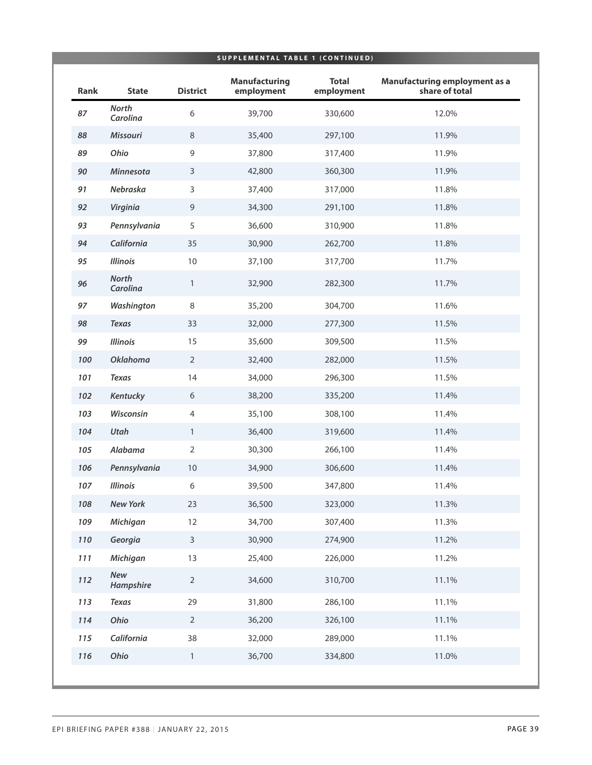**SUPPLEMENTAL TABLE 1 (CONTINUED)**

| Rank | State | District | Manufacturing employment | Total employment | Manufacturing employment as a share of total |
|---|---|---|---|---|---|
| *87* | *North Carolina* | 6 | 39,700 | 330,600 | 12.0% |
| *88* | *Missouri* | 8 | 35,400 | 297,100 | 11.9% |
| *89* | *Ohio* | 9 | 37,800 | 317,400 | 11.9% |
| *90* | *Minnesota* | 3 | 42,800 | 360,300 | 11.9% |
| *91* | *Nebraska* | 3 | 37,400 | 317,000 | 11.8% |
| *92* | *Virginia* | 9 | 34,300 | 291,100 | 11.8% |
| *93* | *Pennsylvania* | 5 | 36,600 | 310,900 | 11.8% |
| *94* | *California* | 35 | 30,900 | 262,700 | 11.8% |
| *95* | *Illinois* | 10 | 37,100 | 317,700 | 11.7% |
| *96* | *North Carolina* | 1 | 32,900 | 282,300 | 11.7% |
| *97* | *Washington* | 8 | 35,200 | 304,700 | 11.6% |
| *98* | *Texas* | 33 | 32,000 | 277,300 | 11.5% |
| *99* | *Illinois* | 15 | 35,600 | 309,500 | 11.5% |
| *100* | *Oklahoma* | 2 | 32,400 | 282,000 | 11.5% |
| *101* | *Texas* | 14 | 34,000 | 296,300 | 11.5% |
| *102* | *Kentucky* | 6 | 38,200 | 335,200 | 11.4% |
| *103* | *Wisconsin* | 4 | 35,100 | 308,100 | 11.4% |
| *104* | *Utah* | 1 | 36,400 | 319,600 | 11.4% |
| *105* | *Alabama* | 2 | 30,300 | 266,100 | 11.4% |
| *106* | *Pennsylvania* | 10 | 34,900 | 306,600 | 11.4% |
| *107* | *Illinois* | 6 | 39,500 | 347,800 | 11.4% |
| *108* | *New York* | 23 | 36,500 | 323,000 | 11.3% |
| *109* | *Michigan* | 12 | 34,700 | 307,400 | 11.3% |
| *110* | *Georgia* | 3 | 30,900 | 274,900 | 11.2% |
| *111* | *Michigan* | 13 | 25,400 | 226,000 | 11.2% |
| *112* | *New Hampshire* | 2 | 34,600 | 310,700 | 11.1% |
| *113* | *Texas* | 29 | 31,800 | 286,100 | 11.1% |
| *114* | *Ohio* | 2 | 36,200 | 326,100 | 11.1% |
| *115* | *California* | 38 | 32,000 | 289,000 | 11.1% |
| *116* | *Ohio* | 1 | 36,700 | 334,800 | 11.0% |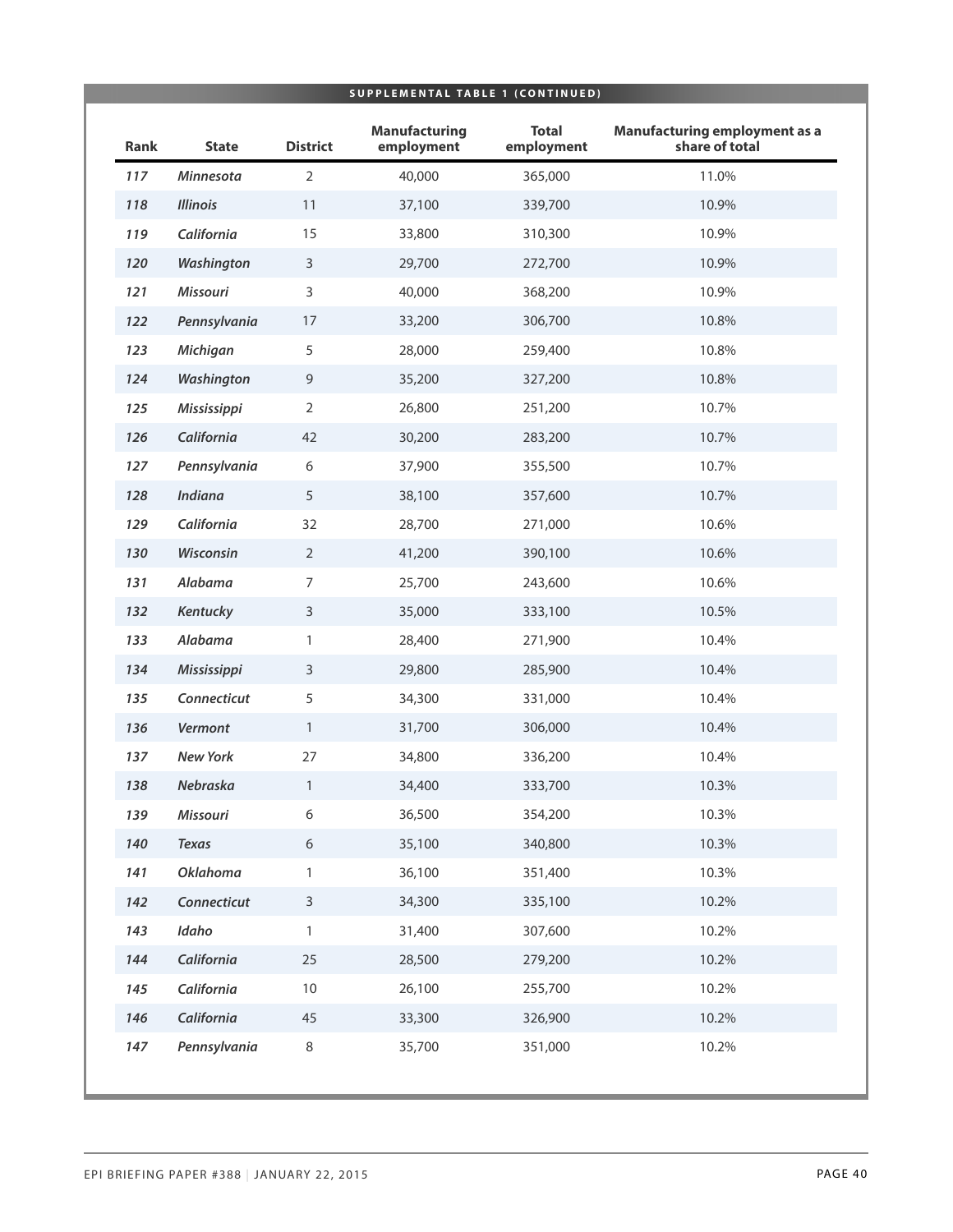**SUPPLEMENTAL TABLE 1 (CONTINUED)**

| Rank | State | District | Manufacturing employment | Total employment | Manufacturing employment as a share of total |
|---|---|---|---|---|---|
| *117* | *Minnesota* | 2 | 40,000 | 365,000 | 11.0% |
| *118* | *Illinois* | 11 | 37,100 | 339,700 | 10.9% |
| *119* | *California* | 15 | 33,800 | 310,300 | 10.9% |
| *120* | *Washington* | 3 | 29,700 | 272,700 | 10.9% |
| *121* | *Missouri* | 3 | 40,000 | 368,200 | 10.9% |
| *122* | *Pennsylvania* | 17 | 33,200 | 306,700 | 10.8% |
| *123* | *Michigan* | 5 | 28,000 | 259,400 | 10.8% |
| *124* | *Washington* | 9 | 35,200 | 327,200 | 10.8% |
| *125* | *Mississippi* | 2 | 26,800 | 251,200 | 10.7% |
| *126* | *California* | 42 | 30,200 | 283,200 | 10.7% |
| *127* | *Pennsylvania* | 6 | 37,900 | 355,500 | 10.7% |
| *128* | *Indiana* | 5 | 38,100 | 357,600 | 10.7% |
| *129* | *California* | 32 | 28,700 | 271,000 | 10.6% |
| *130* | *Wisconsin* | 2 | 41,200 | 390,100 | 10.6% |
| *131* | *Alabama* | 7 | 25,700 | 243,600 | 10.6% |
| *132* | *Kentucky* | 3 | 35,000 | 333,100 | 10.5% |
| *133* | *Alabama* | 1 | 28,400 | 271,900 | 10.4% |
| *134* | *Mississippi* | 3 | 29,800 | 285,900 | 10.4% |
| *135* | *Connecticut* | 5 | 34,300 | 331,000 | 10.4% |
| *136* | *Vermont* | 1 | 31,700 | 306,000 | 10.4% |
| *137* | *New York* | 27 | 34,800 | 336,200 | 10.4% |
| *138* | *Nebraska* | 1 | 34,400 | 333,700 | 10.3% |
| *139* | *Missouri* | 6 | 36,500 | 354,200 | 10.3% |
| *140* | *Texas* | 6 | 35,100 | 340,800 | 10.3% |
| *141* | *Oklahoma* | 1 | 36,100 | 351,400 | 10.3% |
| *142* | *Connecticut* | 3 | 34,300 | 335,100 | 10.2% |
| *143* | *Idaho* | 1 | 31,400 | 307,600 | 10.2% |
| *144* | *California* | 25 | 28,500 | 279,200 | 10.2% |
| *145* | *California* | 10 | 26,100 | 255,700 | 10.2% |
| *146* | *California* | 45 | 33,300 | 326,900 | 10.2% |
| *147* | *Pennsylvania* | 8 | 35,700 | 351,000 | 10.2% |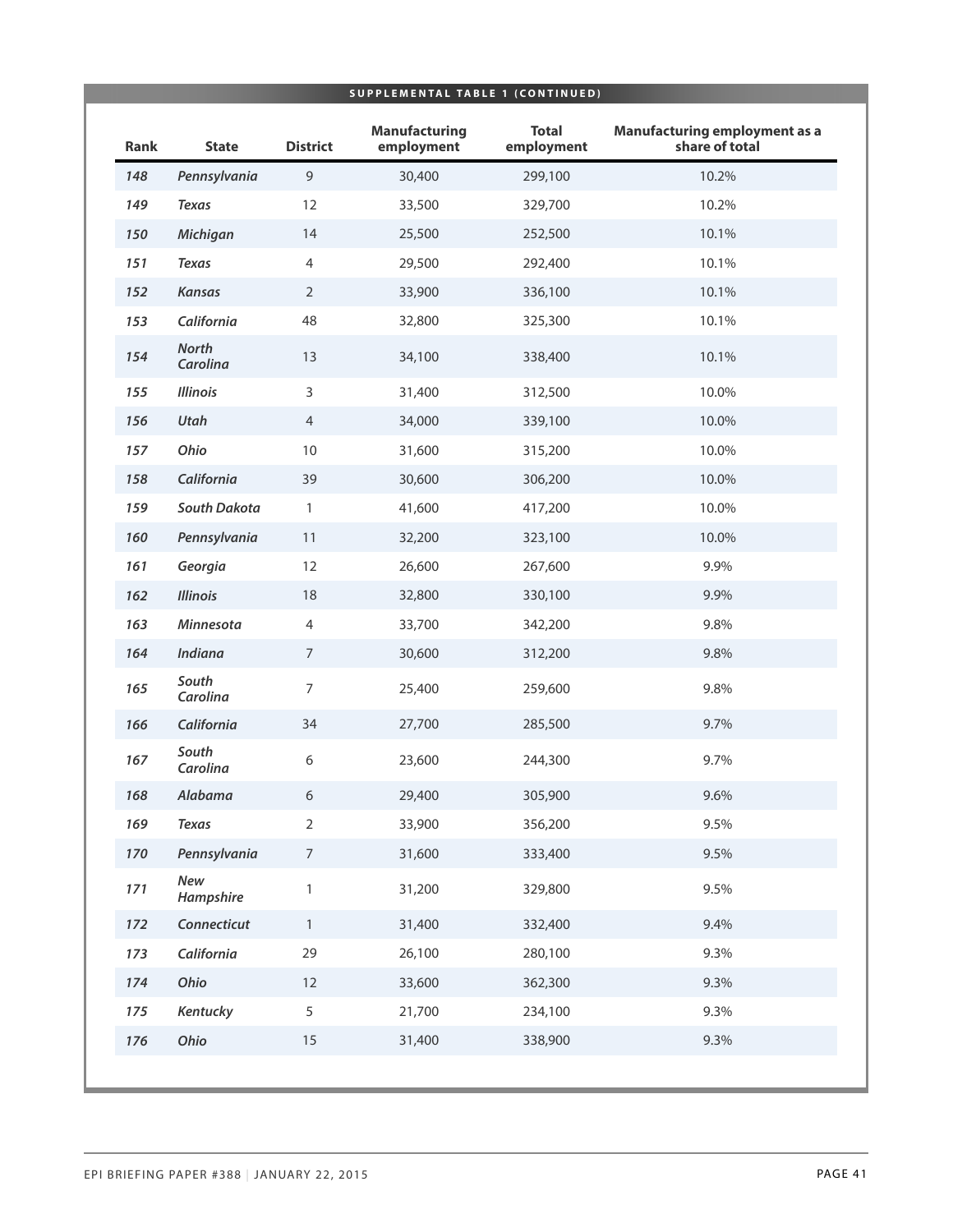**SUPPLEMENTAL TABLE 1 (CONTINUED)**

| Rank | State | District | Manufacturing employment | Total employment | Manufacturing employment as a share of total |
|---|---|---|---|---|---|
| *148* | *Pennsylvania* | 9 | 30,400 | 299,100 | 10.2% |
| *149* | *Texas* | 12 | 33,500 | 329,700 | 10.2% |
| *150* | *Michigan* | 14 | 25,500 | 252,500 | 10.1% |
| *151* | *Texas* | 4 | 29,500 | 292,400 | 10.1% |
| *152* | *Kansas* | 2 | 33,900 | 336,100 | 10.1% |
| *153* | *California* | 48 | 32,800 | 325,300 | 10.1% |
| *154* | *North Carolina* | 13 | 34,100 | 338,400 | 10.1% |
| *155* | *Illinois* | 3 | 31,400 | 312,500 | 10.0% |
| *156* | *Utah* | 4 | 34,000 | 339,100 | 10.0% |
| *157* | *Ohio* | 10 | 31,600 | 315,200 | 10.0% |
| *158* | *California* | 39 | 30,600 | 306,200 | 10.0% |
| *159* | *South Dakota* | 1 | 41,600 | 417,200 | 10.0% |
| *160* | *Pennsylvania* | 11 | 32,200 | 323,100 | 10.0% |
| *161* | *Georgia* | 12 | 26,600 | 267,600 | 9.9% |
| *162* | *Illinois* | 18 | 32,800 | 330,100 | 9.9% |
| *163* | *Minnesota* | 4 | 33,700 | 342,200 | 9.8% |
| *164* | *Indiana* | 7 | 30,600 | 312,200 | 9.8% |
| *165* | *South Carolina* | 7 | 25,400 | 259,600 | 9.8% |
| *166* | *California* | 34 | 27,700 | 285,500 | 9.7% |
| *167* | *South Carolina* | 6 | 23,600 | 244,300 | 9.7% |
| *168* | *Alabama* | 6 | 29,400 | 305,900 | 9.6% |
| *169* | *Texas* | 2 | 33,900 | 356,200 | 9.5% |
| *170* | *Pennsylvania* | 7 | 31,600 | 333,400 | 9.5% |
| *171* | *New Hampshire* | 1 | 31,200 | 329,800 | 9.5% |
| *172* | *Connecticut* | 1 | 31,400 | 332,400 | 9.4% |
| *173* | *California* | 29 | 26,100 | 280,100 | 9.3% |
| *174* | *Ohio* | 12 | 33,600 | 362,300 | 9.3% |
| *175* | *Kentucky* | 5 | 21,700 | 234,100 | 9.3% |
| *176* | *Ohio* | 15 | 31,400 | 338,900 | 9.3% |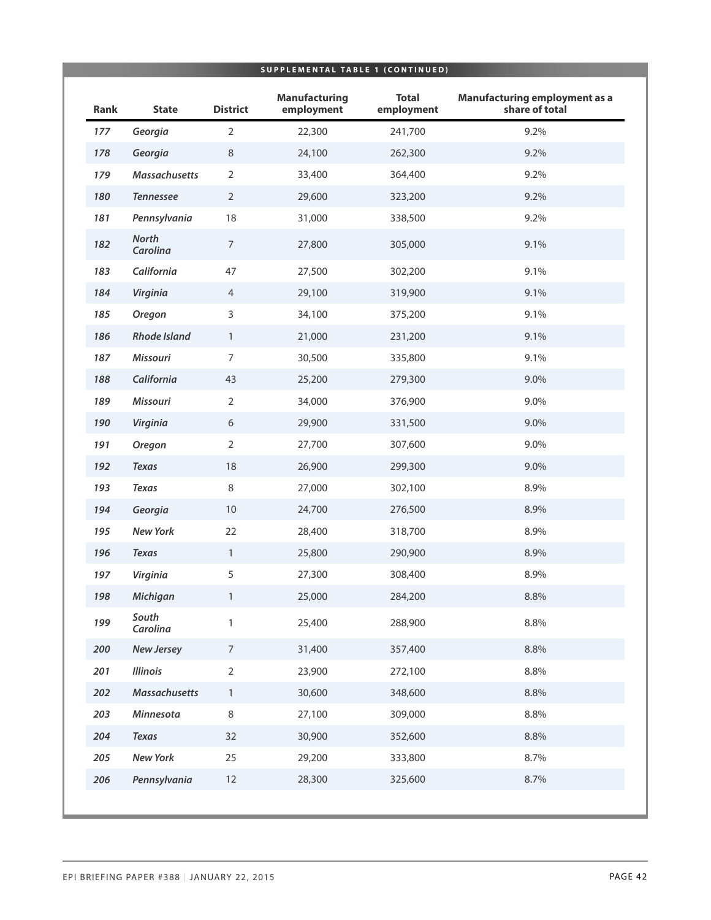**SUPPLEMENTAL TABLE 1 (CONTINUED)**

| Rank | State | District | Manufacturing employment | Total employment | Manufacturing employment as a share of total |
|---|---|---|---|---|---|
| *177* | *Georgia* | 2 | 22,300 | 241,700 | 9.2% |
| *178* | *Georgia* | 8 | 24,100 | 262,300 | 9.2% |
| *179* | *Massachusetts* | 2 | 33,400 | 364,400 | 9.2% |
| *180* | *Tennessee* | 2 | 29,600 | 323,200 | 9.2% |
| *181* | *Pennsylvania* | 18 | 31,000 | 338,500 | 9.2% |
| *182* | *North Carolina* | 7 | 27,800 | 305,000 | 9.1% |
| *183* | *California* | 47 | 27,500 | 302,200 | 9.1% |
| *184* | *Virginia* | 4 | 29,100 | 319,900 | 9.1% |
| *185* | *Oregon* | 3 | 34,100 | 375,200 | 9.1% |
| *186* | *Rhode Island* | 1 | 21,000 | 231,200 | 9.1% |
| *187* | *Missouri* | 7 | 30,500 | 335,800 | 9.1% |
| *188* | *California* | 43 | 25,200 | 279,300 | 9.0% |
| *189* | *Missouri* | 2 | 34,000 | 376,900 | 9.0% |
| *190* | *Virginia* | 6 | 29,900 | 331,500 | 9.0% |
| *191* | *Oregon* | 2 | 27,700 | 307,600 | 9.0% |
| *192* | *Texas* | 18 | 26,900 | 299,300 | 9.0% |
| *193* | *Texas* | 8 | 27,000 | 302,100 | 8.9% |
| *194* | *Georgia* | 10 | 24,700 | 276,500 | 8.9% |
| *195* | *New York* | 22 | 28,400 | 318,700 | 8.9% |
| *196* | *Texas* | 1 | 25,800 | 290,900 | 8.9% |
| *197* | *Virginia* | 5 | 27,300 | 308,400 | 8.9% |
| *198* | *Michigan* | 1 | 25,000 | 284,200 | 8.8% |
| *199* | *South Carolina* | 1 | 25,400 | 288,900 | 8.8% |
| *200* | *New Jersey* | 7 | 31,400 | 357,400 | 8.8% |
| *201* | *Illinois* | 2 | 23,900 | 272,100 | 8.8% |
| *202* | *Massachusetts* | 1 | 30,600 | 348,600 | 8.8% |
| *203* | *Minnesota* | 8 | 27,100 | 309,000 | 8.8% |
| *204* | *Texas* | 32 | 30,900 | 352,600 | 8.8% |
| *205* | *New York* | 25 | 29,200 | 333,800 | 8.7% |
| *206* | *Pennsylvania* | 12 | 28,300 | 325,600 | 8.7% |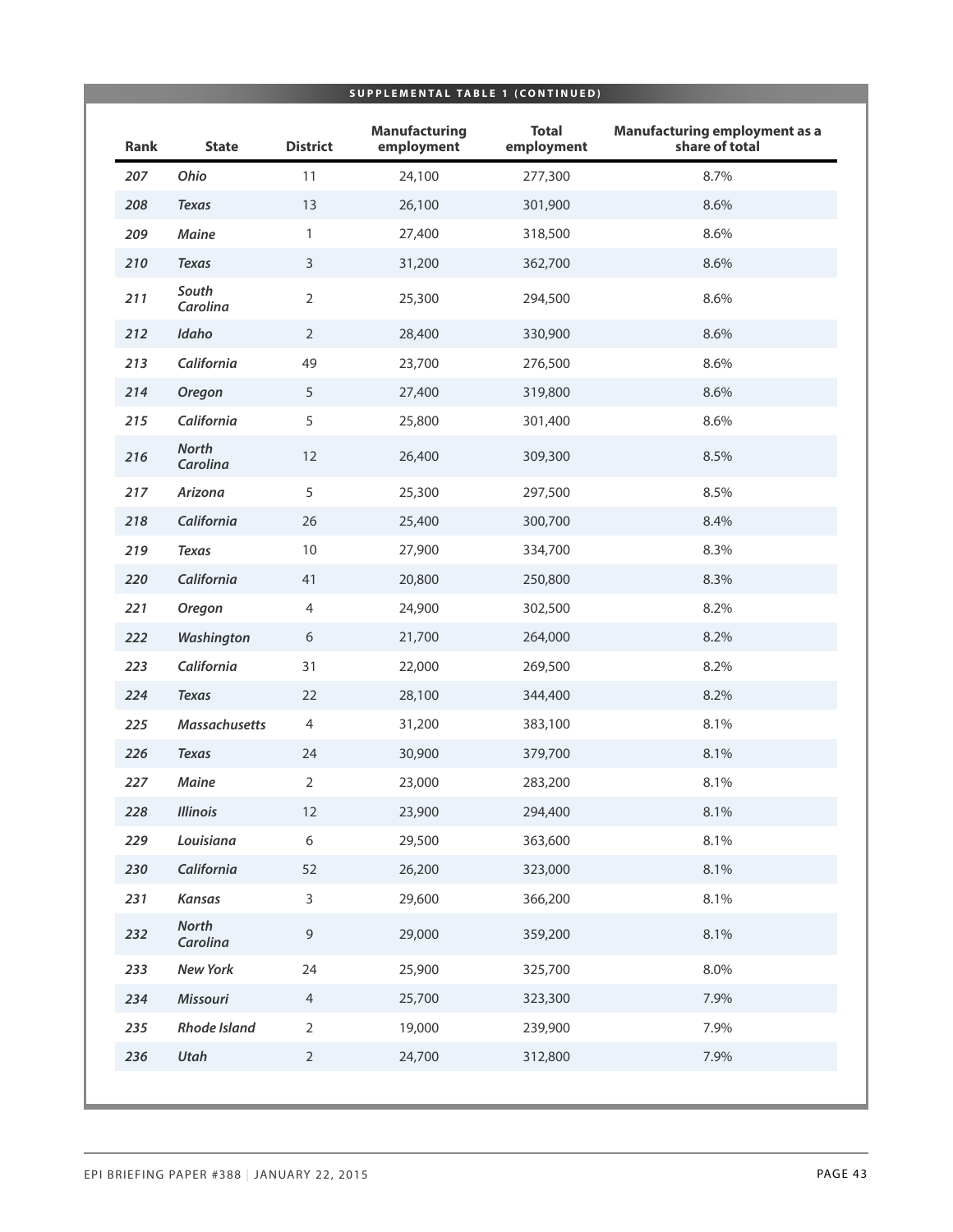**SUPPLEMENTAL TABLE 1 (CONTINUED)**

| Rank | State | District | Manufacturing employment | Total employment | Manufacturing employment as a share of total |
|---|---|---|---|---|---|
| *207* | *Ohio* | 11 | 24,100 | 277,300 | 8.7% |
| *208* | *Texas* | 13 | 26,100 | 301,900 | 8.6% |
| *209* | *Maine* | 1 | 27,400 | 318,500 | 8.6% |
| *210* | *Texas* | 3 | 31,200 | 362,700 | 8.6% |
| *211* | *South Carolina* | 2 | 25,300 | 294,500 | 8.6% |
| *212* | *Idaho* | 2 | 28,400 | 330,900 | 8.6% |
| *213* | *California* | 49 | 23,700 | 276,500 | 8.6% |
| *214* | *Oregon* | 5 | 27,400 | 319,800 | 8.6% |
| *215* | *California* | 5 | 25,800 | 301,400 | 8.6% |
| *216* | *North Carolina* | 12 | 26,400 | 309,300 | 8.5% |
| *217* | *Arizona* | 5 | 25,300 | 297,500 | 8.5% |
| *218* | *California* | 26 | 25,400 | 300,700 | 8.4% |
| *219* | *Texas* | 10 | 27,900 | 334,700 | 8.3% |
| *220* | *California* | 41 | 20,800 | 250,800 | 8.3% |
| *221* | *Oregon* | 4 | 24,900 | 302,500 | 8.2% |
| *222* | *Washington* | 6 | 21,700 | 264,000 | 8.2% |
| *223* | *California* | 31 | 22,000 | 269,500 | 8.2% |
| *224* | *Texas* | 22 | 28,100 | 344,400 | 8.2% |
| *225* | *Massachusetts* | 4 | 31,200 | 383,100 | 8.1% |
| *226* | *Texas* | 24 | 30,900 | 379,700 | 8.1% |
| *227* | *Maine* | 2 | 23,000 | 283,200 | 8.1% |
| *228* | *Illinois* | 12 | 23,900 | 294,400 | 8.1% |
| *229* | *Louisiana* | 6 | 29,500 | 363,600 | 8.1% |
| *230* | *California* | 52 | 26,200 | 323,000 | 8.1% |
| *231* | *Kansas* | 3 | 29,600 | 366,200 | 8.1% |
| *232* | *North Carolina* | 9 | 29,000 | 359,200 | 8.1% |
| *233* | *New York* | 24 | 25,900 | 325,700 | 8.0% |
| *234* | *Missouri* | 4 | 25,700 | 323,300 | 7.9% |
| *235* | *Rhode Island* | 2 | 19,000 | 239,900 | 7.9% |
| *236* | *Utah* | 2 | 24,700 | 312,800 | 7.9% |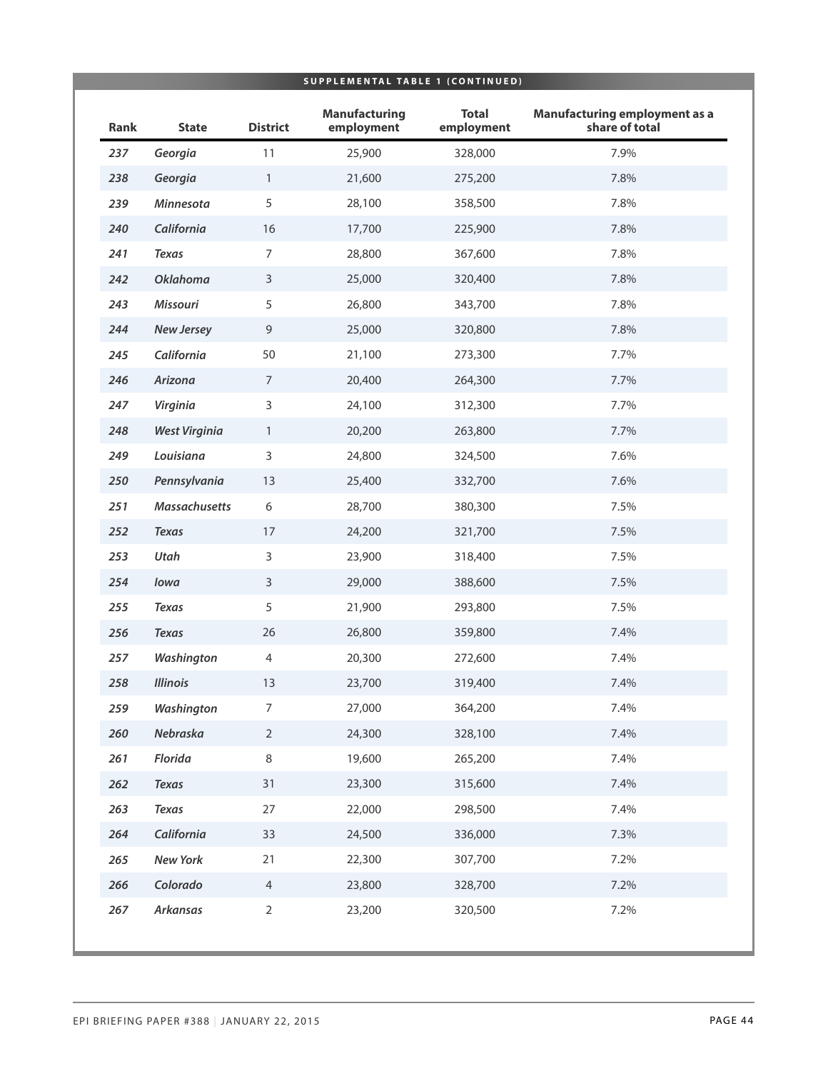**SUPPLEMENTAL TABLE 1 (CONTINUED)**

| Rank | State | District | Manufacturing employment | Total employment | Manufacturing employment as a share of total |
|---|---|---|---|---|---|
| *237* | *Georgia* | 11 | 25,900 | 328,000 | 7.9% |
| *238* | *Georgia* | 1 | 21,600 | 275,200 | 7.8% |
| *239* | *Minnesota* | 5 | 28,100 | 358,500 | 7.8% |
| *240* | *California* | 16 | 17,700 | 225,900 | 7.8% |
| *241* | *Texas* | 7 | 28,800 | 367,600 | 7.8% |
| *242* | *Oklahoma* | 3 | 25,000 | 320,400 | 7.8% |
| *243* | *Missouri* | 5 | 26,800 | 343,700 | 7.8% |
| *244* | *New Jersey* | 9 | 25,000 | 320,800 | 7.8% |
| *245* | *California* | 50 | 21,100 | 273,300 | 7.7% |
| *246* | *Arizona* | 7 | 20,400 | 264,300 | 7.7% |
| *247* | *Virginia* | 3 | 24,100 | 312,300 | 7.7% |
| *248* | *West Virginia* | 1 | 20,200 | 263,800 | 7.7% |
| *249* | *Louisiana* | 3 | 24,800 | 324,500 | 7.6% |
| *250* | *Pennsylvania* | 13 | 25,400 | 332,700 | 7.6% |
| *251* | *Massachusetts* | 6 | 28,700 | 380,300 | 7.5% |
| *252* | *Texas* | 17 | 24,200 | 321,700 | 7.5% |
| *253* | *Utah* | 3 | 23,900 | 318,400 | 7.5% |
| *254* | *Iowa* | 3 | 29,000 | 388,600 | 7.5% |
| *255* | *Texas* | 5 | 21,900 | 293,800 | 7.5% |
| *256* | *Texas* | 26 | 26,800 | 359,800 | 7.4% |
| *257* | *Washington* | 4 | 20,300 | 272,600 | 7.4% |
| *258* | *Illinois* | 13 | 23,700 | 319,400 | 7.4% |
| *259* | *Washington* | 7 | 27,000 | 364,200 | 7.4% |
| *260* | *Nebraska* | 2 | 24,300 | 328,100 | 7.4% |
| *261* | *Florida* | 8 | 19,600 | 265,200 | 7.4% |
| *262* | *Texas* | 31 | 23,300 | 315,600 | 7.4% |
| *263* | *Texas* | 27 | 22,000 | 298,500 | 7.4% |
| *264* | *California* | 33 | 24,500 | 336,000 | 7.3% |
| *265* | *New York* | 21 | 22,300 | 307,700 | 7.2% |
| *266* | *Colorado* | 4 | 23,800 | 328,700 | 7.2% |
| *267* | *Arkansas* | 2 | 23,200 | 320,500 | 7.2% |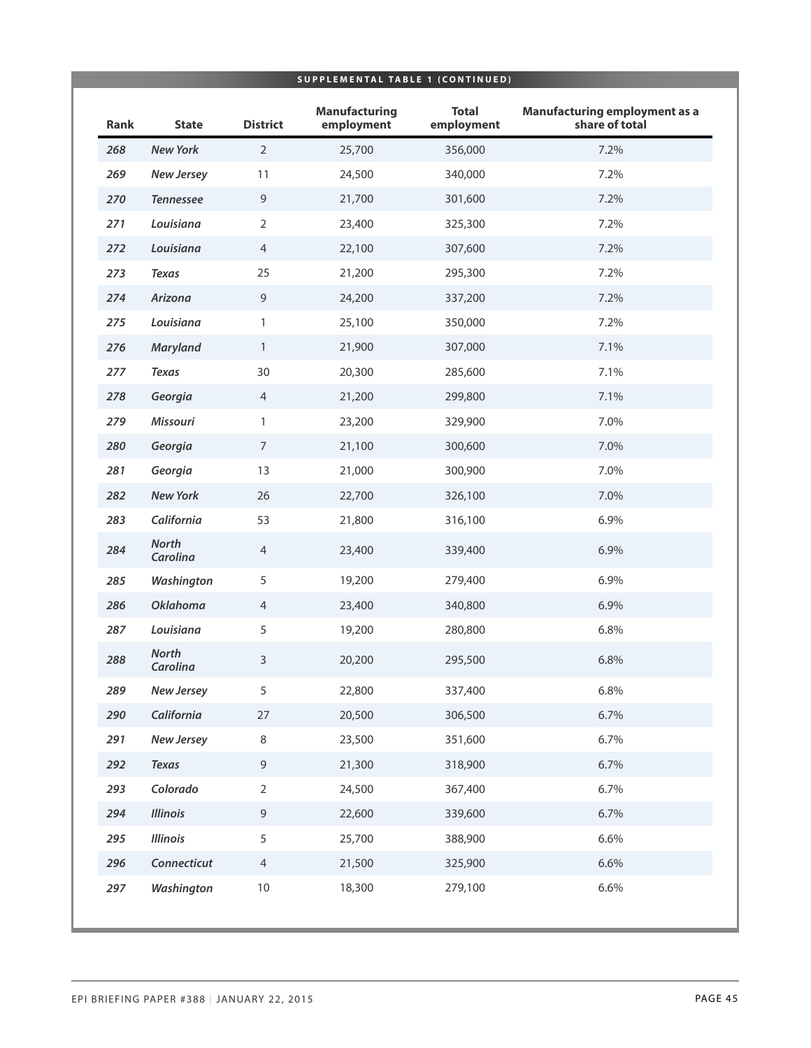**SUPPLEMENTAL TABLE 1 (CONTINUED)**

| Rank | State | District | Manufacturing employment | Total employment | Manufacturing employment as a share of total |
|---|---|---|---|---|---|
| *268* | *New York* | 2 | 25,700 | 356,000 | 7.2% |
| *269* | *New Jersey* | 11 | 24,500 | 340,000 | 7.2% |
| *270* | *Tennessee* | 9 | 21,700 | 301,600 | 7.2% |
| *271* | *Louisiana* | 2 | 23,400 | 325,300 | 7.2% |
| *272* | *Louisiana* | 4 | 22,100 | 307,600 | 7.2% |
| *273* | *Texas* | 25 | 21,200 | 295,300 | 7.2% |
| *274* | *Arizona* | 9 | 24,200 | 337,200 | 7.2% |
| *275* | *Louisiana* | 1 | 25,100 | 350,000 | 7.2% |
| *276* | *Maryland* | 1 | 21,900 | 307,000 | 7.1% |
| *277* | *Texas* | 30 | 20,300 | 285,600 | 7.1% |
| *278* | *Georgia* | 4 | 21,200 | 299,800 | 7.1% |
| *279* | *Missouri* | 1 | 23,200 | 329,900 | 7.0% |
| *280* | *Georgia* | 7 | 21,100 | 300,600 | 7.0% |
| *281* | *Georgia* | 13 | 21,000 | 300,900 | 7.0% |
| *282* | *New York* | 26 | 22,700 | 326,100 | 7.0% |
| *283* | *California* | 53 | 21,800 | 316,100 | 6.9% |
| *284* | *North Carolina* | 4 | 23,400 | 339,400 | 6.9% |
| *285* | *Washington* | 5 | 19,200 | 279,400 | 6.9% |
| *286* | *Oklahoma* | 4 | 23,400 | 340,800 | 6.9% |
| *287* | *Louisiana* | 5 | 19,200 | 280,800 | 6.8% |
| *288* | *North Carolina* | 3 | 20,200 | 295,500 | 6.8% |
| *289* | *New Jersey* | 5 | 22,800 | 337,400 | 6.8% |
| *290* | *California* | 27 | 20,500 | 306,500 | 6.7% |
| *291* | *New Jersey* | 8 | 23,500 | 351,600 | 6.7% |
| *292* | *Texas* | 9 | 21,300 | 318,900 | 6.7% |
| *293* | *Colorado* | 2 | 24,500 | 367,400 | 6.7% |
| *294* | *Illinois* | 9 | 22,600 | 339,600 | 6.7% |
| *295* | *Illinois* | 5 | 25,700 | 388,900 | 6.6% |
| *296* | *Connecticut* | 4 | 21,500 | 325,900 | 6.6% |
| *297* | *Washington* | 10 | 18,300 | 279,100 | 6.6% |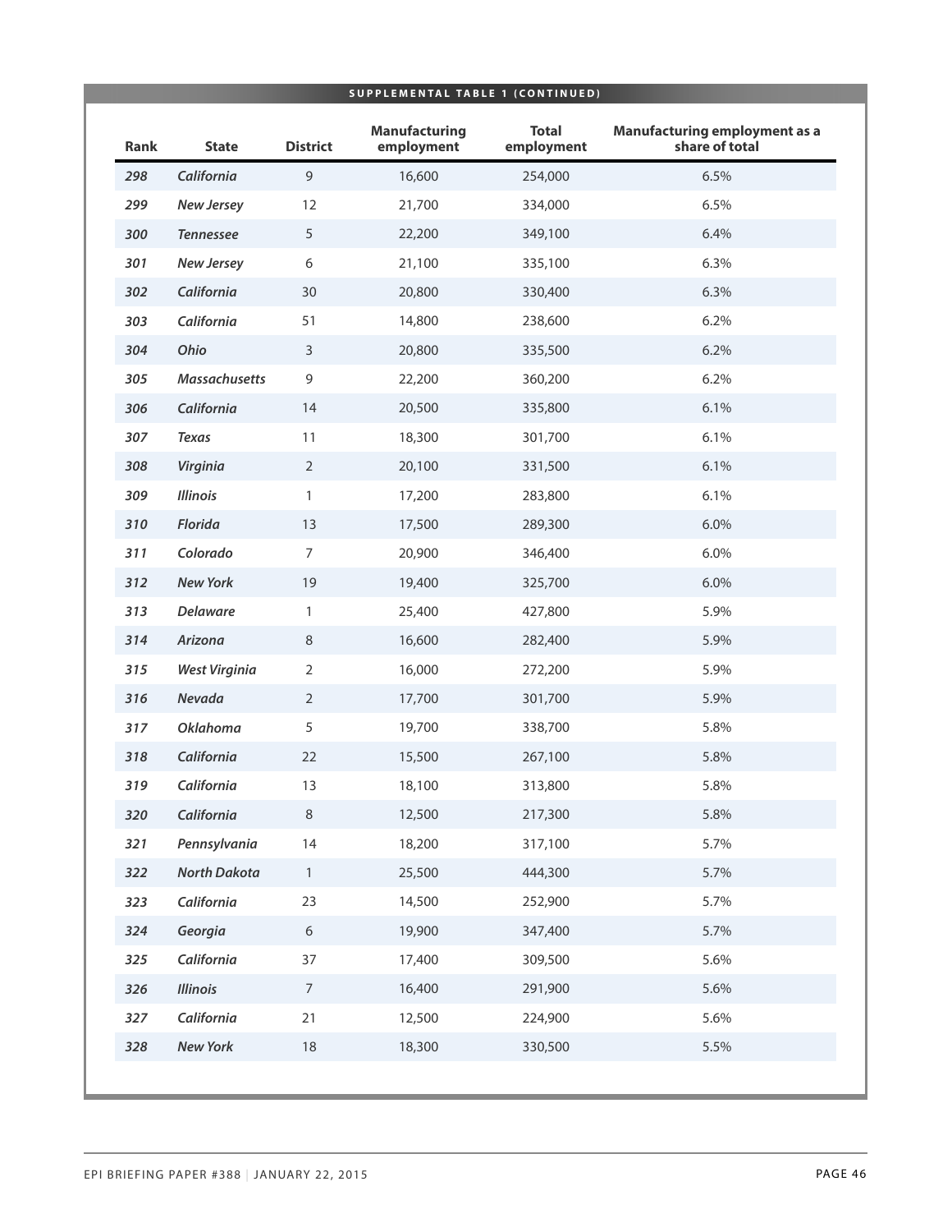**SUPPLEMENTAL TABLE 1 (CONTINUED)**

| Rank | State | District | Manufacturing employment | Total employment | Manufacturing employment as a share of total |
|---|---|---|---|---|---|
| *298* | *California* | 9 | 16,600 | 254,000 | 6.5% |
| *299* | *New Jersey* | 12 | 21,700 | 334,000 | 6.5% |
| *300* | *Tennessee* | 5 | 22,200 | 349,100 | 6.4% |
| *301* | *New Jersey* | 6 | 21,100 | 335,100 | 6.3% |
| *302* | *California* | 30 | 20,800 | 330,400 | 6.3% |
| *303* | *California* | 51 | 14,800 | 238,600 | 6.2% |
| *304* | *Ohio* | 3 | 20,800 | 335,500 | 6.2% |
| *305* | *Massachusetts* | 9 | 22,200 | 360,200 | 6.2% |
| *306* | *California* | 14 | 20,500 | 335,800 | 6.1% |
| *307* | *Texas* | 11 | 18,300 | 301,700 | 6.1% |
| *308* | *Virginia* | 2 | 20,100 | 331,500 | 6.1% |
| *309* | *Illinois* | 1 | 17,200 | 283,800 | 6.1% |
| *310* | *Florida* | 13 | 17,500 | 289,300 | 6.0% |
| *311* | *Colorado* | 7 | 20,900 | 346,400 | 6.0% |
| *312* | *New York* | 19 | 19,400 | 325,700 | 6.0% |
| *313* | *Delaware* | 1 | 25,400 | 427,800 | 5.9% |
| *314* | *Arizona* | 8 | 16,600 | 282,400 | 5.9% |
| *315* | *West Virginia* | 2 | 16,000 | 272,200 | 5.9% |
| *316* | *Nevada* | 2 | 17,700 | 301,700 | 5.9% |
| *317* | *Oklahoma* | 5 | 19,700 | 338,700 | 5.8% |
| *318* | *California* | 22 | 15,500 | 267,100 | 5.8% |
| *319* | *California* | 13 | 18,100 | 313,800 | 5.8% |
| *320* | *California* | 8 | 12,500 | 217,300 | 5.8% |
| *321* | *Pennsylvania* | 14 | 18,200 | 317,100 | 5.7% |
| *322* | *North Dakota* | 1 | 25,500 | 444,300 | 5.7% |
| *323* | *California* | 23 | 14,500 | 252,900 | 5.7% |
| *324* | *Georgia* | 6 | 19,900 | 347,400 | 5.7% |
| *325* | *California* | 37 | 17,400 | 309,500 | 5.6% |
| *326* | *Illinois* | 7 | 16,400 | 291,900 | 5.6% |
| *327* | *California* | 21 | 12,500 | 224,900 | 5.6% |
| *328* | *New York* | 18 | 18,300 | 330,500 | 5.5% |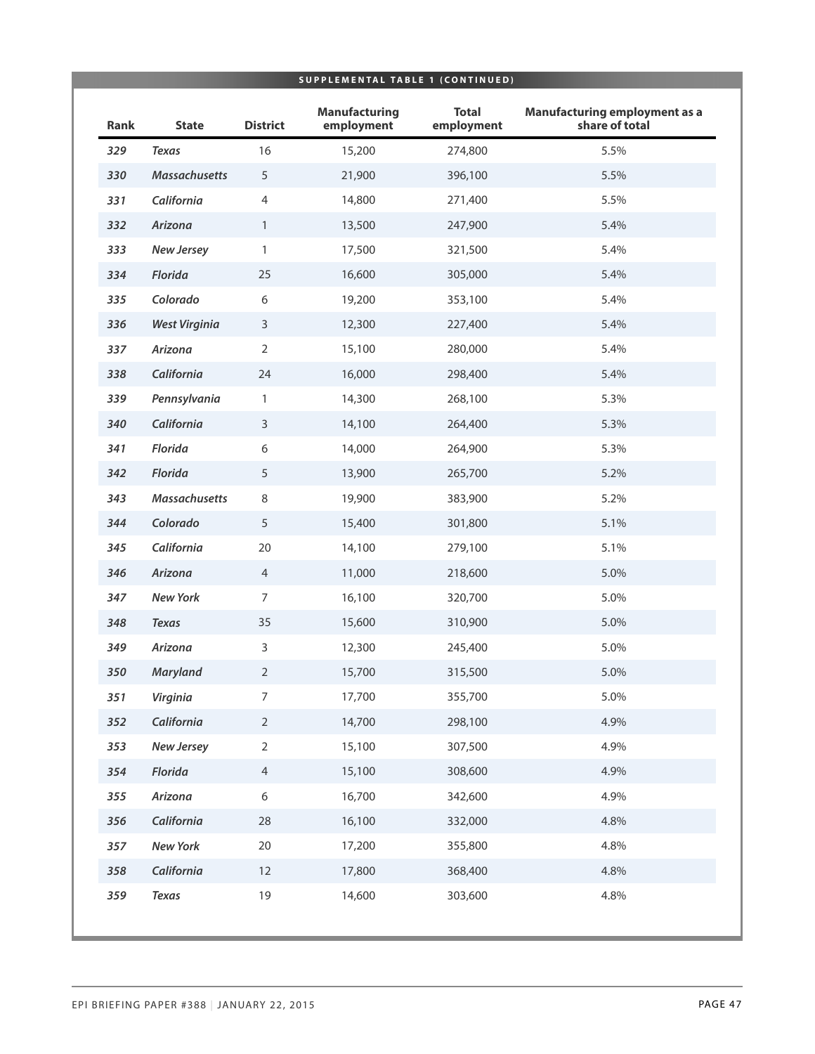**SUPPLEMENTAL TABLE 1 (CONTINUED)**

| Rank | State | District | Manufacturing employment | Total employment | Manufacturing employment as a share of total |
|---|---|---|---|---|---|
| *329* | *Texas* | 16 | 15,200 | 274,800 | 5.5% |
| *330* | *Massachusetts* | 5 | 21,900 | 396,100 | 5.5% |
| *331* | *California* | 4 | 14,800 | 271,400 | 5.5% |
| *332* | *Arizona* | 1 | 13,500 | 247,900 | 5.4% |
| *333* | *New Jersey* | 1 | 17,500 | 321,500 | 5.4% |
| *334* | *Florida* | 25 | 16,600 | 305,000 | 5.4% |
| *335* | *Colorado* | 6 | 19,200 | 353,100 | 5.4% |
| *336* | *West Virginia* | 3 | 12,300 | 227,400 | 5.4% |
| *337* | *Arizona* | 2 | 15,100 | 280,000 | 5.4% |
| *338* | *California* | 24 | 16,000 | 298,400 | 5.4% |
| *339* | *Pennsylvania* | 1 | 14,300 | 268,100 | 5.3% |
| *340* | *California* | 3 | 14,100 | 264,400 | 5.3% |
| *341* | *Florida* | 6 | 14,000 | 264,900 | 5.3% |
| *342* | *Florida* | 5 | 13,900 | 265,700 | 5.2% |
| *343* | *Massachusetts* | 8 | 19,900 | 383,900 | 5.2% |
| *344* | *Colorado* | 5 | 15,400 | 301,800 | 5.1% |
| *345* | *California* | 20 | 14,100 | 279,100 | 5.1% |
| *346* | *Arizona* | 4 | 11,000 | 218,600 | 5.0% |
| *347* | *New York* | 7 | 16,100 | 320,700 | 5.0% |
| *348* | *Texas* | 35 | 15,600 | 310,900 | 5.0% |
| *349* | *Arizona* | 3 | 12,300 | 245,400 | 5.0% |
| *350* | *Maryland* | 2 | 15,700 | 315,500 | 5.0% |
| *351* | *Virginia* | 7 | 17,700 | 355,700 | 5.0% |
| *352* | *California* | 2 | 14,700 | 298,100 | 4.9% |
| *353* | *New Jersey* | 2 | 15,100 | 307,500 | 4.9% |
| *354* | *Florida* | 4 | 15,100 | 308,600 | 4.9% |
| *355* | *Arizona* | 6 | 16,700 | 342,600 | 4.9% |
| *356* | *California* | 28 | 16,100 | 332,000 | 4.8% |
| *357* | *New York* | 20 | 17,200 | 355,800 | 4.8% |
| *358* | *California* | 12 | 17,800 | 368,400 | 4.8% |
| *359* | *Texas* | 19 | 14,600 | 303,600 | 4.8% |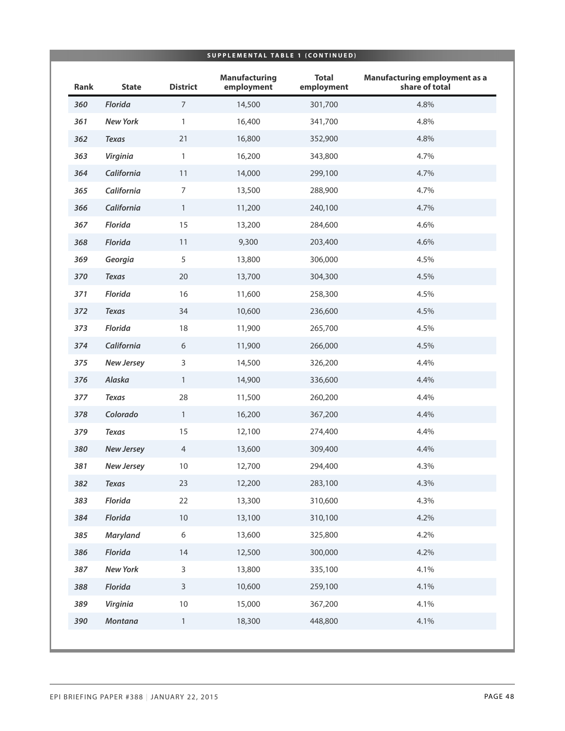**SUPPLEMENTAL TABLE 1 (CONTINUED)**

| Rank | State | District | Manufacturing employment | Total employment | Manufacturing employment as a share of total |
|---|---|---|---|---|---|
| *360* | *Florida* | 7 | 14,500 | 301,700 | 4.8% |
| *361* | *New York* | 1 | 16,400 | 341,700 | 4.8% |
| *362* | *Texas* | 21 | 16,800 | 352,900 | 4.8% |
| *363* | *Virginia* | 1 | 16,200 | 343,800 | 4.7% |
| *364* | *California* | 11 | 14,000 | 299,100 | 4.7% |
| *365* | *California* | 7 | 13,500 | 288,900 | 4.7% |
| *366* | *California* | 1 | 11,200 | 240,100 | 4.7% |
| *367* | *Florida* | 15 | 13,200 | 284,600 | 4.6% |
| *368* | *Florida* | 11 | 9,300 | 203,400 | 4.6% |
| *369* | *Georgia* | 5 | 13,800 | 306,000 | 4.5% |
| *370* | *Texas* | 20 | 13,700 | 304,300 | 4.5% |
| *371* | *Florida* | 16 | 11,600 | 258,300 | 4.5% |
| *372* | *Texas* | 34 | 10,600 | 236,600 | 4.5% |
| *373* | *Florida* | 18 | 11,900 | 265,700 | 4.5% |
| *374* | *California* | 6 | 11,900 | 266,000 | 4.5% |
| *375* | *New Jersey* | 3 | 14,500 | 326,200 | 4.4% |
| *376* | *Alaska* | 1 | 14,900 | 336,600 | 4.4% |
| *377* | *Texas* | 28 | 11,500 | 260,200 | 4.4% |
| *378* | *Colorado* | 1 | 16,200 | 367,200 | 4.4% |
| *379* | *Texas* | 15 | 12,100 | 274,400 | 4.4% |
| *380* | *New Jersey* | 4 | 13,600 | 309,400 | 4.4% |
| *381* | *New Jersey* | 10 | 12,700 | 294,400 | 4.3% |
| *382* | *Texas* | 23 | 12,200 | 283,100 | 4.3% |
| *383* | *Florida* | 22 | 13,300 | 310,600 | 4.3% |
| *384* | *Florida* | 10 | 13,100 | 310,100 | 4.2% |
| *385* | *Maryland* | 6 | 13,600 | 325,800 | 4.2% |
| *386* | *Florida* | 14 | 12,500 | 300,000 | 4.2% |
| *387* | *New York* | 3 | 13,800 | 335,100 | 4.1% |
| *388* | *Florida* | 3 | 10,600 | 259,100 | 4.1% |
| *389* | *Virginia* | 10 | 15,000 | 367,200 | 4.1% |
| *390* | *Montana* | 1 | 18,300 | 448,800 | 4.1% |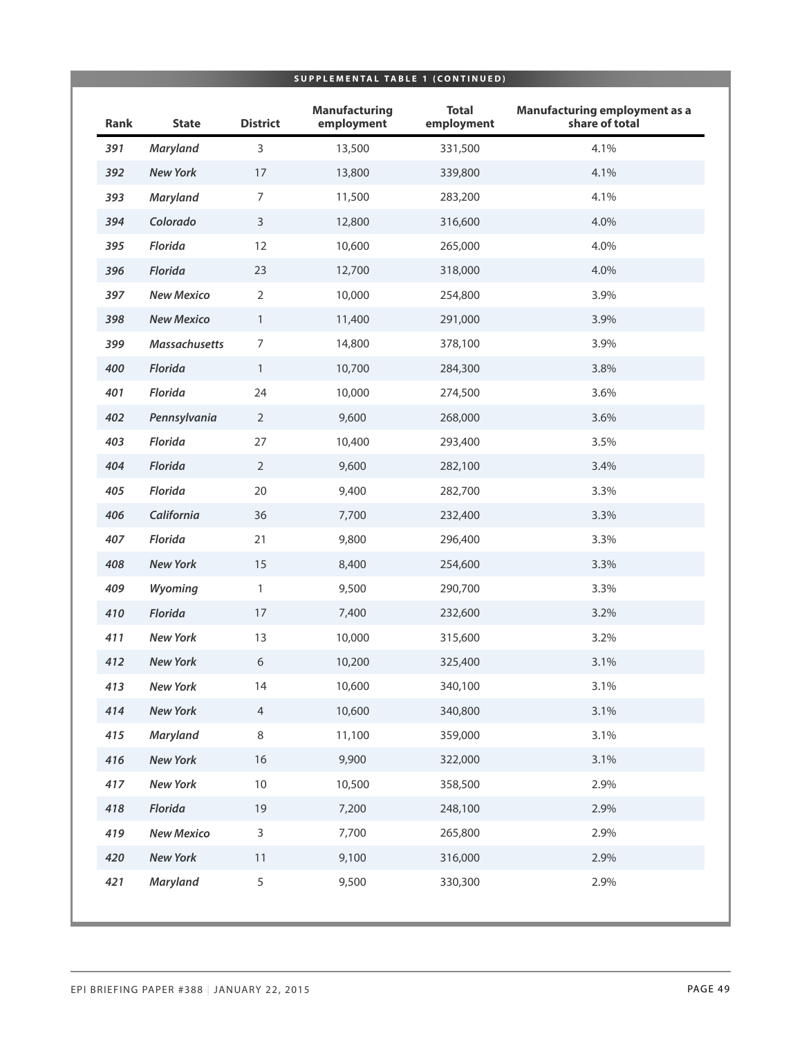**SUPPLEMENTAL TABLE 1 (CONTINUED)**

| Rank | State | District | Manufacturing employment | Total employment | Manufacturing employment as a share of total |
|---|---|---|---|---|---|
| *391* | *Maryland* | 3 | 13,500 | 331,500 | 4.1% |
| *392* | *New York* | 17 | 13,800 | 339,800 | 4.1% |
| *393* | *Maryland* | 7 | 11,500 | 283,200 | 4.1% |
| *394* | *Colorado* | 3 | 12,800 | 316,600 | 4.0% |
| *395* | *Florida* | 12 | 10,600 | 265,000 | 4.0% |
| *396* | *Florida* | 23 | 12,700 | 318,000 | 4.0% |
| *397* | *New Mexico* | 2 | 10,000 | 254,800 | 3.9% |
| *398* | *New Mexico* | 1 | 11,400 | 291,000 | 3.9% |
| *399* | *Massachusetts* | 7 | 14,800 | 378,100 | 3.9% |
| *400* | *Florida* | 1 | 10,700 | 284,300 | 3.8% |
| *401* | *Florida* | 24 | 10,000 | 274,500 | 3.6% |
| *402* | *Pennsylvania* | 2 | 9,600 | 268,000 | 3.6% |
| *403* | *Florida* | 27 | 10,400 | 293,400 | 3.5% |
| *404* | *Florida* | 2 | 9,600 | 282,100 | 3.4% |
| *405* | *Florida* | 20 | 9,400 | 282,700 | 3.3% |
| *406* | *California* | 36 | 7,700 | 232,400 | 3.3% |
| *407* | *Florida* | 21 | 9,800 | 296,400 | 3.3% |
| *408* | *New York* | 15 | 8,400 | 254,600 | 3.3% |
| *409* | *Wyoming* | 1 | 9,500 | 290,700 | 3.3% |
| *410* | *Florida* | 17 | 7,400 | 232,600 | 3.2% |
| *411* | *New York* | 13 | 10,000 | 315,600 | 3.2% |
| *412* | *New York* | 6 | 10,200 | 325,400 | 3.1% |
| *413* | *New York* | 14 | 10,600 | 340,100 | 3.1% |
| *414* | *New York* | 4 | 10,600 | 340,800 | 3.1% |
| *415* | *Maryland* | 8 | 11,100 | 359,000 | 3.1% |
| *416* | *New York* | 16 | 9,900 | 322,000 | 3.1% |
| *417* | *New York* | 10 | 10,500 | 358,500 | 2.9% |
| *418* | *Florida* | 19 | 7,200 | 248,100 | 2.9% |
| *419* | *New Mexico* | 3 | 7,700 | 265,800 | 2.9% |
| *420* | *New York* | 11 | 9,100 | 316,000 | 2.9% |
| *421* | *Maryland* | 5 | 9,500 | 330,300 | 2.9% |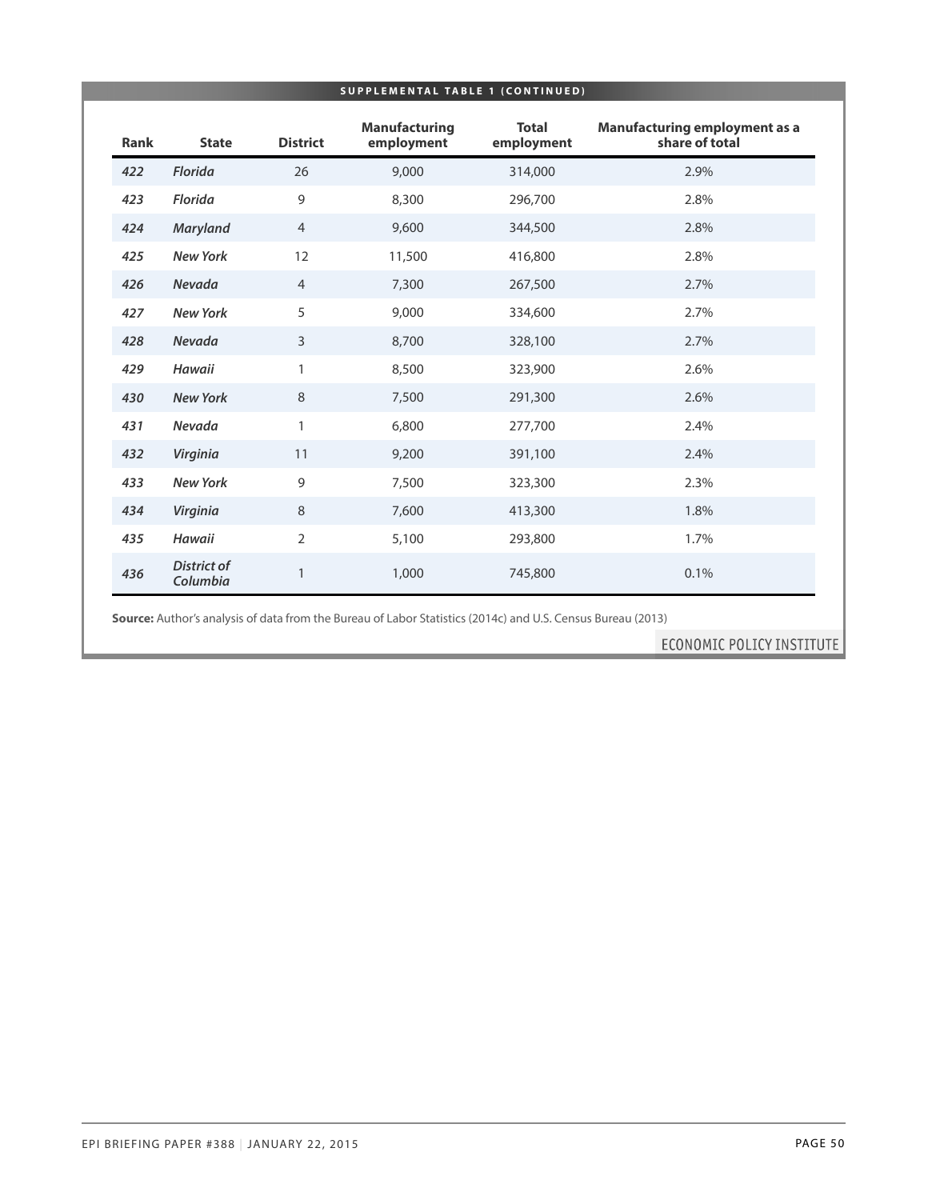**SUPPLEMENTAL TABLE 1 (CONTINUED)**

| Rank | State | District | Manufacturing employment | Total employment | Manufacturing employment as a share of total |
|---|---|---|---|---|---|
| *422* | *Florida* | 26 | 9,000 | 314,000 | 2.9% |
| *423* | *Florida* | 9 | 8,300 | 296,700 | 2.8% |
| *424* | *Maryland* | 4 | 9,600 | 344,500 | 2.8% |
| *425* | *New York* | 12 | 11,500 | 416,800 | 2.8% |
| *426* | *Nevada* | 4 | 7,300 | 267,500 | 2.7% |
| *427* | *New York* | 5 | 9,000 | 334,600 | 2.7% |
| *428* | *Nevada* | 3 | 8,700 | 328,100 | 2.7% |
| *429* | *Hawaii* | 1 | 8,500 | 323,900 | 2.6% |
| *430* | *New York* | 8 | 7,500 | 291,300 | 2.6% |
| *431* | *Nevada* | 1 | 6,800 | 277,700 | 2.4% |
| *432* | *Virginia* | 11 | 9,200 | 391,100 | 2.4% |
| *433* | *New York* | 9 | 7,500 | 323,300 | 2.3% |
| *434* | *Virginia* | 8 | 7,600 | 413,300 | 1.8% |
| *435* | *Hawaii* | 2 | 5,100 | 293,800 | 1.7% |
| *436* | *District of Columbia* | 1 | 1,000 | 745,800 | 0.1% |

**Source:** Author's analysis of data from the Bureau of Labor Statistics (2014c) and U.S. Census Bureau (2013)

ECONOMIC POLICY INSTITUTE